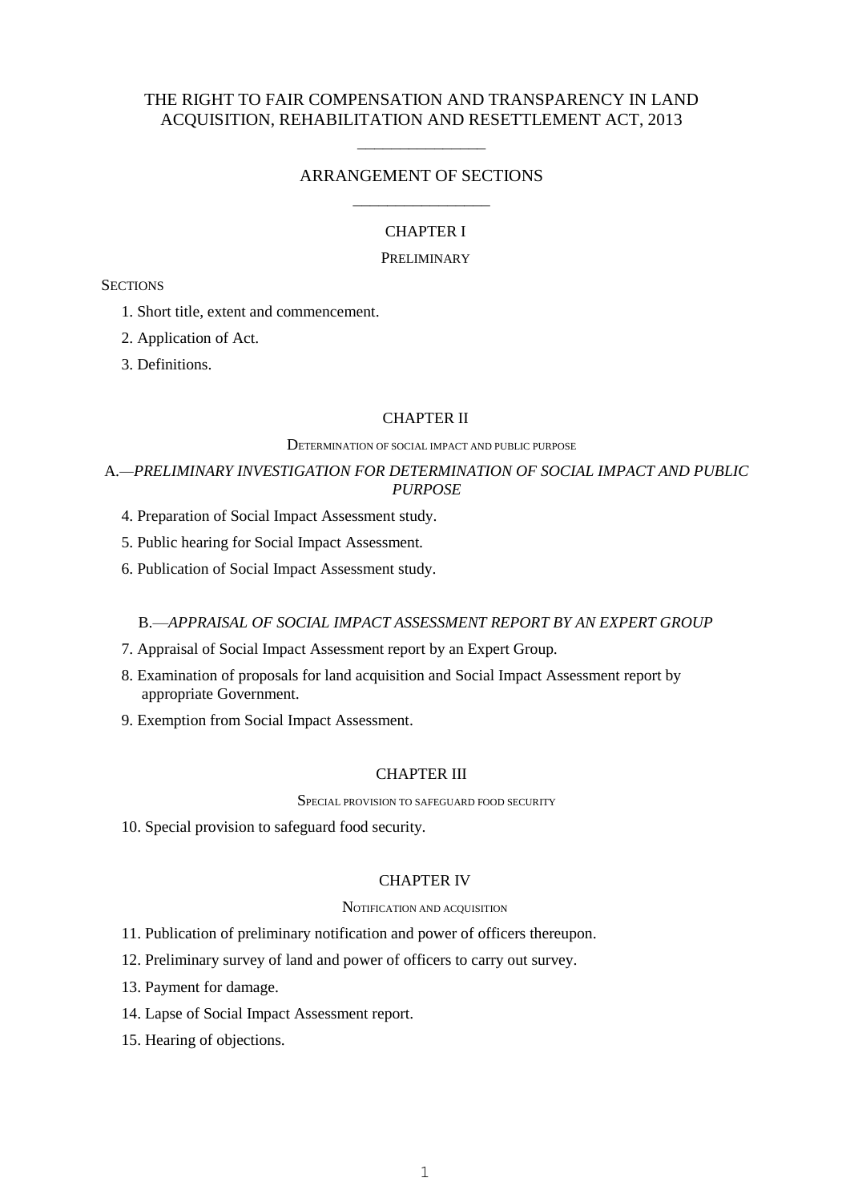# THE RIGHT TO FAIR COMPENSATION AND TRANSPARENCY IN LAND ACQUISITION, REHABILITATION AND RESETTLEMENT ACT, 2013

## ARRANGEMENT OF SECTIONS

### CHAPTER I

PRELIMINARY

SECTIONS

1. Short title, extent and commencement.
2. Application of Act.
3. Definitions.

### CHAPTER II

DETERMINATION OF SOCIAL IMPACT AND PUBLIC PURPOSE

A.—*PRELIMINARY INVESTIGATION FOR DETERMINATION OF SOCIAL IMPACT AND PUBLIC PURPOSE*

4. Preparation of Social Impact Assessment study.
5. Public hearing for Social Impact Assessment.
6. Publication of Social Impact Assessment study.

B.—*APPRAISAL OF SOCIAL IMPACT ASSESSMENT REPORT BY AN EXPERT GROUP*

7. Appraisal of Social Impact Assessment report by an Expert Group.
8. Examination of proposals for land acquisition and Social Impact Assessment report by appropriate Government.
9. Exemption from Social Impact Assessment.

### CHAPTER III

SPECIAL PROVISION TO SAFEGUARD FOOD SECURITY

10. Special provision to safeguard food security.

### CHAPTER IV

NOTIFICATION AND ACQUISITION

11. Publication of preliminary notification and power of officers thereupon.
12. Preliminary survey of land and power of officers to carry out survey.
13. Payment for damage.
14. Lapse of Social Impact Assessment report.
15. Hearing of objections.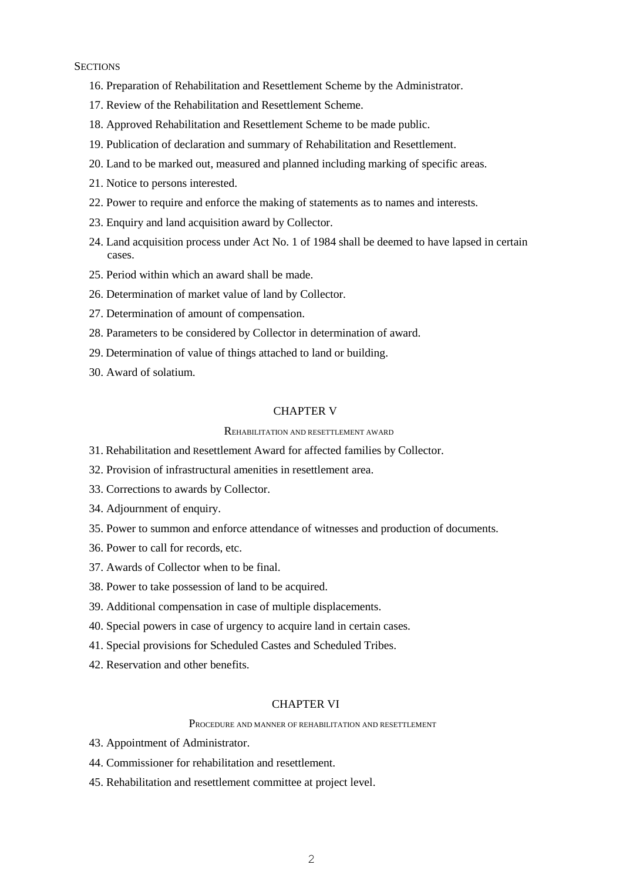SECTIONS

16. Preparation of Rehabilitation and Resettlement Scheme by the Administrator.

17. Review of the Rehabilitation and Resettlement Scheme.

18. Approved Rehabilitation and Resettlement Scheme to be made public.

19. Publication of declaration and summary of Rehabilitation and Resettlement.

20. Land to be marked out, measured and planned including marking of specific areas.

21. Notice to persons interested.

22. Power to require and enforce the making of statements as to names and interests.

23. Enquiry and land acquisition award by Collector.

24. Land acquisition process under Act No. 1 of 1984 shall be deemed to have lapsed in certain cases.

25. Period within which an award shall be made.

26. Determination of market value of land by Collector.

27. Determination of amount of compensation.

28. Parameters to be considered by Collector in determination of award.

29. Determination of value of things attached to land or building.

30. Award of solatium.

## CHAPTER V

### REHABILITATION AND RESETTLEMENT AWARD

31. Rehabilitation and Resettlement Award for affected families by Collector.

32. Provision of infrastructural amenities in resettlement area.

33. Corrections to awards by Collector.

34. Adjournment of enquiry.

35. Power to summon and enforce attendance of witnesses and production of documents.

36. Power to call for records, etc.

37. Awards of Collector when to be final.

38. Power to take possession of land to be acquired.

39. Additional compensation in case of multiple displacements.

40. Special powers in case of urgency to acquire land in certain cases.

41. Special provisions for Scheduled Castes and Scheduled Tribes.

42. Reservation and other benefits.

## CHAPTER VI

### PROCEDURE AND MANNER OF REHABILITATION AND RESETTLEMENT

43. Appointment of Administrator.

44. Commissioner for rehabilitation and resettlement.

45. Rehabilitation and resettlement committee at project level.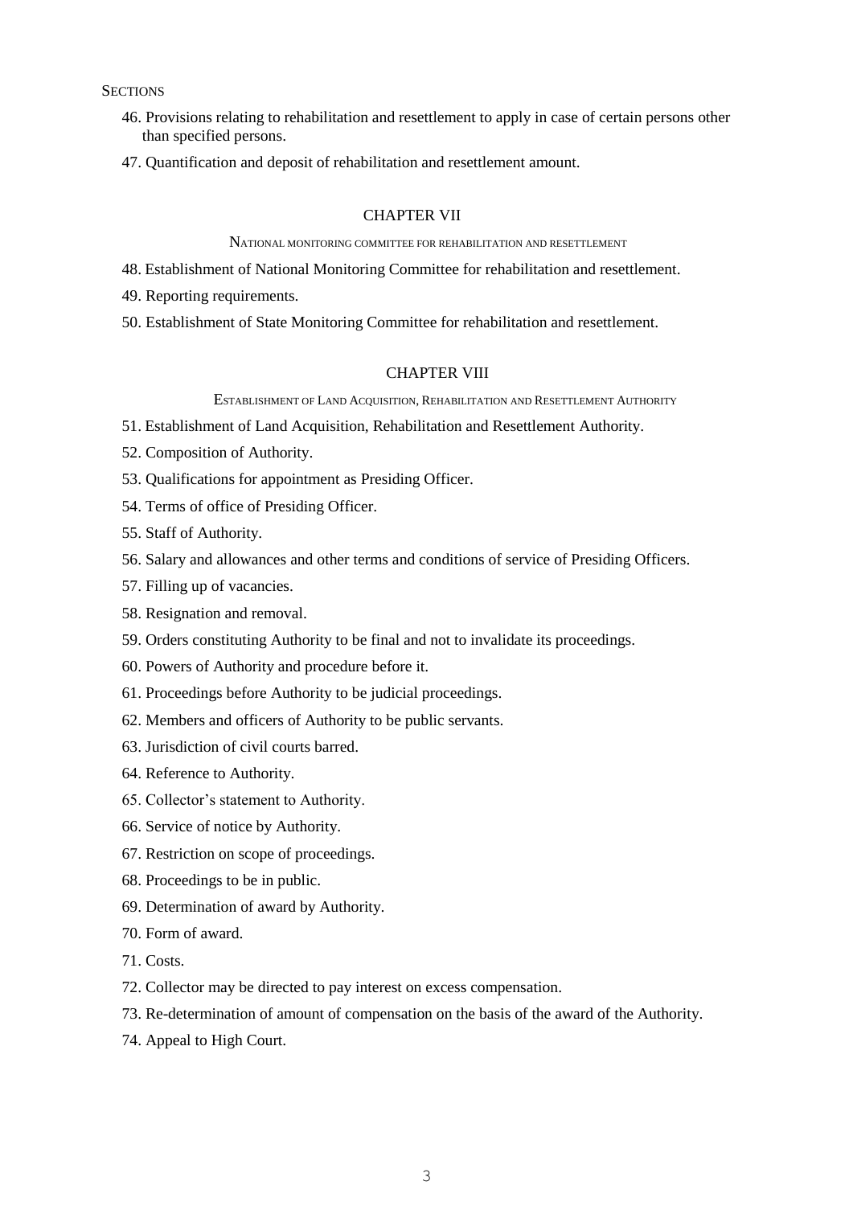SECTIONS

46. Provisions relating to rehabilitation and resettlement to apply in case of certain persons other than specified persons.

47. Quantification and deposit of rehabilitation and resettlement amount.

## CHAPTER VII

NATIONAL MONITORING COMMITTEE FOR REHABILITATION AND RESETTLEMENT

48. Establishment of National Monitoring Committee for rehabilitation and resettlement.

49. Reporting requirements.

50. Establishment of State Monitoring Committee for rehabilitation and resettlement.

## CHAPTER VIII

ESTABLISHMENT OF LAND ACQUISITION, REHABILITATION AND RESETTLEMENT AUTHORITY

51. Establishment of Land Acquisition, Rehabilitation and Resettlement Authority.

52. Composition of Authority.

53. Qualifications for appointment as Presiding Officer.

54. Terms of office of Presiding Officer.

55. Staff of Authority.

56. Salary and allowances and other terms and conditions of service of Presiding Officers.

57. Filling up of vacancies.

58. Resignation and removal.

59. Orders constituting Authority to be final and not to invalidate its proceedings.

60. Powers of Authority and procedure before it.

61. Proceedings before Authority to be judicial proceedings.

62. Members and officers of Authority to be public servants.

63. Jurisdiction of civil courts barred.

64. Reference to Authority.

65. Collector's statement to Authority.

66. Service of notice by Authority.

67. Restriction on scope of proceedings.

68. Proceedings to be in public.

69. Determination of award by Authority.

70. Form of award.

71. Costs.

72. Collector may be directed to pay interest on excess compensation.

73. Re-determination of amount of compensation on the basis of the award of the Authority.

74. Appeal to High Court.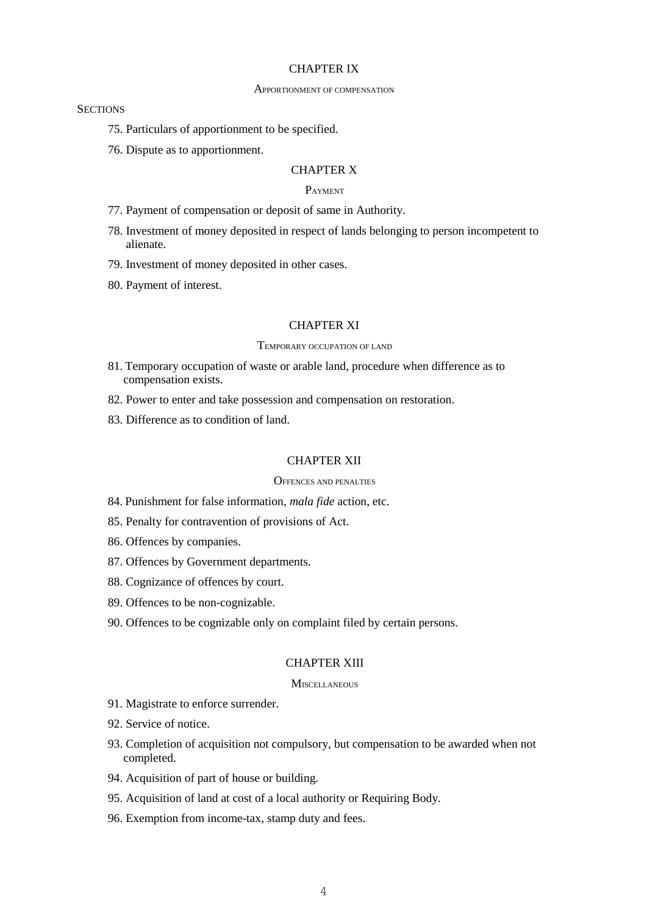## CHAPTER IX

APPORTIONMENT OF COMPENSATION

SECTIONS

75. Particulars of apportionment to be specified.

76. Dispute as to apportionment.

## CHAPTER X

PAYMENT

77. Payment of compensation or deposit of same in Authority.

78. Investment of money deposited in respect of lands belonging to person incompetent to alienate.

79. Investment of money deposited in other cases.

80. Payment of interest.

## CHAPTER XI

TEMPORARY OCCUPATION OF LAND

81. Temporary occupation of waste or arable land, procedure when difference as to compensation exists.

82. Power to enter and take possession and compensation on restoration.

83. Difference as to condition of land.

## CHAPTER XII

OFFENCES AND PENALTIES

84. Punishment for false information, *mala fide* action, etc.

85. Penalty for contravention of provisions of Act.

86. Offences by companies.

87. Offences by Government departments.

88. Cognizance of offences by court.

89. Offences to be non-cognizable.

90. Offences to be cognizable only on complaint filed by certain persons.

## CHAPTER XIII

MISCELLANEOUS

91. Magistrate to enforce surrender.

92. Service of notice.

93. Completion of acquisition not compulsory, but compensation to be awarded when not completed.

94. Acquisition of part of house or building.

95. Acquisition of land at cost of a local authority or Requiring Body.

96. Exemption from income-tax, stamp duty and fees.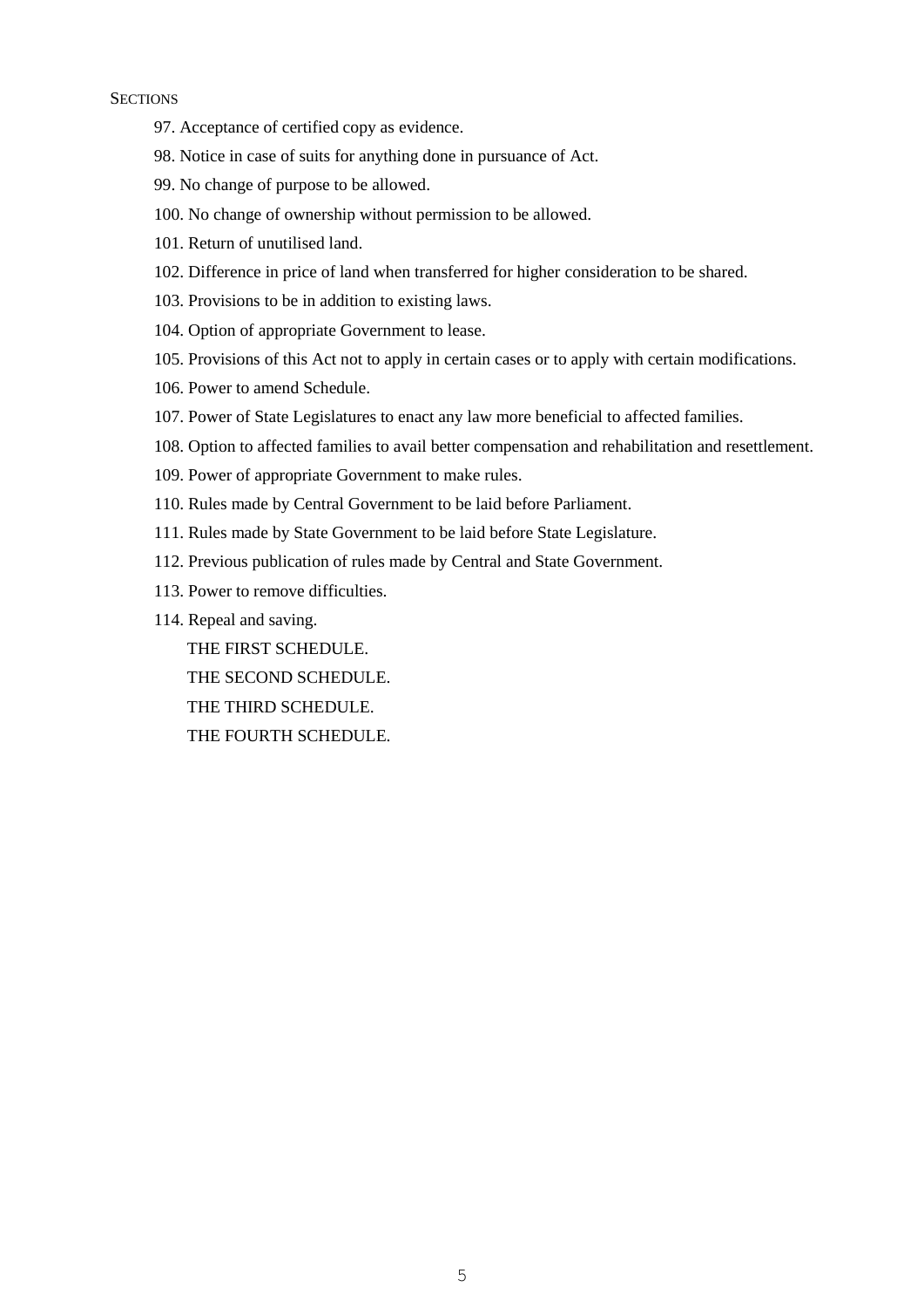SECTIONS

97. Acceptance of certified copy as evidence.

98. Notice in case of suits for anything done in pursuance of Act.

99. No change of purpose to be allowed.

100. No change of ownership without permission to be allowed.

101. Return of unutilised land.

102. Difference in price of land when transferred for higher consideration to be shared.

103. Provisions to be in addition to existing laws.

104. Option of appropriate Government to lease.

105. Provisions of this Act not to apply in certain cases or to apply with certain modifications.

106. Power to amend Schedule.

107. Power of State Legislatures to enact any law more beneficial to affected families.

108. Option to affected families to avail better compensation and rehabilitation and resettlement.

109. Power of appropriate Government to make rules.

110. Rules made by Central Government to be laid before Parliament.

111. Rules made by State Government to be laid before State Legislature.

112. Previous publication of rules made by Central and State Government.

113. Power to remove difficulties.

114. Repeal and saving.

THE FIRST SCHEDULE.

THE SECOND SCHEDULE.

THE THIRD SCHEDULE.

THE FOURTH SCHEDULE.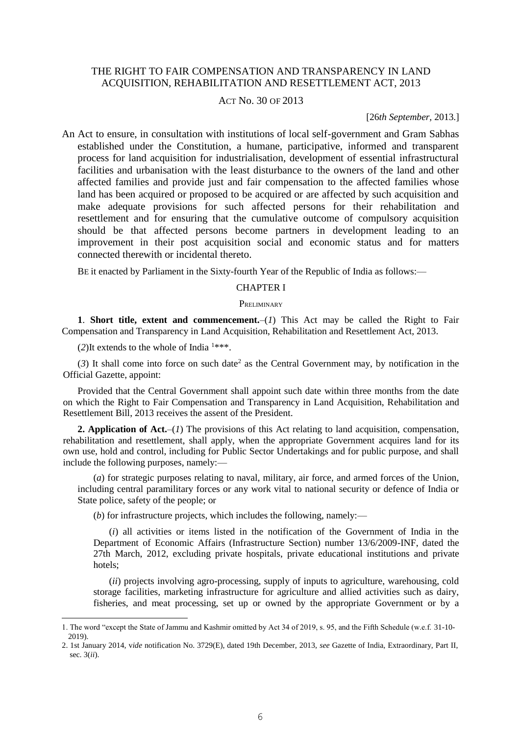# THE RIGHT TO FAIR COMPENSATION AND TRANSPARENCY IN LAND ACQUISITION, REHABILITATION AND RESETTLEMENT ACT, 2013

ACT NO. 30 OF 2013

[26*th September*, 2013.]

An Act to ensure, in consultation with institutions of local self-government and Gram Sabhas established under the Constitution, a humane, participative, informed and transparent process for land acquisition for industrialisation, development of essential infrastructural facilities and urbanisation with the least disturbance to the owners of the land and other affected families and provide just and fair compensation to the affected families whose land has been acquired or proposed to be acquired or are affected by such acquisition and make adequate provisions for such affected persons for their rehabilitation and resettlement and for ensuring that the cumulative outcome of compulsory acquisition should be that affected persons become partners in development leading to an improvement in their post acquisition social and economic status and for matters connected therewith or incidental thereto.

BE it enacted by Parliament in the Sixty-fourth Year of the Republic of India as follows:—

## CHAPTER I

### PRELIMINARY

**1**. **Short title, extent and commencement.**–(*1*) This Act may be called the Right to Fair Compensation and Transparency in Land Acquisition, Rehabilitation and Resettlement Act, 2013.

(*2*)It extends to the whole of India [1]***.

(*3*) It shall come into force on such date[2] as the Central Government may, by notification in the Official Gazette, appoint:

Provided that the Central Government shall appoint such date within three months from the date on which the Right to Fair Compensation and Transparency in Land Acquisition, Rehabilitation and Resettlement Bill, 2013 receives the assent of the President.

**2. Application of Act.**–(*1*) The provisions of this Act relating to land acquisition, compensation, rehabilitation and resettlement, shall apply, when the appropriate Government acquires land for its own use, hold and control, including for Public Sector Undertakings and for public purpose, and shall include the following purposes, namely:—

(*a*) for strategic purposes relating to naval, military, air force, and armed forces of the Union, including central paramilitary forces or any work vital to national security or defence of India or State police, safety of the people; or

(*b*) for infrastructure projects, which includes the following, namely:—

(*i*) all activities or items listed in the notification of the Government of India in the Department of Economic Affairs (Infrastructure Section) number 13/6/2009-INF, dated the 27th March, 2012, excluding private hospitals, private educational institutions and private hotels;

(*ii*) projects involving agro-processing, supply of inputs to agriculture, warehousing, cold storage facilities, marketing infrastructure for agriculture and allied activities such as dairy, fisheries, and meat processing, set up or owned by the appropriate Government or by a

---

1. The word "except the State of Jammu and Kashmir omitted by Act 34 of 2019, s. 95, and the Fifth Schedule (w.e.f. 31-10-2019).

2. 1st January 2014, *vide* notification No. 3729(E), dated 19th December, 2013, *see* Gazette of India, Extraordinary, Part II, sec. 3(*ii*).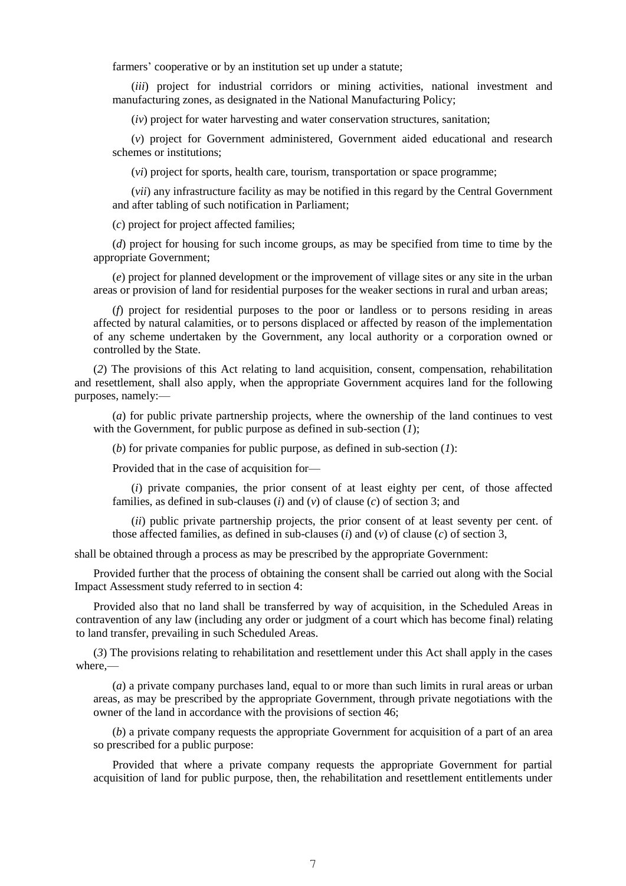farmers' cooperative or by an institution set up under a statute;

(*iii*) project for industrial corridors or mining activities, national investment and manufacturing zones, as designated in the National Manufacturing Policy;

(*iv*) project for water harvesting and water conservation structures, sanitation;

(*v*) project for Government administered, Government aided educational and research schemes or institutions;

(*vi*) project for sports, health care, tourism, transportation or space programme;

(*vii*) any infrastructure facility as may be notified in this regard by the Central Government and after tabling of such notification in Parliament;

(*c*) project for project affected families;

(*d*) project for housing for such income groups, as may be specified from time to time by the appropriate Government;

(*e*) project for planned development or the improvement of village sites or any site in the urban areas or provision of land for residential purposes for the weaker sections in rural and urban areas;

(*f*) project for residential purposes to the poor or landless or to persons residing in areas affected by natural calamities, or to persons displaced or affected by reason of the implementation of any scheme undertaken by the Government, any local authority or a corporation owned or controlled by the State.

(*2*) The provisions of this Act relating to land acquisition, consent, compensation, rehabilitation and resettlement, shall also apply, when the appropriate Government acquires land for the following purposes, namely:—

(*a*) for public private partnership projects, where the ownership of the land continues to vest with the Government, for public purpose as defined in sub-section (*1*);

(*b*) for private companies for public purpose, as defined in sub-section (*1*):

Provided that in the case of acquisition for—

(*i*) private companies, the prior consent of at least eighty per cent, of those affected families, as defined in sub-clauses (*i*) and (*v*) of clause (*c*) of section 3; and

(*ii*) public private partnership projects, the prior consent of at least seventy per cent. of those affected families, as defined in sub-clauses (*i*) and (*v*) of clause (*c*) of section 3,

shall be obtained through a process as may be prescribed by the appropriate Government:

Provided further that the process of obtaining the consent shall be carried out along with the Social Impact Assessment study referred to in section 4:

Provided also that no land shall be transferred by way of acquisition, in the Scheduled Areas in contravention of any law (including any order or judgment of a court which has become final) relating to land transfer, prevailing in such Scheduled Areas.

(*3*) The provisions relating to rehabilitation and resettlement under this Act shall apply in the cases where,—

(*a*) a private company purchases land, equal to or more than such limits in rural areas or urban areas, as may be prescribed by the appropriate Government, through private negotiations with the owner of the land in accordance with the provisions of section 46;

(*b*) a private company requests the appropriate Government for acquisition of a part of an area so prescribed for a public purpose:

Provided that where a private company requests the appropriate Government for partial acquisition of land for public purpose, then, the rehabilitation and resettlement entitlements under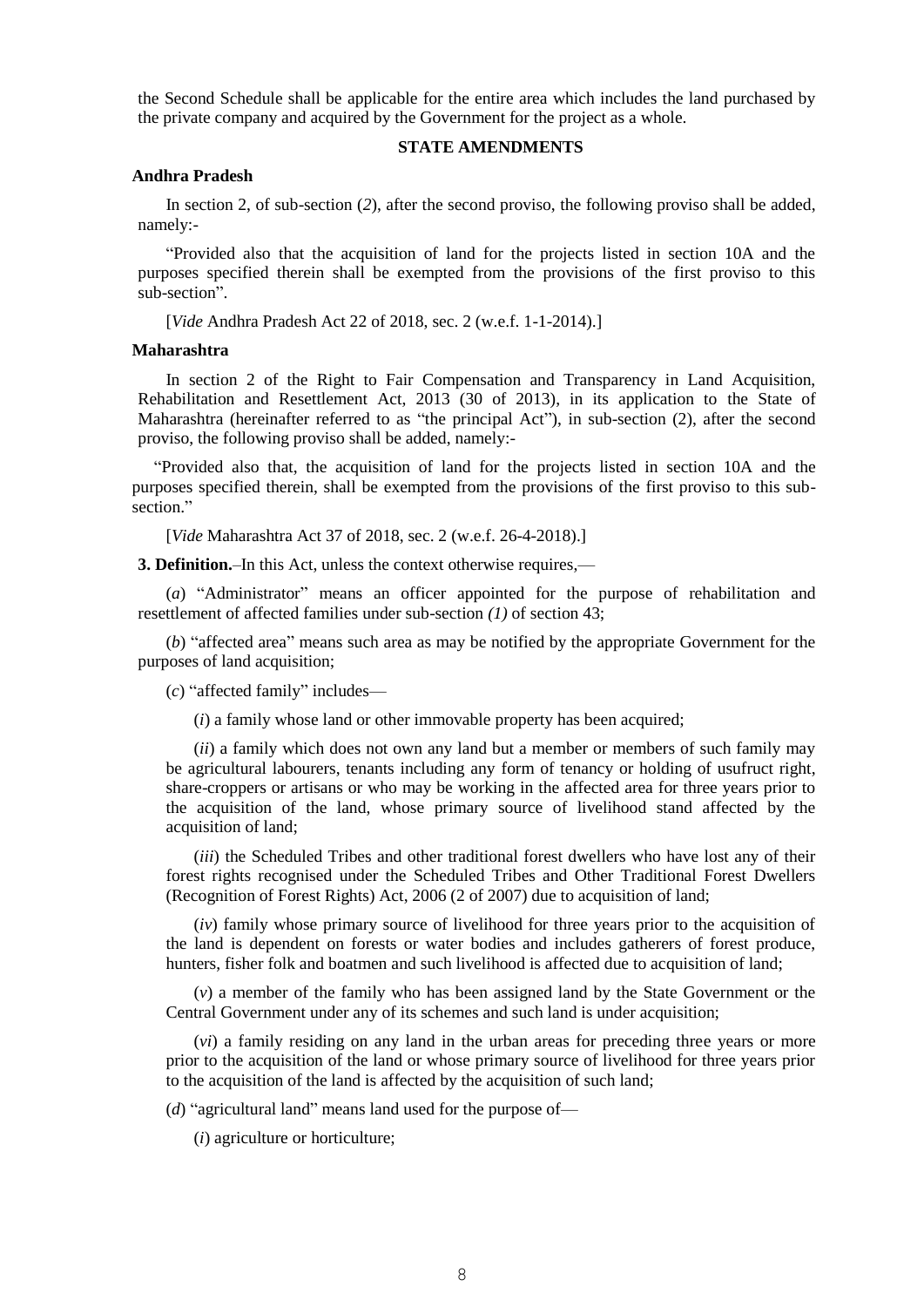the Second Schedule shall be applicable for the entire area which includes the land purchased by the private company and acquired by the Government for the project as a whole.

## STATE AMENDMENTS

**Andhra Pradesh**

In section 2, of sub-section (*2*), after the second proviso, the following proviso shall be added, namely:-

"Provided also that the acquisition of land for the projects listed in section 10A and the purposes specified therein shall be exempted from the provisions of the first proviso to this sub-section".

[*Vide* Andhra Pradesh Act 22 of 2018, sec. 2 (w.e.f. 1-1-2014).]

**Maharashtra**

In section 2 of the Right to Fair Compensation and Transparency in Land Acquisition, Rehabilitation and Resettlement Act, 2013 (30 of 2013), in its application to the State of Maharashtra (hereinafter referred to as "the principal Act"), in sub-section (2), after the second proviso, the following proviso shall be added, namely:-

"Provided also that, the acquisition of land for the projects listed in section 10A and the purposes specified therein, shall be exempted from the provisions of the first proviso to this sub-section."

[*Vide* Maharashtra Act 37 of 2018, sec. 2 (w.e.f. 26-4-2018).]

**3. Definition.**–In this Act, unless the context otherwise requires,—

(*a*) "Administrator" means an officer appointed for the purpose of rehabilitation and resettlement of affected families under sub-section *(1)* of section 43;

(*b*) "affected area" means such area as may be notified by the appropriate Government for the purposes of land acquisition;

(*c*) "affected family" includes—

(*i*) a family whose land or other immovable property has been acquired;

(*ii*) a family which does not own any land but a member or members of such family may be agricultural labourers, tenants including any form of tenancy or holding of usufruct right, share-croppers or artisans or who may be working in the affected area for three years prior to the acquisition of the land, whose primary source of livelihood stand affected by the acquisition of land;

(*iii*) the Scheduled Tribes and other traditional forest dwellers who have lost any of their forest rights recognised under the Scheduled Tribes and Other Traditional Forest Dwellers (Recognition of Forest Rights) Act, 2006 (2 of 2007) due to acquisition of land;

(*iv*) family whose primary source of livelihood for three years prior to the acquisition of the land is dependent on forests or water bodies and includes gatherers of forest produce, hunters, fisher folk and boatmen and such livelihood is affected due to acquisition of land;

(*v*) a member of the family who has been assigned land by the State Government or the Central Government under any of its schemes and such land is under acquisition;

(*vi*) a family residing on any land in the urban areas for preceding three years or more prior to the acquisition of the land or whose primary source of livelihood for three years prior to the acquisition of the land is affected by the acquisition of such land;

(*d*) "agricultural land" means land used for the purpose of—

(*i*) agriculture or horticulture;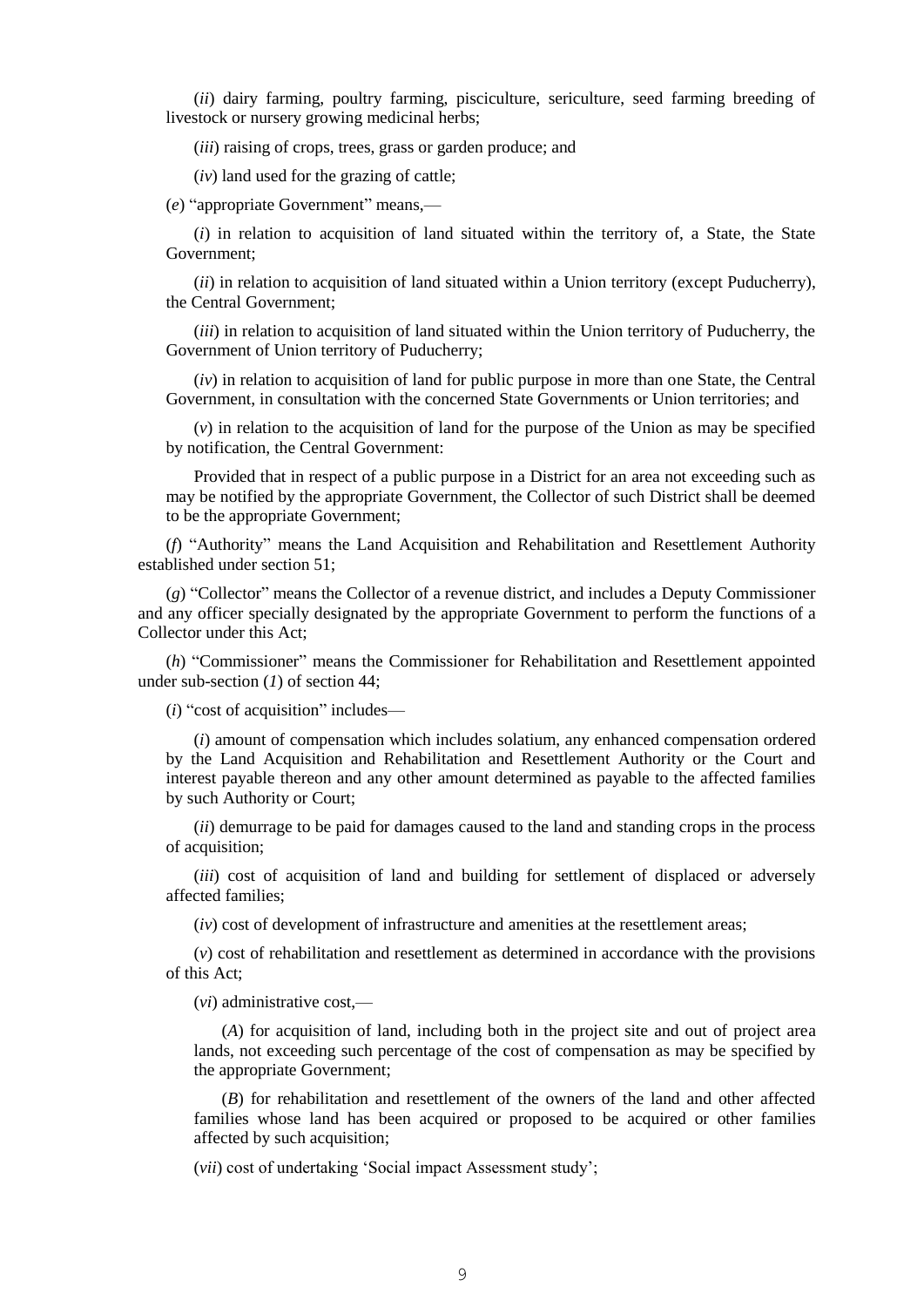(*ii*) dairy farming, poultry farming, pisciculture, sericulture, seed farming breeding of livestock or nursery growing medicinal herbs;

(*iii*) raising of crops, trees, grass or garden produce; and

(*iv*) land used for the grazing of cattle;

(*e*) "appropriate Government" means,—

(*i*) in relation to acquisition of land situated within the territory of, a State, the State Government;

(*ii*) in relation to acquisition of land situated within a Union territory (except Puducherry), the Central Government;

(*iii*) in relation to acquisition of land situated within the Union territory of Puducherry, the Government of Union territory of Puducherry;

(*iv*) in relation to acquisition of land for public purpose in more than one State, the Central Government, in consultation with the concerned State Governments or Union territories; and

(*v*) in relation to the acquisition of land for the purpose of the Union as may be specified by notification, the Central Government:

Provided that in respect of a public purpose in a District for an area not exceeding such as may be notified by the appropriate Government, the Collector of such District shall be deemed to be the appropriate Government;

(*f*) "Authority" means the Land Acquisition and Rehabilitation and Resettlement Authority established under section 51;

(*g*) "Collector" means the Collector of a revenue district, and includes a Deputy Commissioner and any officer specially designated by the appropriate Government to perform the functions of a Collector under this Act;

(*h*) "Commissioner" means the Commissioner for Rehabilitation and Resettlement appointed under sub-section (*1*) of section 44;

(*i*) "cost of acquisition" includes—

(*i*) amount of compensation which includes solatium, any enhanced compensation ordered by the Land Acquisition and Rehabilitation and Resettlement Authority or the Court and interest payable thereon and any other amount determined as payable to the affected families by such Authority or Court;

(*ii*) demurrage to be paid for damages caused to the land and standing crops in the process of acquisition;

(*iii*) cost of acquisition of land and building for settlement of displaced or adversely affected families;

(*iv*) cost of development of infrastructure and amenities at the resettlement areas;

(*v*) cost of rehabilitation and resettlement as determined in accordance with the provisions of this Act;

(*vi*) administrative cost,—

(*A*) for acquisition of land, including both in the project site and out of project area lands, not exceeding such percentage of the cost of compensation as may be specified by the appropriate Government;

(*B*) for rehabilitation and resettlement of the owners of the land and other affected families whose land has been acquired or proposed to be acquired or other families affected by such acquisition;

(*vii*) cost of undertaking 'Social impact Assessment study';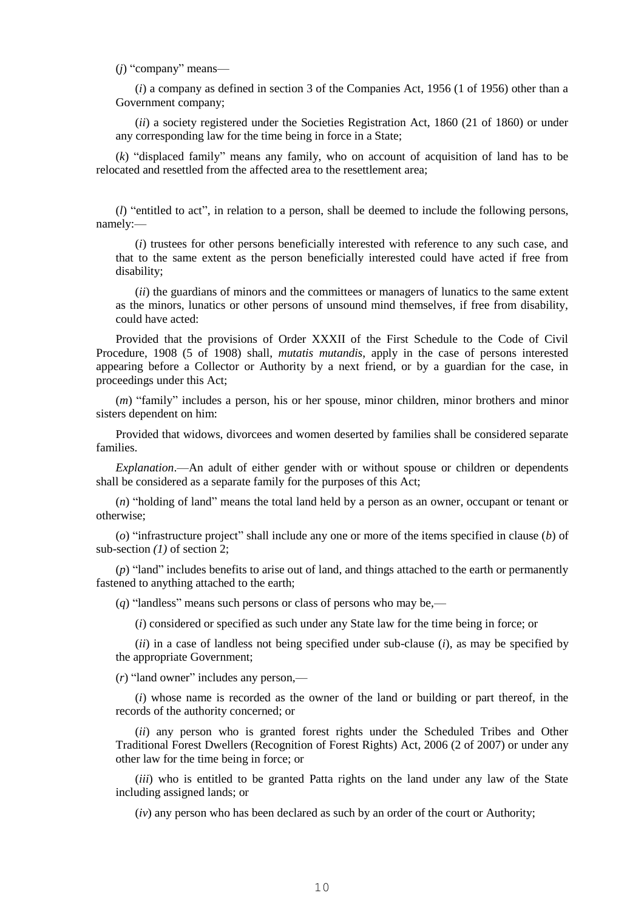(*j*) "company" means—

(*i*) a company as defined in section 3 of the Companies Act, 1956 (1 of 1956) other than a Government company;

(*ii*) a society registered under the Societies Registration Act, 1860 (21 of 1860) or under any corresponding law for the time being in force in a State;

(*k*) "displaced family" means any family, who on account of acquisition of land has to be relocated and resettled from the affected area to the resettlement area;

(*l*) "entitled to act", in relation to a person, shall be deemed to include the following persons, namely:—

(*i*) trustees for other persons beneficially interested with reference to any such case, and that to the same extent as the person beneficially interested could have acted if free from disability;

(*ii*) the guardians of minors and the committees or managers of lunatics to the same extent as the minors, lunatics or other persons of unsound mind themselves, if free from disability, could have acted:

Provided that the provisions of Order XXXII of the First Schedule to the Code of Civil Procedure, 1908 (5 of 1908) shall, *mutatis mutandis*, apply in the case of persons interested appearing before a Collector or Authority by a next friend, or by a guardian for the case, in proceedings under this Act;

(*m*) "family" includes a person, his or her spouse, minor children, minor brothers and minor sisters dependent on him:

Provided that widows, divorcees and women deserted by families shall be considered separate families.

*Explanation*.—An adult of either gender with or without spouse or children or dependents shall be considered as a separate family for the purposes of this Act;

(*n*) "holding of land" means the total land held by a person as an owner, occupant or tenant or otherwise;

(*o*) "infrastructure project" shall include any one or more of the items specified in clause (*b*) of sub-section *(1)* of section 2;

(*p*) "land" includes benefits to arise out of land, and things attached to the earth or permanently fastened to anything attached to the earth;

(*q*) "landless" means such persons or class of persons who may be,—

(*i*) considered or specified as such under any State law for the time being in force; or

(*ii*) in a case of landless not being specified under sub-clause (*i*), as may be specified by the appropriate Government;

(*r*) "land owner" includes any person,—

(*i*) whose name is recorded as the owner of the land or building or part thereof, in the records of the authority concerned; or

(*ii*) any person who is granted forest rights under the Scheduled Tribes and Other Traditional Forest Dwellers (Recognition of Forest Rights) Act, 2006 (2 of 2007) or under any other law for the time being in force; or

(*iii*) who is entitled to be granted Patta rights on the land under any law of the State including assigned lands; or

(*iv*) any person who has been declared as such by an order of the court or Authority;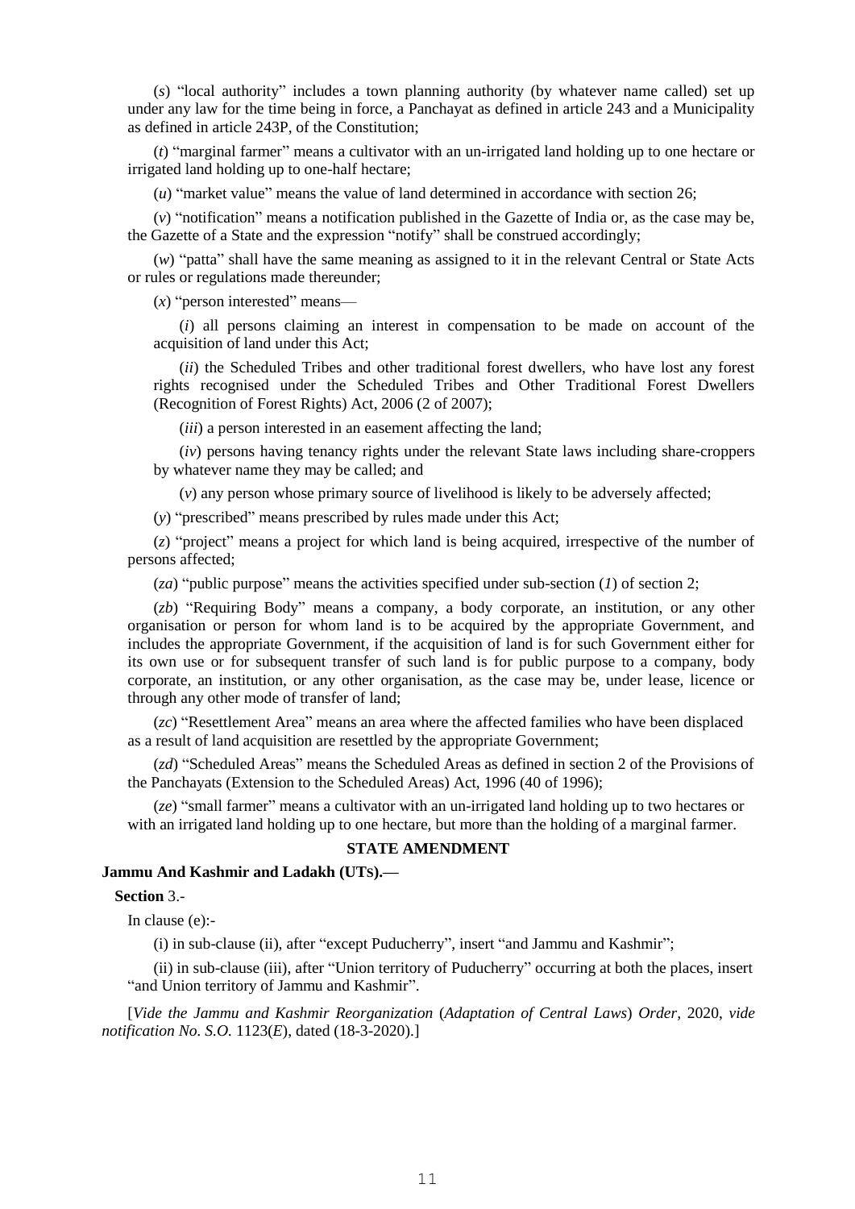(*s*) "local authority" includes a town planning authority (by whatever name called) set up under any law for the time being in force, a Panchayat as defined in article 243 and a Municipality as defined in article 243P, of the Constitution;

(*t*) "marginal farmer" means a cultivator with an un-irrigated land holding up to one hectare or irrigated land holding up to one-half hectare;

(*u*) "market value" means the value of land determined in accordance with section 26;

(*v*) "notification" means a notification published in the Gazette of India or, as the case may be, the Gazette of a State and the expression "notify" shall be construed accordingly;

(*w*) "patta" shall have the same meaning as assigned to it in the relevant Central or State Acts or rules or regulations made thereunder;

(*x*) "person interested" means—

(*i*) all persons claiming an interest in compensation to be made on account of the acquisition of land under this Act;

(*ii*) the Scheduled Tribes and other traditional forest dwellers, who have lost any forest rights recognised under the Scheduled Tribes and Other Traditional Forest Dwellers (Recognition of Forest Rights) Act, 2006 (2 of 2007);

(*iii*) a person interested in an easement affecting the land;

(*iv*) persons having tenancy rights under the relevant State laws including share-croppers by whatever name they may be called; and

(*v*) any person whose primary source of livelihood is likely to be adversely affected;

(*y*) "prescribed" means prescribed by rules made under this Act;

(*z*) "project" means a project for which land is being acquired, irrespective of the number of persons affected;

(*za*) "public purpose" means the activities specified under sub-section (*1*) of section 2;

(*zb*) "Requiring Body" means a company, a body corporate, an institution, or any other organisation or person for whom land is to be acquired by the appropriate Government, and includes the appropriate Government, if the acquisition of land is for such Government either for its own use or for subsequent transfer of such land is for public purpose to a company, body corporate, an institution, or any other organisation, as the case may be, under lease, licence or through any other mode of transfer of land;

(*zc*) "Resettlement Area" means an area where the affected families who have been displaced as a result of land acquisition are resettled by the appropriate Government;

(*zd*) "Scheduled Areas" means the Scheduled Areas as defined in section 2 of the Provisions of the Panchayats (Extension to the Scheduled Areas) Act, 1996 (40 of 1996);

(*ze*) "small farmer" means a cultivator with an un-irrigated land holding up to two hectares or with an irrigated land holding up to one hectare, but more than the holding of a marginal farmer.

**STATE AMENDMENT**

**Jammu And Kashmir and Ladakh (UTs).—**

**Section** 3.-

In clause (e):-

(i) in sub-clause (ii), after "except Puducherry", insert "and Jammu and Kashmir";

(ii) in sub-clause (iii), after "Union territory of Puducherry" occurring at both the places, insert "and Union territory of Jammu and Kashmir".

[*Vide the Jammu and Kashmir Reorganization* (*Adaptation of Central Laws*) *Order*, 2020, *vide notification No. S.O.* 1123(*E*), dated (18-3-2020).]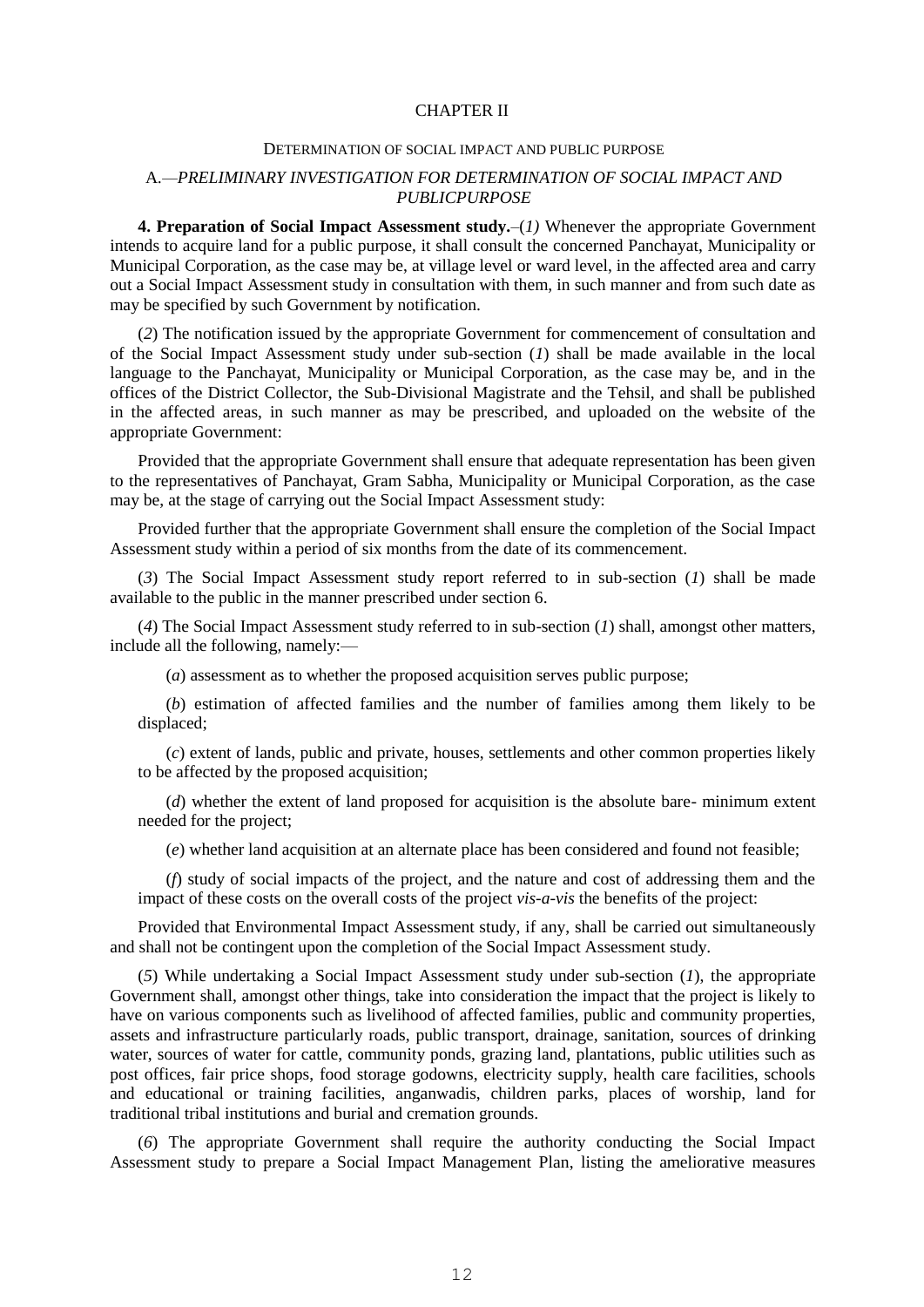## CHAPTER II

### DETERMINATION OF SOCIAL IMPACT AND PUBLIC PURPOSE

### A.—*PRELIMINARY INVESTIGATION FOR DETERMINATION OF SOCIAL IMPACT AND PUBLICPURPOSE*

**4. Preparation of Social Impact Assessment study.**–(*1*) Whenever the appropriate Government intends to acquire land for a public purpose, it shall consult the concerned Panchayat, Municipality or Municipal Corporation, as the case may be, at village level or ward level, in the affected area and carry out a Social Impact Assessment study in consultation with them, in such manner and from such date as may be specified by such Government by notification.

(*2*) The notification issued by the appropriate Government for commencement of consultation and of the Social Impact Assessment study under sub-section (*1*) shall be made available in the local language to the Panchayat, Municipality or Municipal Corporation, as the case may be, and in the offices of the District Collector, the Sub-Divisional Magistrate and the Tehsil, and shall be published in the affected areas, in such manner as may be prescribed, and uploaded on the website of the appropriate Government:

Provided that the appropriate Government shall ensure that adequate representation has been given to the representatives of Panchayat, Gram Sabha, Municipality or Municipal Corporation, as the case may be, at the stage of carrying out the Social Impact Assessment study:

Provided further that the appropriate Government shall ensure the completion of the Social Impact Assessment study within a period of six months from the date of its commencement.

(*3*) The Social Impact Assessment study report referred to in sub-section (*1*) shall be made available to the public in the manner prescribed under section 6.

(*4*) The Social Impact Assessment study referred to in sub-section (*1*) shall, amongst other matters, include all the following, namely:—

(*a*) assessment as to whether the proposed acquisition serves public purpose;

(*b*) estimation of affected families and the number of families among them likely to be displaced;

(*c*) extent of lands, public and private, houses, settlements and other common properties likely to be affected by the proposed acquisition;

(*d*) whether the extent of land proposed for acquisition is the absolute bare- minimum extent needed for the project;

(*e*) whether land acquisition at an alternate place has been considered and found not feasible;

(*f*) study of social impacts of the project, and the nature and cost of addressing them and the impact of these costs on the overall costs of the project *vis-a-vis* the benefits of the project:

Provided that Environmental Impact Assessment study, if any, shall be carried out simultaneously and shall not be contingent upon the completion of the Social Impact Assessment study.

(*5*) While undertaking a Social Impact Assessment study under sub-section (*1*), the appropriate Government shall, amongst other things, take into consideration the impact that the project is likely to have on various components such as livelihood of affected families, public and community properties, assets and infrastructure particularly roads, public transport, drainage, sanitation, sources of drinking water, sources of water for cattle, community ponds, grazing land, plantations, public utilities such as post offices, fair price shops, food storage godowns, electricity supply, health care facilities, schools and educational or training facilities, anganwadis, children parks, places of worship, land for traditional tribal institutions and burial and cremation grounds.

(*6*) The appropriate Government shall require the authority conducting the Social Impact Assessment study to prepare a Social Impact Management Plan, listing the ameliorative measures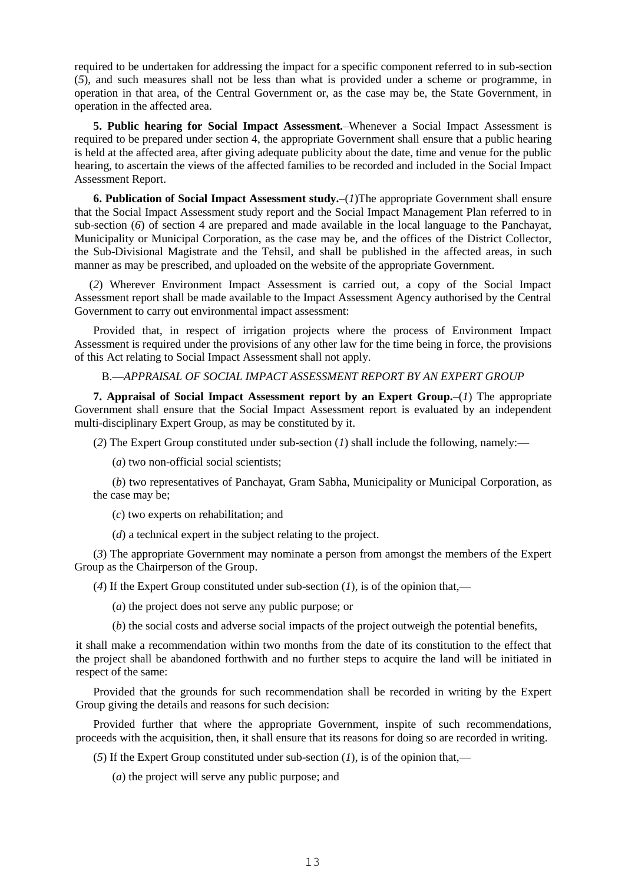required to be undertaken for addressing the impact for a specific component referred to in sub-section (*5*), and such measures shall not be less than what is provided under a scheme or programme, in operation in that area, of the Central Government or, as the case may be, the State Government, in operation in the affected area.

**5. Public hearing for Social Impact Assessment.**–Whenever a Social Impact Assessment is required to be prepared under section 4, the appropriate Government shall ensure that a public hearing is held at the affected area, after giving adequate publicity about the date, time and venue for the public hearing, to ascertain the views of the affected families to be recorded and included in the Social Impact Assessment Report.

**6. Publication of Social Impact Assessment study.**–(*1*)The appropriate Government shall ensure that the Social Impact Assessment study report and the Social Impact Management Plan referred to in sub-section (*6*) of section 4 are prepared and made available in the local language to the Panchayat, Municipality or Municipal Corporation, as the case may be, and the offices of the District Collector, the Sub-Divisional Magistrate and the Tehsil, and shall be published in the affected areas, in such manner as may be prescribed, and uploaded on the website of the appropriate Government.

(*2*) Wherever Environment Impact Assessment is carried out, a copy of the Social Impact Assessment report shall be made available to the Impact Assessment Agency authorised by the Central Government to carry out environmental impact assessment:

Provided that, in respect of irrigation projects where the process of Environment Impact Assessment is required under the provisions of any other law for the time being in force, the provisions of this Act relating to Social Impact Assessment shall not apply.

B.—*APPRAISAL OF SOCIAL IMPACT ASSESSMENT REPORT BY AN EXPERT GROUP*

**7. Appraisal of Social Impact Assessment report by an Expert Group.**–(*1*) The appropriate Government shall ensure that the Social Impact Assessment report is evaluated by an independent multi-disciplinary Expert Group, as may be constituted by it.

(*2*) The Expert Group constituted under sub-section (*1*) shall include the following, namely:—

(*a*) two non-official social scientists;

(*b*) two representatives of Panchayat, Gram Sabha, Municipality or Municipal Corporation, as the case may be;

(*c*) two experts on rehabilitation; and

(*d*) a technical expert in the subject relating to the project.

(*3*) The appropriate Government may nominate a person from amongst the members of the Expert Group as the Chairperson of the Group.

(*4*) If the Expert Group constituted under sub-section (*1*), is of the opinion that,—

(*a*) the project does not serve any public purpose; or

(*b*) the social costs and adverse social impacts of the project outweigh the potential benefits,

it shall make a recommendation within two months from the date of its constitution to the effect that the project shall be abandoned forthwith and no further steps to acquire the land will be initiated in respect of the same:

Provided that the grounds for such recommendation shall be recorded in writing by the Expert Group giving the details and reasons for such decision:

Provided further that where the appropriate Government, inspite of such recommendations, proceeds with the acquisition, then, it shall ensure that its reasons for doing so are recorded in writing.

(*5*) If the Expert Group constituted under sub-section (*1*), is of the opinion that,—

(*a*) the project will serve any public purpose; and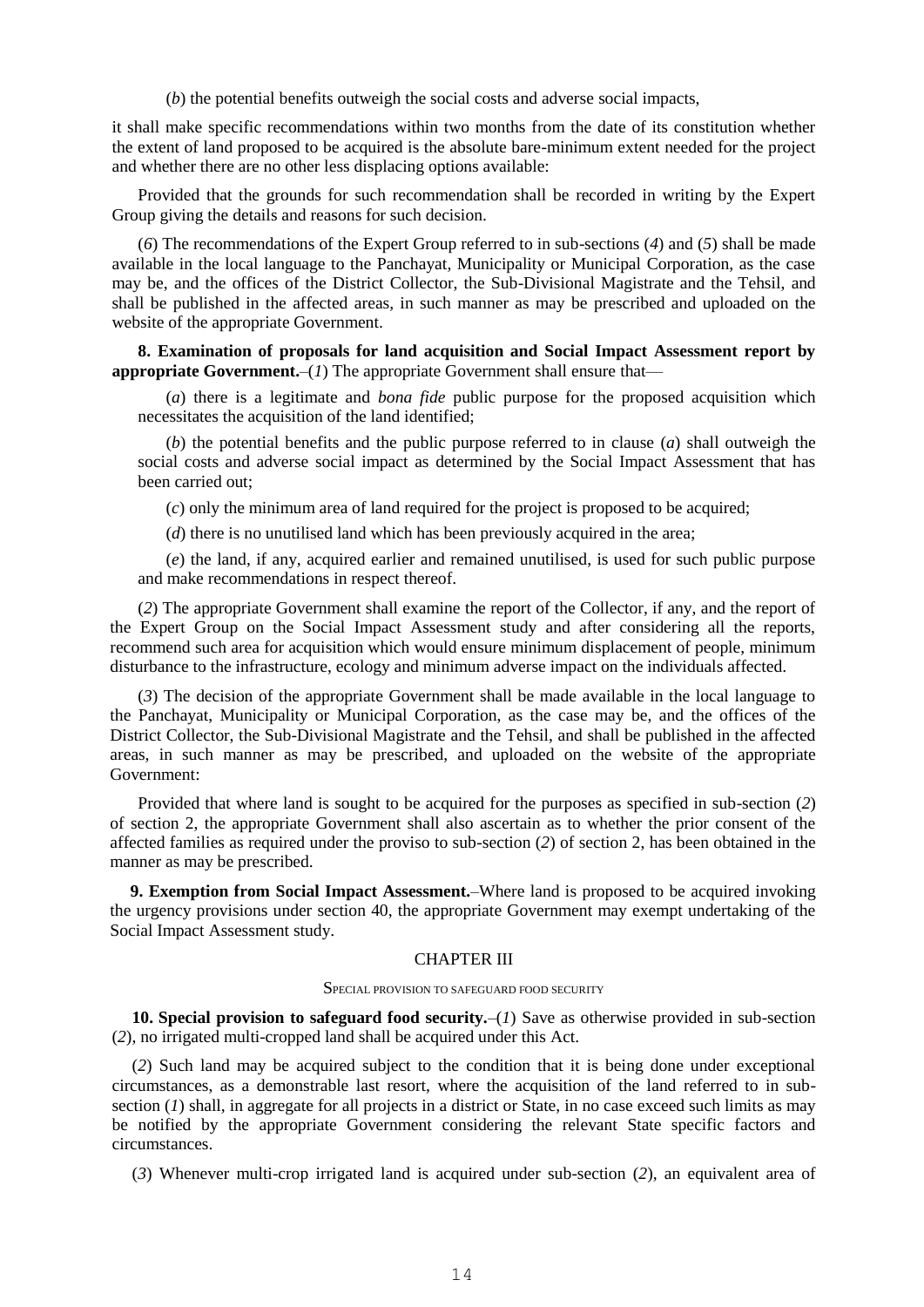(*b*) the potential benefits outweigh the social costs and adverse social impacts,

it shall make specific recommendations within two months from the date of its constitution whether the extent of land proposed to be acquired is the absolute bare-minimum extent needed for the project and whether there are no other less displacing options available:

Provided that the grounds for such recommendation shall be recorded in writing by the Expert Group giving the details and reasons for such decision.

(*6*) The recommendations of the Expert Group referred to in sub-sections (*4*) and (*5*) shall be made available in the local language to the Panchayat, Municipality or Municipal Corporation, as the case may be, and the offices of the District Collector, the Sub-Divisional Magistrate and the Tehsil, and shall be published in the affected areas, in such manner as may be prescribed and uploaded on the website of the appropriate Government.

**8. Examination of proposals for land acquisition and Social Impact Assessment report by appropriate Government.**–(*1*) The appropriate Government shall ensure that—

(*a*) there is a legitimate and *bona fide* public purpose for the proposed acquisition which necessitates the acquisition of the land identified;

(*b*) the potential benefits and the public purpose referred to in clause (*a*) shall outweigh the social costs and adverse social impact as determined by the Social Impact Assessment that has been carried out;

(*c*) only the minimum area of land required for the project is proposed to be acquired;

(*d*) there is no unutilised land which has been previously acquired in the area;

(*e*) the land, if any, acquired earlier and remained unutilised, is used for such public purpose and make recommendations in respect thereof.

(*2*) The appropriate Government shall examine the report of the Collector, if any, and the report of the Expert Group on the Social Impact Assessment study and after considering all the reports, recommend such area for acquisition which would ensure minimum displacement of people, minimum disturbance to the infrastructure, ecology and minimum adverse impact on the individuals affected.

(*3*) The decision of the appropriate Government shall be made available in the local language to the Panchayat, Municipality or Municipal Corporation, as the case may be, and the offices of the District Collector, the Sub-Divisional Magistrate and the Tehsil, and shall be published in the affected areas, in such manner as may be prescribed, and uploaded on the website of the appropriate Government:

Provided that where land is sought to be acquired for the purposes as specified in sub-section (*2*) of section 2, the appropriate Government shall also ascertain as to whether the prior consent of the affected families as required under the proviso to sub-section (*2*) of section 2, has been obtained in the manner as may be prescribed.

**9. Exemption from Social Impact Assessment.**–Where land is proposed to be acquired invoking the urgency provisions under section 40, the appropriate Government may exempt undertaking of the Social Impact Assessment study.

## CHAPTER III

### SPECIAL PROVISION TO SAFEGUARD FOOD SECURITY

**10. Special provision to safeguard food security.**–(*1*) Save as otherwise provided in sub-section (*2*), no irrigated multi-cropped land shall be acquired under this Act.

(*2*) Such land may be acquired subject to the condition that it is being done under exceptional circumstances, as a demonstrable last resort, where the acquisition of the land referred to in sub-section (*1*) shall, in aggregate for all projects in a district or State, in no case exceed such limits as may be notified by the appropriate Government considering the relevant State specific factors and circumstances.

(*3*) Whenever multi-crop irrigated land is acquired under sub-section (*2*), an equivalent area of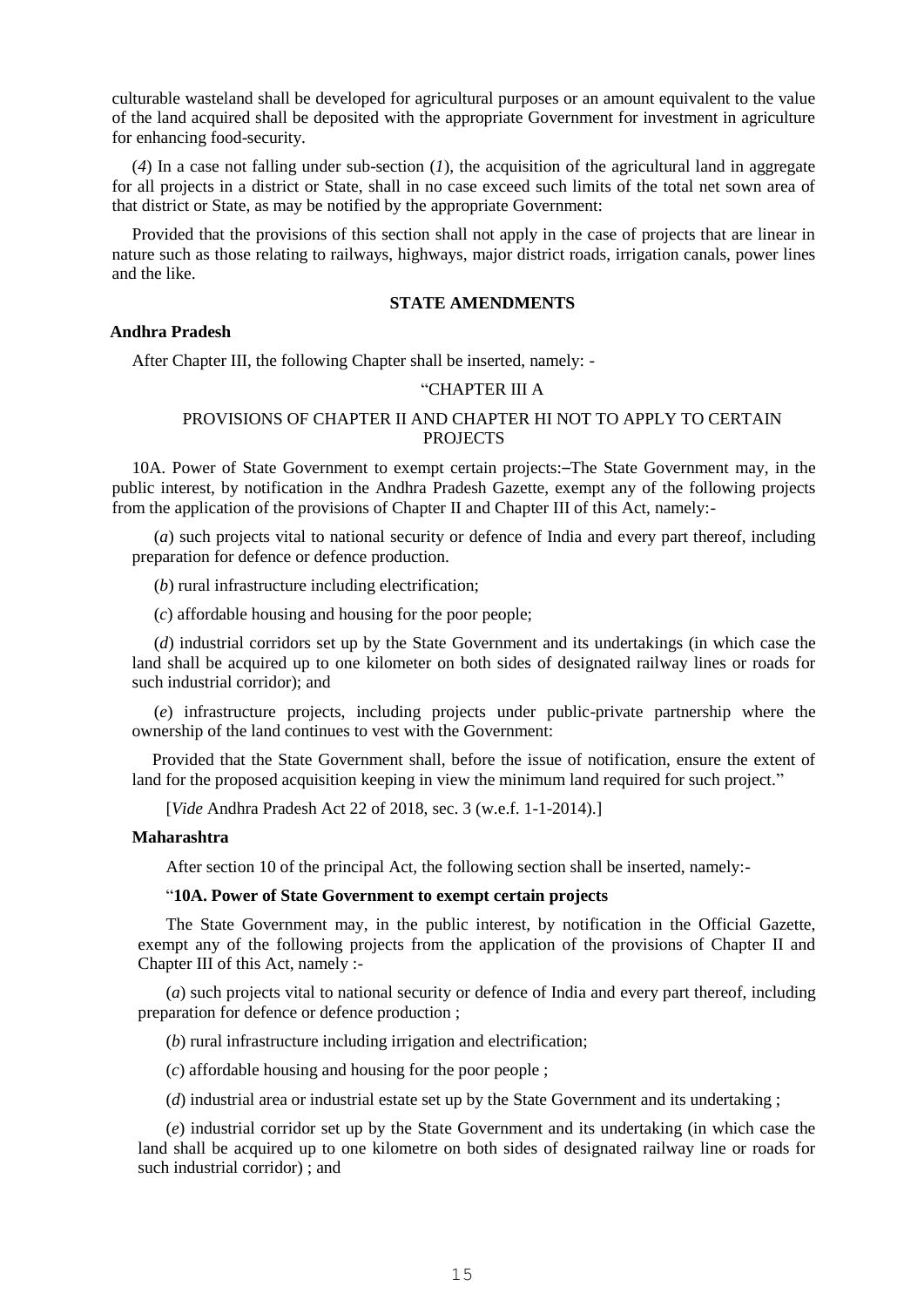culturable wasteland shall be developed for agricultural purposes or an amount equivalent to the value of the land acquired shall be deposited with the appropriate Government for investment in agriculture for enhancing food-security.

(*4*) In a case not falling under sub-section (*1*), the acquisition of the agricultural land in aggregate for all projects in a district or State, shall in no case exceed such limits of the total net sown area of that district or State, as may be notified by the appropriate Government:

Provided that the provisions of this section shall not apply in the case of projects that are linear in nature such as those relating to railways, highways, major district roads, irrigation canals, power lines and the like.

**STATE AMENDMENTS**

**Andhra Pradesh**

After Chapter III, the following Chapter shall be inserted, namely: -

"CHAPTER III A

PROVISIONS OF CHAPTER II AND CHAPTER HI NOT TO APPLY TO CERTAIN PROJECTS

10A. Power of State Government to exempt certain projects:–The State Government may, in the public interest, by notification in the Andhra Pradesh Gazette, exempt any of the following projects from the application of the provisions of Chapter II and Chapter III of this Act, namely:-

(*a*) such projects vital to national security or defence of India and every part thereof, including preparation for defence or defence production.

(*b*) rural infrastructure including electrification;

(*c*) affordable housing and housing for the poor people;

(*d*) industrial corridors set up by the State Government and its undertakings (in which case the land shall be acquired up to one kilometer on both sides of designated railway lines or roads for such industrial corridor); and

(*e*) infrastructure projects, including projects under public-private partnership where the ownership of the land continues to vest with the Government:

Provided that the State Government shall, before the issue of notification, ensure the extent of land for the proposed acquisition keeping in view the minimum land required for such project."

[*Vide* Andhra Pradesh Act 22 of 2018, sec. 3 (w.e.f. 1-1-2014).]

**Maharashtra**

After section 10 of the principal Act, the following section shall be inserted, namely:-

"**10A. Power of State Government to exempt certain projects**

The State Government may, in the public interest, by notification in the Official Gazette, exempt any of the following projects from the application of the provisions of Chapter II and Chapter III of this Act, namely :-

(*a*) such projects vital to national security or defence of India and every part thereof, including preparation for defence or defence production ;

(*b*) rural infrastructure including irrigation and electrification;

(*c*) affordable housing and housing for the poor people ;

(*d*) industrial area or industrial estate set up by the State Government and its undertaking ;

(*e*) industrial corridor set up by the State Government and its undertaking (in which case the land shall be acquired up to one kilometre on both sides of designated railway line or roads for such industrial corridor) ; and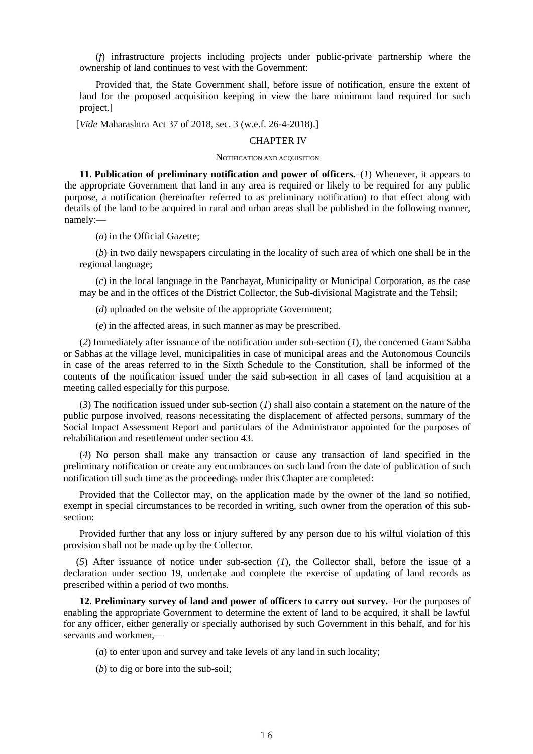(*f*) infrastructure projects including projects under public-private partnership where the ownership of land continues to vest with the Government:

Provided that, the State Government shall, before issue of notification, ensure the extent of land for the proposed acquisition keeping in view the bare minimum land required for such project.]

[*Vide* Maharashtra Act 37 of 2018, sec. 3 (w.e.f. 26-4-2018).]

## CHAPTER IV

### NOTIFICATION AND ACQUISITION

**11. Publication of preliminary notification and power of officers.–**(*1*) Whenever, it appears to the appropriate Government that land in any area is required or likely to be required for any public purpose, a notification (hereinafter referred to as preliminary notification) to that effect along with details of the land to be acquired in rural and urban areas shall be published in the following manner, namely:—

(*a*) in the Official Gazette;

(*b*) in two daily newspapers circulating in the locality of such area of which one shall be in the regional language;

(*c*) in the local language in the Panchayat, Municipality or Municipal Corporation, as the case may be and in the offices of the District Collector, the Sub-divisional Magistrate and the Tehsil;

(*d*) uploaded on the website of the appropriate Government;

(*e*) in the affected areas, in such manner as may be prescribed.

(*2*) Immediately after issuance of the notification under sub-section (*1*), the concerned Gram Sabha or Sabhas at the village level, municipalities in case of municipal areas and the Autonomous Councils in case of the areas referred to in the Sixth Schedule to the Constitution, shall be informed of the contents of the notification issued under the said sub-section in all cases of land acquisition at a meeting called especially for this purpose.

(*3*) The notification issued under sub-section (*1*) shall also contain a statement on the nature of the public purpose involved, reasons necessitating the displacement of affected persons, summary of the Social Impact Assessment Report and particulars of the Administrator appointed for the purposes of rehabilitation and resettlement under section 43.

(*4*) No person shall make any transaction or cause any transaction of land specified in the preliminary notification or create any encumbrances on such land from the date of publication of such notification till such time as the proceedings under this Chapter are completed:

Provided that the Collector may, on the application made by the owner of the land so notified, exempt in special circumstances to be recorded in writing, such owner from the operation of this sub-section:

Provided further that any loss or injury suffered by any person due to his wilful violation of this provision shall not be made up by the Collector.

(*5*) After issuance of notice under sub-section (*1*), the Collector shall, before the issue of a declaration under section 19, undertake and complete the exercise of updating of land records as prescribed within a period of two months.

**12. Preliminary survey of land and power of officers to carry out survey.**–For the purposes of enabling the appropriate Government to determine the extent of land to be acquired, it shall be lawful for any officer, either generally or specially authorised by such Government in this behalf, and for his servants and workmen,—

(*a*) to enter upon and survey and take levels of any land in such locality;

(*b*) to dig or bore into the sub-soil;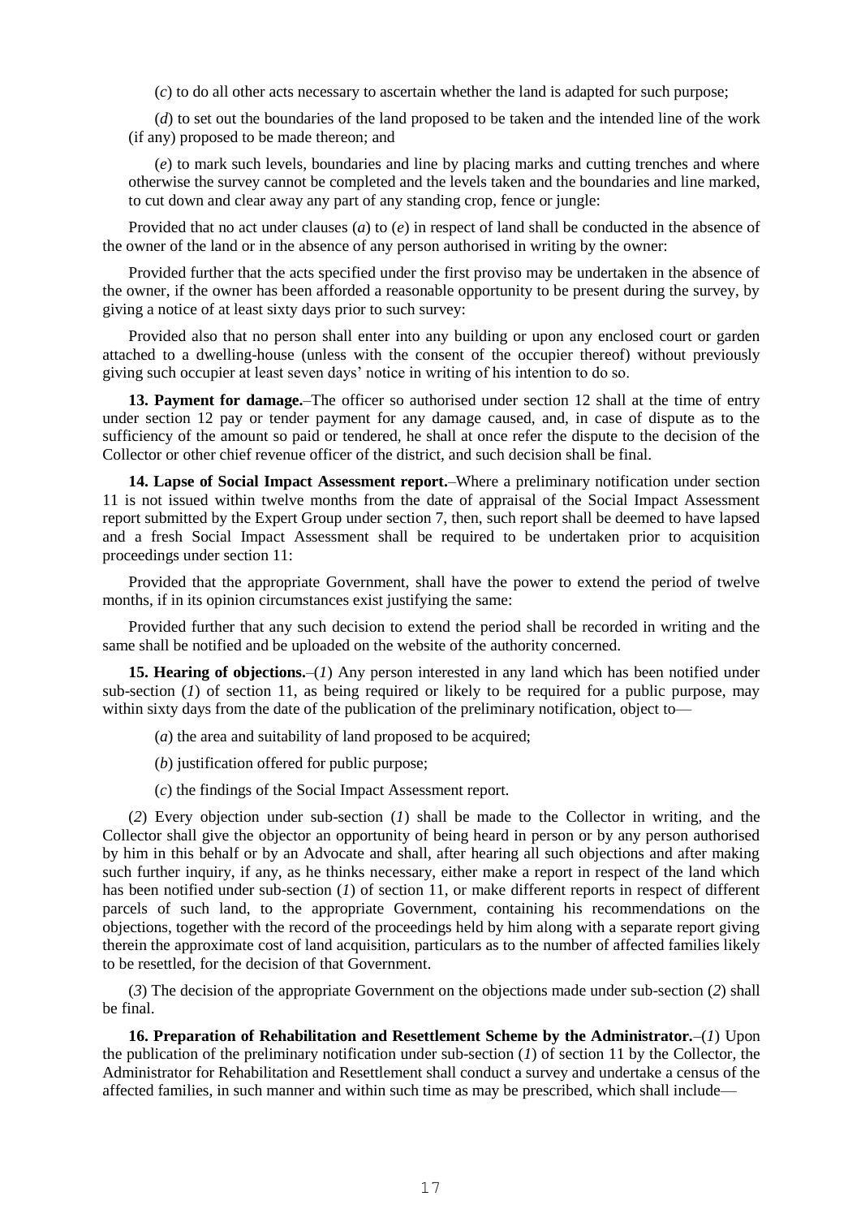(*c*) to do all other acts necessary to ascertain whether the land is adapted for such purpose;

(*d*) to set out the boundaries of the land proposed to be taken and the intended line of the work (if any) proposed to be made thereon; and

(*e*) to mark such levels, boundaries and line by placing marks and cutting trenches and where otherwise the survey cannot be completed and the levels taken and the boundaries and line marked, to cut down and clear away any part of any standing crop, fence or jungle:

Provided that no act under clauses (*a*) to (*e*) in respect of land shall be conducted in the absence of the owner of the land or in the absence of any person authorised in writing by the owner:

Provided further that the acts specified under the first proviso may be undertaken in the absence of the owner, if the owner has been afforded a reasonable opportunity to be present during the survey, by giving a notice of at least sixty days prior to such survey:

Provided also that no person shall enter into any building or upon any enclosed court or garden attached to a dwelling-house (unless with the consent of the occupier thereof) without previously giving such occupier at least seven days' notice in writing of his intention to do so.

**13. Payment for damage.**–The officer so authorised under section 12 shall at the time of entry under section 12 pay or tender payment for any damage caused, and, in case of dispute as to the sufficiency of the amount so paid or tendered, he shall at once refer the dispute to the decision of the Collector or other chief revenue officer of the district, and such decision shall be final.

**14. Lapse of Social Impact Assessment report.**–Where a preliminary notification under section 11 is not issued within twelve months from the date of appraisal of the Social Impact Assessment report submitted by the Expert Group under section 7, then, such report shall be deemed to have lapsed and a fresh Social Impact Assessment shall be required to be undertaken prior to acquisition proceedings under section 11:

Provided that the appropriate Government, shall have the power to extend the period of twelve months, if in its opinion circumstances exist justifying the same:

Provided further that any such decision to extend the period shall be recorded in writing and the same shall be notified and be uploaded on the website of the authority concerned.

**15. Hearing of objections.**–(*1*) Any person interested in any land which has been notified under sub-section (*1*) of section 11, as being required or likely to be required for a public purpose, may within sixty days from the date of the publication of the preliminary notification, object to—

(*a*) the area and suitability of land proposed to be acquired;

(*b*) justification offered for public purpose;

(*c*) the findings of the Social Impact Assessment report.

(*2*) Every objection under sub-section (*1*) shall be made to the Collector in writing, and the Collector shall give the objector an opportunity of being heard in person or by any person authorised by him in this behalf or by an Advocate and shall, after hearing all such objections and after making such further inquiry, if any, as he thinks necessary, either make a report in respect of the land which has been notified under sub-section (*1*) of section 11, or make different reports in respect of different parcels of such land, to the appropriate Government, containing his recommendations on the objections, together with the record of the proceedings held by him along with a separate report giving therein the approximate cost of land acquisition, particulars as to the number of affected families likely to be resettled, for the decision of that Government.

(*3*) The decision of the appropriate Government on the objections made under sub-section (*2*) shall be final.

**16. Preparation of Rehabilitation and Resettlement Scheme by the Administrator.**–(*1*) Upon the publication of the preliminary notification under sub-section (*1*) of section 11 by the Collector, the Administrator for Rehabilitation and Resettlement shall conduct a survey and undertake a census of the affected families, in such manner and within such time as may be prescribed, which shall include—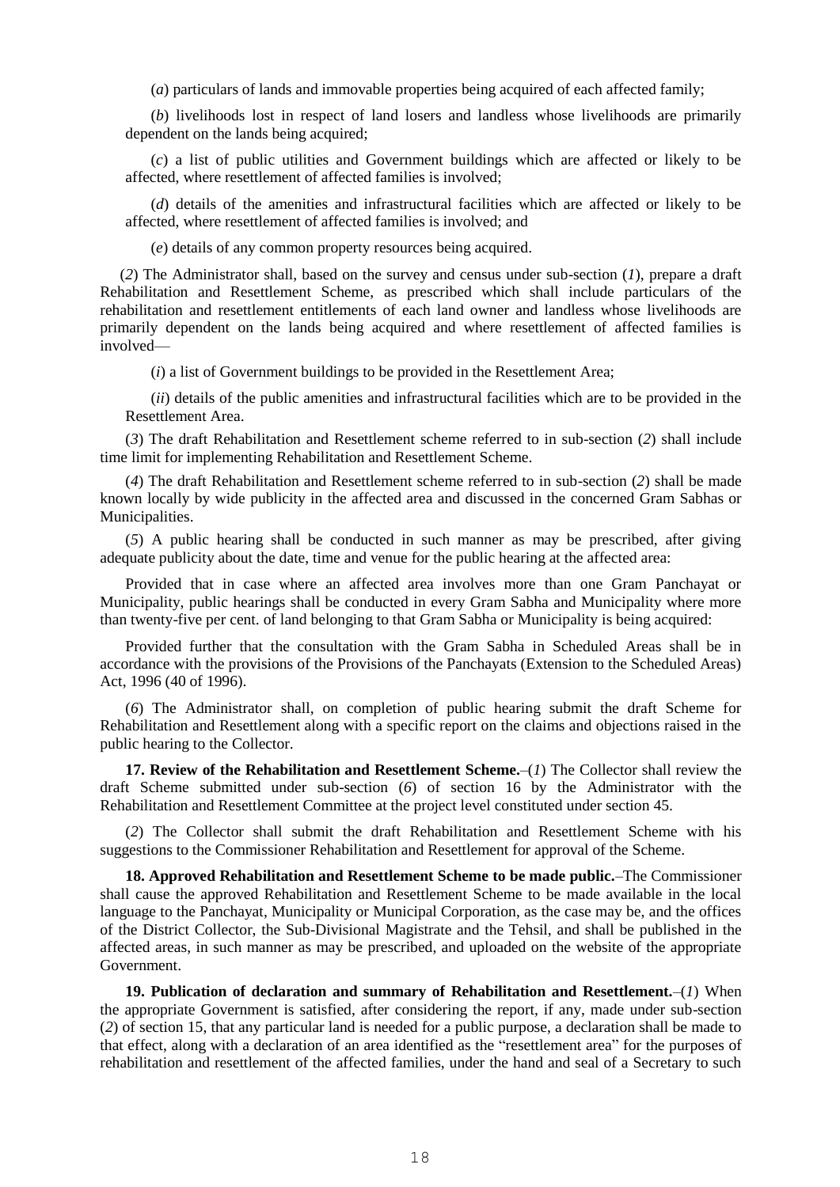(*a*) particulars of lands and immovable properties being acquired of each affected family;

(*b*) livelihoods lost in respect of land losers and landless whose livelihoods are primarily dependent on the lands being acquired;

(*c*) a list of public utilities and Government buildings which are affected or likely to be affected, where resettlement of affected families is involved;

(*d*) details of the amenities and infrastructural facilities which are affected or likely to be affected, where resettlement of affected families is involved; and

(*e*) details of any common property resources being acquired.

(*2*) The Administrator shall, based on the survey and census under sub-section (*1*), prepare a draft Rehabilitation and Resettlement Scheme, as prescribed which shall include particulars of the rehabilitation and resettlement entitlements of each land owner and landless whose livelihoods are primarily dependent on the lands being acquired and where resettlement of affected families is involved—

(*i*) a list of Government buildings to be provided in the Resettlement Area;

(*ii*) details of the public amenities and infrastructural facilities which are to be provided in the Resettlement Area.

(*3*) The draft Rehabilitation and Resettlement scheme referred to in sub-section (*2*) shall include time limit for implementing Rehabilitation and Resettlement Scheme.

(*4*) The draft Rehabilitation and Resettlement scheme referred to in sub-section (*2*) shall be made known locally by wide publicity in the affected area and discussed in the concerned Gram Sabhas or Municipalities.

(*5*) A public hearing shall be conducted in such manner as may be prescribed, after giving adequate publicity about the date, time and venue for the public hearing at the affected area:

Provided that in case where an affected area involves more than one Gram Panchayat or Municipality, public hearings shall be conducted in every Gram Sabha and Municipality where more than twenty-five per cent. of land belonging to that Gram Sabha or Municipality is being acquired:

Provided further that the consultation with the Gram Sabha in Scheduled Areas shall be in accordance with the provisions of the Provisions of the Panchayats (Extension to the Scheduled Areas) Act, 1996 (40 of 1996).

(*6*) The Administrator shall, on completion of public hearing submit the draft Scheme for Rehabilitation and Resettlement along with a specific report on the claims and objections raised in the public hearing to the Collector.

**17. Review of the Rehabilitation and Resettlement Scheme.**–(*1*) The Collector shall review the draft Scheme submitted under sub-section (*6*) of section 16 by the Administrator with the Rehabilitation and Resettlement Committee at the project level constituted under section 45.

(*2*) The Collector shall submit the draft Rehabilitation and Resettlement Scheme with his suggestions to the Commissioner Rehabilitation and Resettlement for approval of the Scheme.

**18. Approved Rehabilitation and Resettlement Scheme to be made public.**–The Commissioner shall cause the approved Rehabilitation and Resettlement Scheme to be made available in the local language to the Panchayat, Municipality or Municipal Corporation, as the case may be, and the offices of the District Collector, the Sub-Divisional Magistrate and the Tehsil, and shall be published in the affected areas, in such manner as may be prescribed, and uploaded on the website of the appropriate Government.

**19. Publication of declaration and summary of Rehabilitation and Resettlement.**–(*1*) When the appropriate Government is satisfied, after considering the report, if any, made under sub-section (*2*) of section 15, that any particular land is needed for a public purpose, a declaration shall be made to that effect, along with a declaration of an area identified as the "resettlement area" for the purposes of rehabilitation and resettlement of the affected families, under the hand and seal of a Secretary to such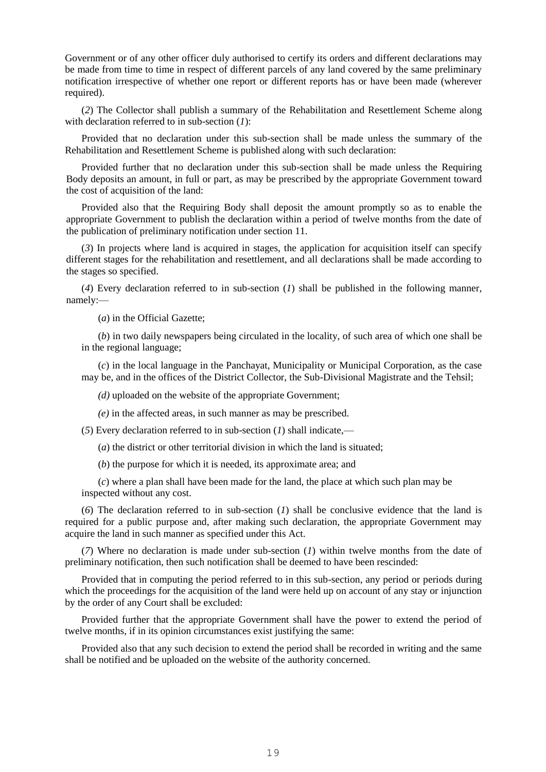Government or of any other officer duly authorised to certify its orders and different declarations may be made from time to time in respect of different parcels of any land covered by the same preliminary notification irrespective of whether one report or different reports has or have been made (wherever required).

(*2*) The Collector shall publish a summary of the Rehabilitation and Resettlement Scheme along with declaration referred to in sub-section (*1*):

Provided that no declaration under this sub-section shall be made unless the summary of the Rehabilitation and Resettlement Scheme is published along with such declaration:

Provided further that no declaration under this sub-section shall be made unless the Requiring Body deposits an amount, in full or part, as may be prescribed by the appropriate Government toward the cost of acquisition of the land:

Provided also that the Requiring Body shall deposit the amount promptly so as to enable the appropriate Government to publish the declaration within a period of twelve months from the date of the publication of preliminary notification under section 11.

(*3*) In projects where land is acquired in stages, the application for acquisition itself can specify different stages for the rehabilitation and resettlement, and all declarations shall be made according to the stages so specified.

(*4*) Every declaration referred to in sub-section (*1*) shall be published in the following manner, namely:—

(*a*) in the Official Gazette;

(*b*) in two daily newspapers being circulated in the locality, of such area of which one shall be in the regional language;

(*c*) in the local language in the Panchayat, Municipality or Municipal Corporation, as the case may be, and in the offices of the District Collector, the Sub-Divisional Magistrate and the Tehsil;

*(d)* uploaded on the website of the appropriate Government;

*(e)* in the affected areas, in such manner as may be prescribed.

(*5*) Every declaration referred to in sub-section (*1*) shall indicate,—

(*a*) the district or other territorial division in which the land is situated;

(*b*) the purpose for which it is needed, its approximate area; and

(*c*) where a plan shall have been made for the land, the place at which such plan may be inspected without any cost.

(*6*) The declaration referred to in sub-section (*1*) shall be conclusive evidence that the land is required for a public purpose and, after making such declaration, the appropriate Government may acquire the land in such manner as specified under this Act.

(*7*) Where no declaration is made under sub-section (*1*) within twelve months from the date of preliminary notification, then such notification shall be deemed to have been rescinded:

Provided that in computing the period referred to in this sub-section, any period or periods during which the proceedings for the acquisition of the land were held up on account of any stay or injunction by the order of any Court shall be excluded:

Provided further that the appropriate Government shall have the power to extend the period of twelve months, if in its opinion circumstances exist justifying the same:

Provided also that any such decision to extend the period shall be recorded in writing and the same shall be notified and be uploaded on the website of the authority concerned.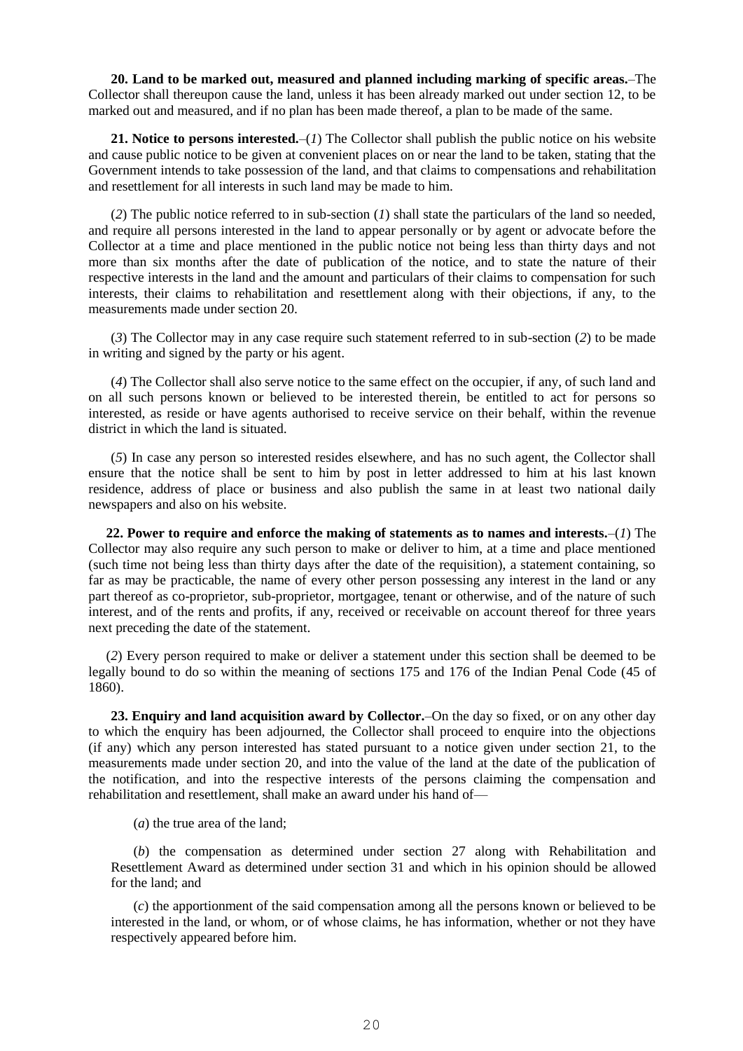**20. Land to be marked out, measured and planned including marking of specific areas.**–The Collector shall thereupon cause the land, unless it has been already marked out under section 12, to be marked out and measured, and if no plan has been made thereof, a plan to be made of the same.

**21. Notice to persons interested.**–(*1*) The Collector shall publish the public notice on his website and cause public notice to be given at convenient places on or near the land to be taken, stating that the Government intends to take possession of the land, and that claims to compensations and rehabilitation and resettlement for all interests in such land may be made to him.

(*2*) The public notice referred to in sub-section (*1*) shall state the particulars of the land so needed, and require all persons interested in the land to appear personally or by agent or advocate before the Collector at a time and place mentioned in the public notice not being less than thirty days and not more than six months after the date of publication of the notice, and to state the nature of their respective interests in the land and the amount and particulars of their claims to compensation for such interests, their claims to rehabilitation and resettlement along with their objections, if any, to the measurements made under section 20.

(*3*) The Collector may in any case require such statement referred to in sub-section (*2*) to be made in writing and signed by the party or his agent.

(*4*) The Collector shall also serve notice to the same effect on the occupier, if any, of such land and on all such persons known or believed to be interested therein, be entitled to act for persons so interested, as reside or have agents authorised to receive service on their behalf, within the revenue district in which the land is situated.

(*5*) In case any person so interested resides elsewhere, and has no such agent, the Collector shall ensure that the notice shall be sent to him by post in letter addressed to him at his last known residence, address of place or business and also publish the same in at least two national daily newspapers and also on his website.

**22. Power to require and enforce the making of statements as to names and interests.**–(*1*) The Collector may also require any such person to make or deliver to him, at a time and place mentioned (such time not being less than thirty days after the date of the requisition), a statement containing, so far as may be practicable, the name of every other person possessing any interest in the land or any part thereof as co-proprietor, sub-proprietor, mortgagee, tenant or otherwise, and of the nature of such interest, and of the rents and profits, if any, received or receivable on account thereof for three years next preceding the date of the statement.

(*2*) Every person required to make or deliver a statement under this section shall be deemed to be legally bound to do so within the meaning of sections 175 and 176 of the Indian Penal Code (45 of 1860).

**23. Enquiry and land acquisition award by Collector.**–On the day so fixed, or on any other day to which the enquiry has been adjourned, the Collector shall proceed to enquire into the objections (if any) which any person interested has stated pursuant to a notice given under section 21, to the measurements made under section 20, and into the value of the land at the date of the publication of the notification, and into the respective interests of the persons claiming the compensation and rehabilitation and resettlement, shall make an award under his hand of—

(*a*) the true area of the land;

(*b*) the compensation as determined under section 27 along with Rehabilitation and Resettlement Award as determined under section 31 and which in his opinion should be allowed for the land; and

(*c*) the apportionment of the said compensation among all the persons known or believed to be interested in the land, or whom, or of whose claims, he has information, whether or not they have respectively appeared before him.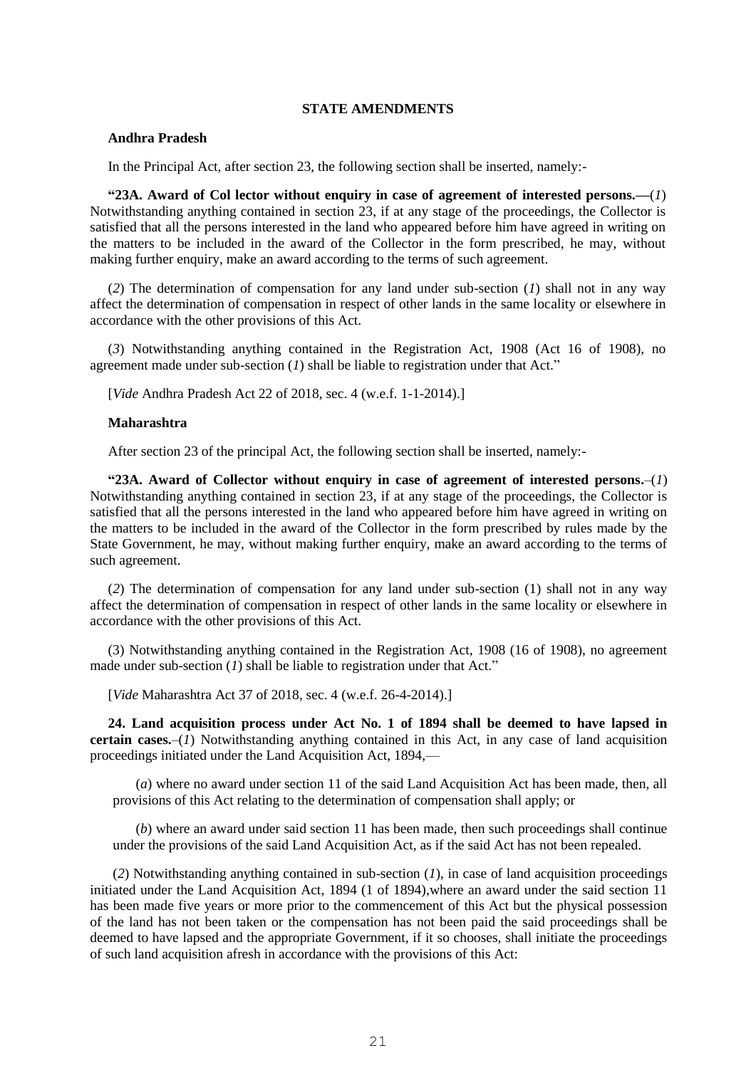## STATE AMENDMENTS

**Andhra Pradesh**

In the Principal Act, after section 23, the following section shall be inserted, namely:-

**"23A. Award of Col lector without enquiry in case of agreement of interested persons.—**(*1*) Notwithstanding anything contained in section 23, if at any stage of the proceedings, the Collector is satisfied that all the persons interested in the land who appeared before him have agreed in writing on the matters to be included in the award of the Collector in the form prescribed, he may, without making further enquiry, make an award according to the terms of such agreement.

(*2*) The determination of compensation for any land under sub-section (*1*) shall not in any way affect the determination of compensation in respect of other lands in the same locality or elsewhere in accordance with the other provisions of this Act.

(*3*) Notwithstanding anything contained in the Registration Act, 1908 (Act 16 of 1908), no agreement made under sub-section (*1*) shall be liable to registration under that Act."

[*Vide* Andhra Pradesh Act 22 of 2018, sec. 4 (w.e.f. 1-1-2014).]

**Maharashtra**

After section 23 of the principal Act, the following section shall be inserted, namely:-

**"23A. Award of Collector without enquiry in case of agreement of interested persons.**–(*1*) Notwithstanding anything contained in section 23, if at any stage of the proceedings, the Collector is satisfied that all the persons interested in the land who appeared before him have agreed in writing on the matters to be included in the award of the Collector in the form prescribed by rules made by the State Government, he may, without making further enquiry, make an award according to the terms of such agreement.

(*2*) The determination of compensation for any land under sub-section (1) shall not in any way affect the determination of compensation in respect of other lands in the same locality or elsewhere in accordance with the other provisions of this Act.

(3) Notwithstanding anything contained in the Registration Act, 1908 (16 of 1908), no agreement made under sub-section (*1*) shall be liable to registration under that Act."

[*Vide* Maharashtra Act 37 of 2018, sec. 4 (w.e.f. 26-4-2014).]

**24. Land acquisition process under Act No. 1 of 1894 shall be deemed to have lapsed in certain cases.**–(*1*) Notwithstanding anything contained in this Act, in any case of land acquisition proceedings initiated under the Land Acquisition Act, 1894,—

(*a*) where no award under section 11 of the said Land Acquisition Act has been made, then, all provisions of this Act relating to the determination of compensation shall apply; or

(*b*) where an award under said section 11 has been made, then such proceedings shall continue under the provisions of the said Land Acquisition Act, as if the said Act has not been repealed.

(*2*) Notwithstanding anything contained in sub-section (*1*), in case of land acquisition proceedings initiated under the Land Acquisition Act, 1894 (1 of 1894),where an award under the said section 11 has been made five years or more prior to the commencement of this Act but the physical possession of the land has not been taken or the compensation has not been paid the said proceedings shall be deemed to have lapsed and the appropriate Government, if it so chooses, shall initiate the proceedings of such land acquisition afresh in accordance with the provisions of this Act: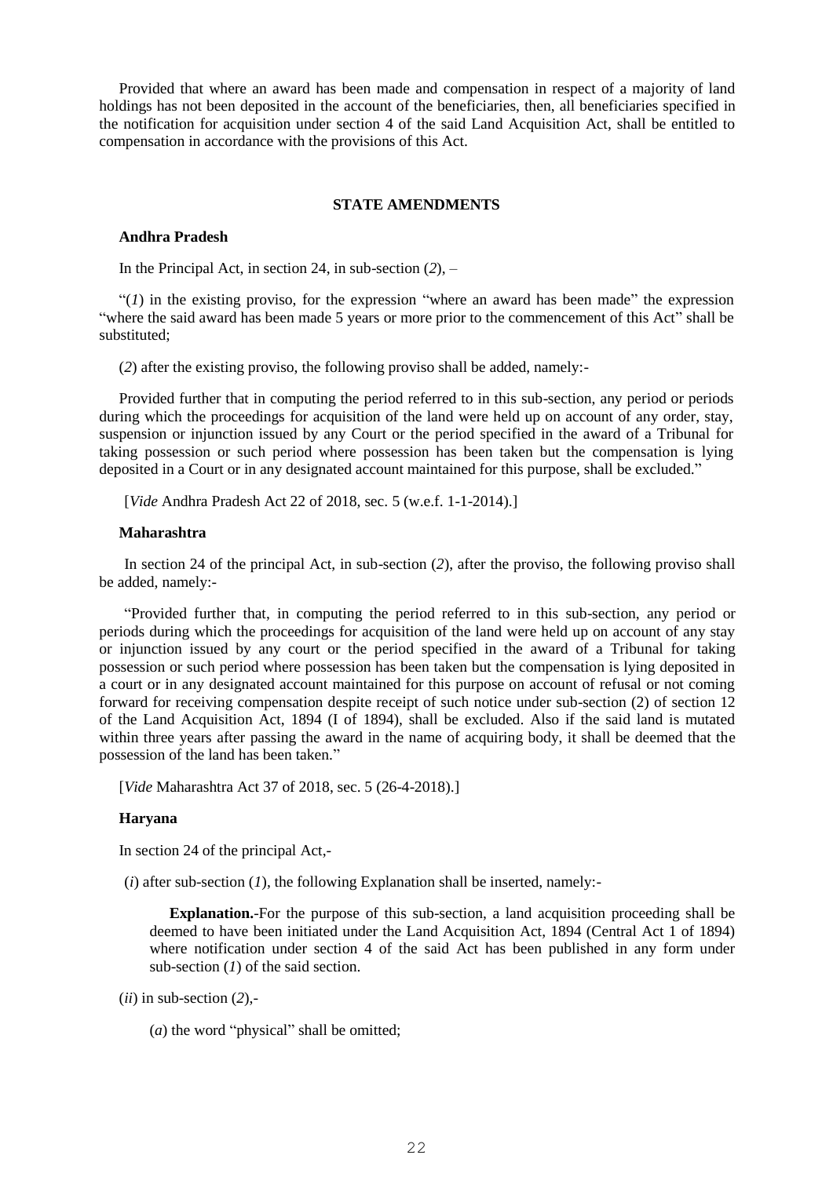Provided that where an award has been made and compensation in respect of a majority of land holdings has not been deposited in the account of the beneficiaries, then, all beneficiaries specified in the notification for acquisition under section 4 of the said Land Acquisition Act, shall be entitled to compensation in accordance with the provisions of this Act.

## STATE AMENDMENTS

**Andhra Pradesh**

In the Principal Act, in section 24, in sub-section (*2*), –

"(*1*) in the existing proviso, for the expression "where an award has been made" the expression "where the said award has been made 5 years or more prior to the commencement of this Act" shall be substituted;

(*2*) after the existing proviso, the following proviso shall be added, namely:-

Provided further that in computing the period referred to in this sub-section, any period or periods during which the proceedings for acquisition of the land were held up on account of any order, stay, suspension or injunction issued by any Court or the period specified in the award of a Tribunal for taking possession or such period where possession has been taken but the compensation is lying deposited in a Court or in any designated account maintained for this purpose, shall be excluded."

[*Vide* Andhra Pradesh Act 22 of 2018, sec. 5 (w.e.f. 1-1-2014).]

**Maharashtra**

In section 24 of the principal Act, in sub-section (*2*), after the proviso, the following proviso shall be added, namely:-

"Provided further that, in computing the period referred to in this sub-section, any period or periods during which the proceedings for acquisition of the land were held up on account of any stay or injunction issued by any court or the period specified in the award of a Tribunal for taking possession or such period where possession has been taken but the compensation is lying deposited in a court or in any designated account maintained for this purpose on account of refusal or not coming forward for receiving compensation despite receipt of such notice under sub-section (2) of section 12 of the Land Acquisition Act, 1894 (I of 1894), shall be excluded. Also if the said land is mutated within three years after passing the award in the name of acquiring body, it shall be deemed that the possession of the land has been taken."

[*Vide* Maharashtra Act 37 of 2018, sec. 5 (26-4-2018).]

**Haryana**

In section 24 of the principal Act,-

(*i*) after sub-section (*1*), the following Explanation shall be inserted, namely:-

> **Explanation.**-For the purpose of this sub-section, a land acquisition proceeding shall be deemed to have been initiated under the Land Acquisition Act, 1894 (Central Act 1 of 1894) where notification under section 4 of the said Act has been published in any form under sub-section (*1*) of the said section.

(*ii*) in sub-section (*2*),-

> (*a*) the word "physical" shall be omitted;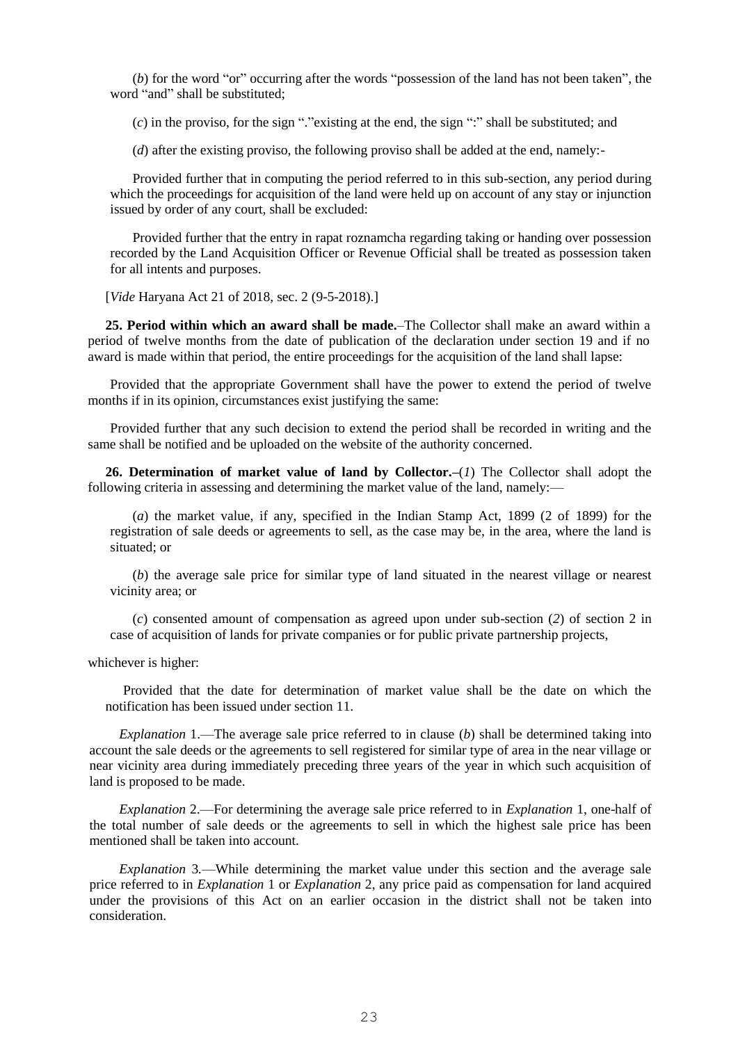(*b*) for the word "or" occurring after the words "possession of the land has not been taken", the word "and" shall be substituted;

(*c*) in the proviso, for the sign "."existing at the end, the sign ":" shall be substituted; and

(*d*) after the existing proviso, the following proviso shall be added at the end, namely:-

Provided further that in computing the period referred to in this sub-section, any period during which the proceedings for acquisition of the land were held up on account of any stay or injunction issued by order of any court, shall be excluded:

Provided further that the entry in rapat roznamcha regarding taking or handing over possession recorded by the Land Acquisition Officer or Revenue Official shall be treated as possession taken for all intents and purposes.

[*Vide* Haryana Act 21 of 2018, sec. 2 (9-5-2018).]

**25. Period within which an award shall be made.**–The Collector shall make an award within a period of twelve months from the date of publication of the declaration under section 19 and if no award is made within that period, the entire proceedings for the acquisition of the land shall lapse:

Provided that the appropriate Government shall have the power to extend the period of twelve months if in its opinion, circumstances exist justifying the same:

Provided further that any such decision to extend the period shall be recorded in writing and the same shall be notified and be uploaded on the website of the authority concerned.

**26. Determination of market value of land by Collector.–**(*1*) The Collector shall adopt the following criteria in assessing and determining the market value of the land, namely:—

(*a*) the market value, if any, specified in the Indian Stamp Act, 1899 (2 of 1899) for the registration of sale deeds or agreements to sell, as the case may be, in the area, where the land is situated; or

(*b*) the average sale price for similar type of land situated in the nearest village or nearest vicinity area; or

(*c*) consented amount of compensation as agreed upon under sub-section (*2*) of section 2 in case of acquisition of lands for private companies or for public private partnership projects,

whichever is higher:

Provided that the date for determination of market value shall be the date on which the notification has been issued under section 11.

*Explanation* 1.—The average sale price referred to in clause (*b*) shall be determined taking into account the sale deeds or the agreements to sell registered for similar type of area in the near village or near vicinity area during immediately preceding three years of the year in which such acquisition of land is proposed to be made.

*Explanation* 2.—For determining the average sale price referred to in *Explanation* 1, one-half of the total number of sale deeds or the agreements to sell in which the highest sale price has been mentioned shall be taken into account.

*Explanation* 3.—While determining the market value under this section and the average sale price referred to in *Explanation* 1 or *Explanation* 2, any price paid as compensation for land acquired under the provisions of this Act on an earlier occasion in the district shall not be taken into consideration.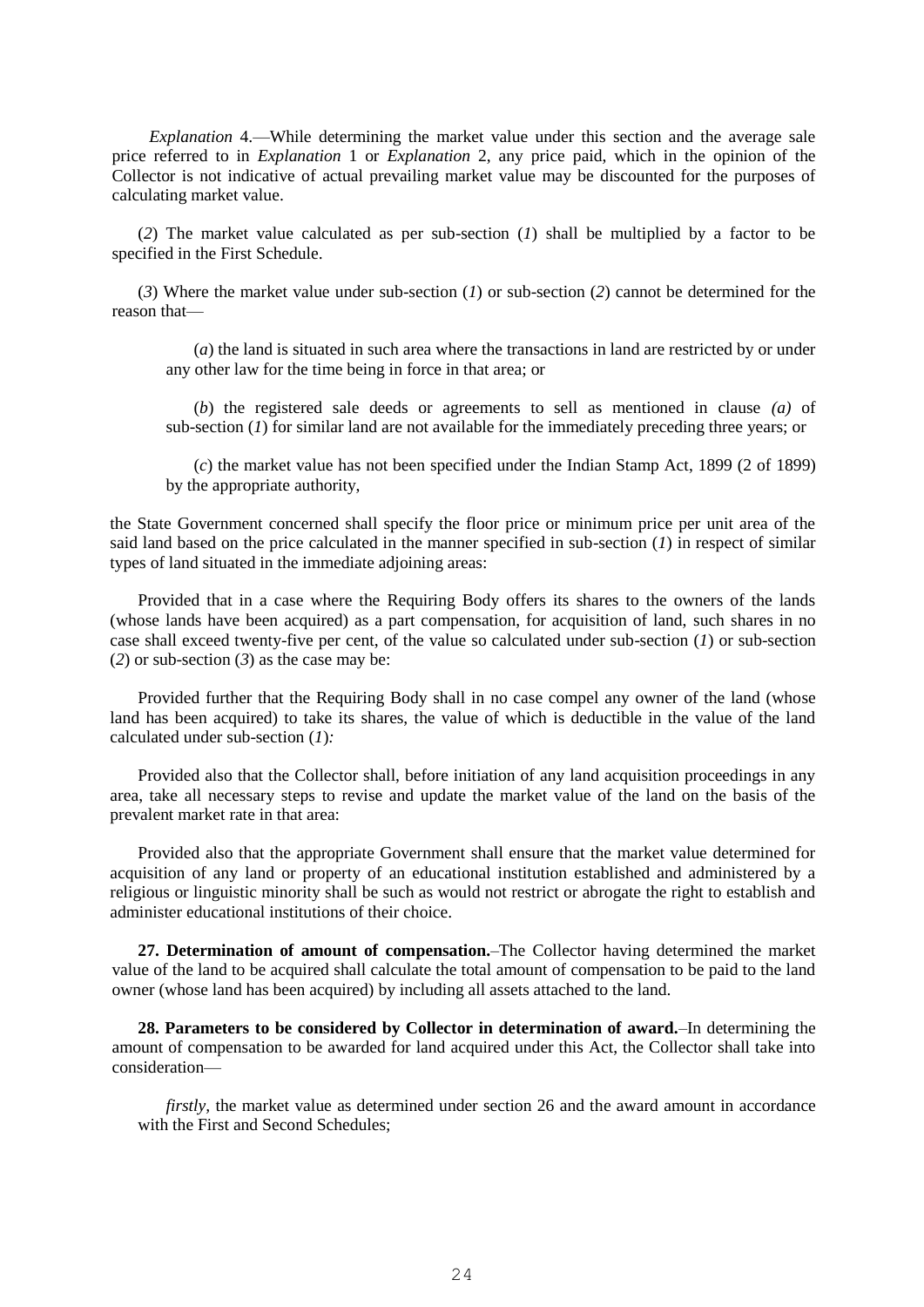*Explanation* 4.—While determining the market value under this section and the average sale price referred to in *Explanation* 1 or *Explanation* 2, any price paid, which in the opinion of the Collector is not indicative of actual prevailing market value may be discounted for the purposes of calculating market value.

(*2*) The market value calculated as per sub-section (*1*) shall be multiplied by a factor to be specified in the First Schedule.

(*3*) Where the market value under sub-section (*1*) or sub-section (*2*) cannot be determined for the reason that—

(*a*) the land is situated in such area where the transactions in land are restricted by or under any other law for the time being in force in that area; or

(*b*) the registered sale deeds or agreements to sell as mentioned in clause *(a)* of sub-section (*1*) for similar land are not available for the immediately preceding three years; or

(*c*) the market value has not been specified under the Indian Stamp Act, 1899 (2 of 1899) by the appropriate authority,

the State Government concerned shall specify the floor price or minimum price per unit area of the said land based on the price calculated in the manner specified in sub-section (*1*) in respect of similar types of land situated in the immediate adjoining areas:

Provided that in a case where the Requiring Body offers its shares to the owners of the lands (whose lands have been acquired) as a part compensation, for acquisition of land, such shares in no case shall exceed twenty-five per cent, of the value so calculated under sub-section (*1*) or sub-section (*2*) or sub-section (*3*) as the case may be:

Provided further that the Requiring Body shall in no case compel any owner of the land (whose land has been acquired) to take its shares, the value of which is deductible in the value of the land calculated under sub-section (*1*)*:*

Provided also that the Collector shall, before initiation of any land acquisition proceedings in any area, take all necessary steps to revise and update the market value of the land on the basis of the prevalent market rate in that area:

Provided also that the appropriate Government shall ensure that the market value determined for acquisition of any land or property of an educational institution established and administered by a religious or linguistic minority shall be such as would not restrict or abrogate the right to establish and administer educational institutions of their choice.

**27. Determination of amount of compensation.**–The Collector having determined the market value of the land to be acquired shall calculate the total amount of compensation to be paid to the land owner (whose land has been acquired) by including all assets attached to the land.

**28. Parameters to be considered by Collector in determination of award.**–In determining the amount of compensation to be awarded for land acquired under this Act, the Collector shall take into consideration—

*firstly*, the market value as determined under section 26 and the award amount in accordance with the First and Second Schedules;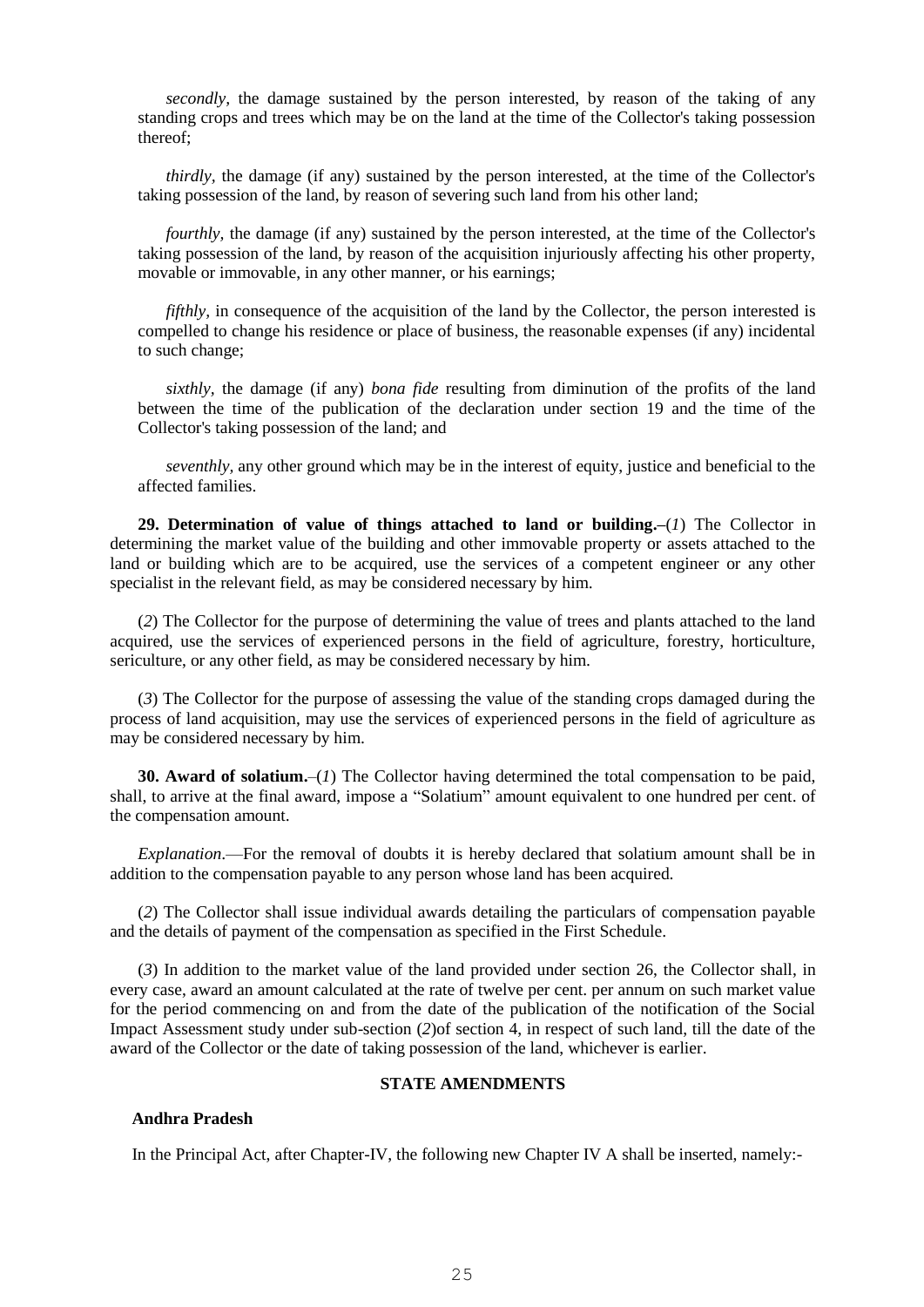*secondly*, the damage sustained by the person interested, by reason of the taking of any standing crops and trees which may be on the land at the time of the Collector's taking possession thereof;

*thirdly*, the damage (if any) sustained by the person interested, at the time of the Collector's taking possession of the land, by reason of severing such land from his other land;

*fourthly*, the damage (if any) sustained by the person interested, at the time of the Collector's taking possession of the land, by reason of the acquisition injuriously affecting his other property, movable or immovable, in any other manner, or his earnings;

*fifthly*, in consequence of the acquisition of the land by the Collector, the person interested is compelled to change his residence or place of business, the reasonable expenses (if any) incidental to such change;

*sixthly*, the damage (if any) *bona fide* resulting from diminution of the profits of the land between the time of the publication of the declaration under section 19 and the time of the Collector's taking possession of the land; and

*seventhly*, any other ground which may be in the interest of equity, justice and beneficial to the affected families.

**29. Determination of value of things attached to land or building.**–(*1*) The Collector in determining the market value of the building and other immovable property or assets attached to the land or building which are to be acquired, use the services of a competent engineer or any other specialist in the relevant field, as may be considered necessary by him.

(*2*) The Collector for the purpose of determining the value of trees and plants attached to the land acquired, use the services of experienced persons in the field of agriculture, forestry, horticulture, sericulture, or any other field, as may be considered necessary by him.

(*3*) The Collector for the purpose of assessing the value of the standing crops damaged during the process of land acquisition, may use the services of experienced persons in the field of agriculture as may be considered necessary by him.

**30. Award of solatium.**–(*1*) The Collector having determined the total compensation to be paid, shall, to arrive at the final award, impose a "Solatium" amount equivalent to one hundred per cent. of the compensation amount.

*Explanation*.—For the removal of doubts it is hereby declared that solatium amount shall be in addition to the compensation payable to any person whose land has been acquired.

(*2*) The Collector shall issue individual awards detailing the particulars of compensation payable and the details of payment of the compensation as specified in the First Schedule.

(*3*) In addition to the market value of the land provided under section 26, the Collector shall, in every case, award an amount calculated at the rate of twelve per cent. per annum on such market value for the period commencing on and from the date of the publication of the notification of the Social Impact Assessment study under sub-section (*2*)of section 4, in respect of such land, till the date of the award of the Collector or the date of taking possession of the land, whichever is earlier.

**STATE AMENDMENTS**

**Andhra Pradesh**

In the Principal Act, after Chapter-IV, the following new Chapter IV A shall be inserted, namely:-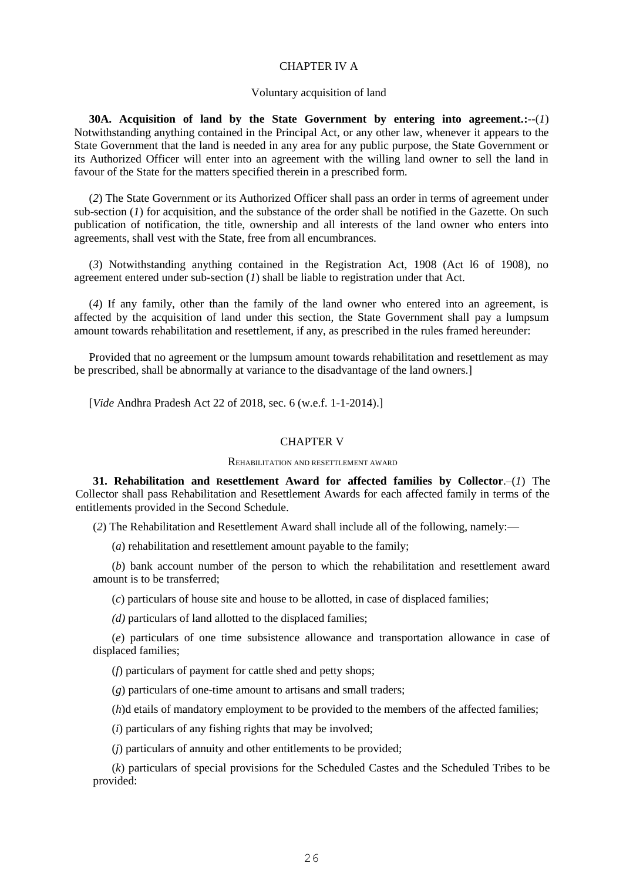## CHAPTER IV A

### Voluntary acquisition of land

**30A. Acquisition of land by the State Government by entering into agreement.:--**(*1*) Notwithstanding anything contained in the Principal Act, or any other law, whenever it appears to the State Government that the land is needed in any area for any public purpose, the State Government or its Authorized Officer will enter into an agreement with the willing land owner to sell the land in favour of the State for the matters specified therein in a prescribed form.

(*2*) The State Government or its Authorized Officer shall pass an order in terms of agreement under sub-section (*1*) for acquisition, and the substance of the order shall be notified in the Gazette. On such publication of notification, the title, ownership and all interests of the land owner who enters into agreements, shall vest with the State, free from all encumbrances.

(*3*) Notwithstanding anything contained in the Registration Act, 1908 (Act l6 of 1908), no agreement entered under sub-section (*1*) shall be liable to registration under that Act.

(*4*) If any family, other than the family of the land owner who entered into an agreement, is affected by the acquisition of land under this section, the State Government shall pay a lumpsum amount towards rehabilitation and resettlement, if any, as prescribed in the rules framed hereunder:

Provided that no agreement or the lumpsum amount towards rehabilitation and resettlement as may be prescribed, shall be abnormally at variance to the disadvantage of the land owners.]

[*Vide* Andhra Pradesh Act 22 of 2018, sec. 6 (w.e.f. 1-1-2014).]

## CHAPTER V

### REHABILITATION AND RESETTLEMENT AWARD

**31. Rehabilitation and Resettlement Award for affected families by Collector**.–(*1*) The Collector shall pass Rehabilitation and Resettlement Awards for each affected family in terms of the entitlements provided in the Second Schedule.

(*2*) The Rehabilitation and Resettlement Award shall include all of the following, namely:—

(*a*) rehabilitation and resettlement amount payable to the family;

(*b*) bank account number of the person to which the rehabilitation and resettlement award amount is to be transferred;

(*c*) particulars of house site and house to be allotted, in case of displaced families;

*(d)* particulars of land allotted to the displaced families;

(*e*) particulars of one time subsistence allowance and transportation allowance in case of displaced families;

(*f*) particulars of payment for cattle shed and petty shops;

(*g*) particulars of one-time amount to artisans and small traders;

(*h*)d etails of mandatory employment to be provided to the members of the affected families;

(*i*) particulars of any fishing rights that may be involved;

(*j*) particulars of annuity and other entitlements to be provided;

(*k*) particulars of special provisions for the Scheduled Castes and the Scheduled Tribes to be provided: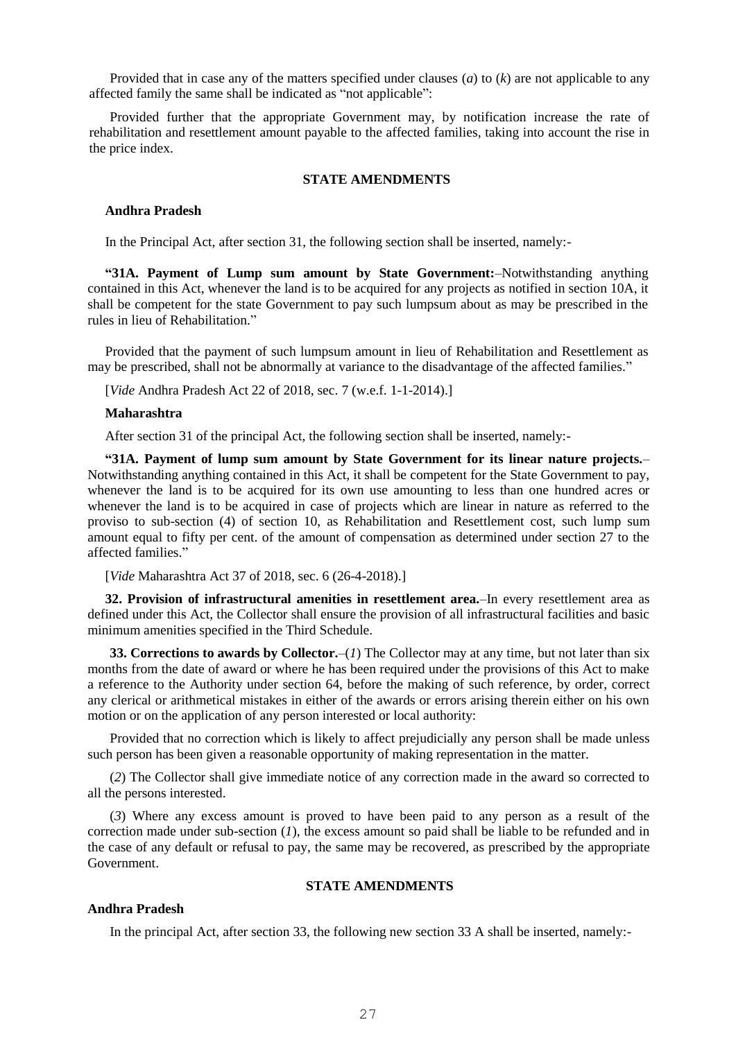Provided that in case any of the matters specified under clauses (*a*) to (*k*) are not applicable to any affected family the same shall be indicated as "not applicable":

Provided further that the appropriate Government may, by notification increase the rate of rehabilitation and resettlement amount payable to the affected families, taking into account the rise in the price index.

**STATE AMENDMENTS**

**Andhra Pradesh**

In the Principal Act, after section 31, the following section shall be inserted, namely:-

**"31A. Payment of Lump sum amount by State Government:**–Notwithstanding anything contained in this Act, whenever the land is to be acquired for any projects as notified in section 10A, it shall be competent for the state Government to pay such lumpsum about as may be prescribed in the rules in lieu of Rehabilitation."

Provided that the payment of such lumpsum amount in lieu of Rehabilitation and Resettlement as may be prescribed, shall not be abnormally at variance to the disadvantage of the affected families."

[*Vide* Andhra Pradesh Act 22 of 2018, sec. 7 (w.e.f. 1-1-2014).]

**Maharashtra**

After section 31 of the principal Act, the following section shall be inserted, namely:-

**"31A. Payment of lump sum amount by State Government for its linear nature projects.**– Notwithstanding anything contained in this Act, it shall be competent for the State Government to pay, whenever the land is to be acquired for its own use amounting to less than one hundred acres or whenever the land is to be acquired in case of projects which are linear in nature as referred to the proviso to sub-section (4) of section 10, as Rehabilitation and Resettlement cost, such lump sum amount equal to fifty per cent. of the amount of compensation as determined under section 27 to the affected families."

[*Vide* Maharashtra Act 37 of 2018, sec. 6 (26-4-2018).]

**32. Provision of infrastructural amenities in resettlement area.**–In every resettlement area as defined under this Act, the Collector shall ensure the provision of all infrastructural facilities and basic minimum amenities specified in the Third Schedule.

**33. Corrections to awards by Collector.**–(*1*) The Collector may at any time, but not later than six months from the date of award or where he has been required under the provisions of this Act to make a reference to the Authority under section 64, before the making of such reference, by order, correct any clerical or arithmetical mistakes in either of the awards or errors arising therein either on his own motion or on the application of any person interested or local authority:

Provided that no correction which is likely to affect prejudicially any person shall be made unless such person has been given a reasonable opportunity of making representation in the matter.

(*2*) The Collector shall give immediate notice of any correction made in the award so corrected to all the persons interested.

(*3*) Where any excess amount is proved to have been paid to any person as a result of the correction made under sub-section (*1*), the excess amount so paid shall be liable to be refunded and in the case of any default or refusal to pay, the same may be recovered, as prescribed by the appropriate Government.

**STATE AMENDMENTS**

**Andhra Pradesh**

In the principal Act, after section 33, the following new section 33 A shall be inserted, namely:-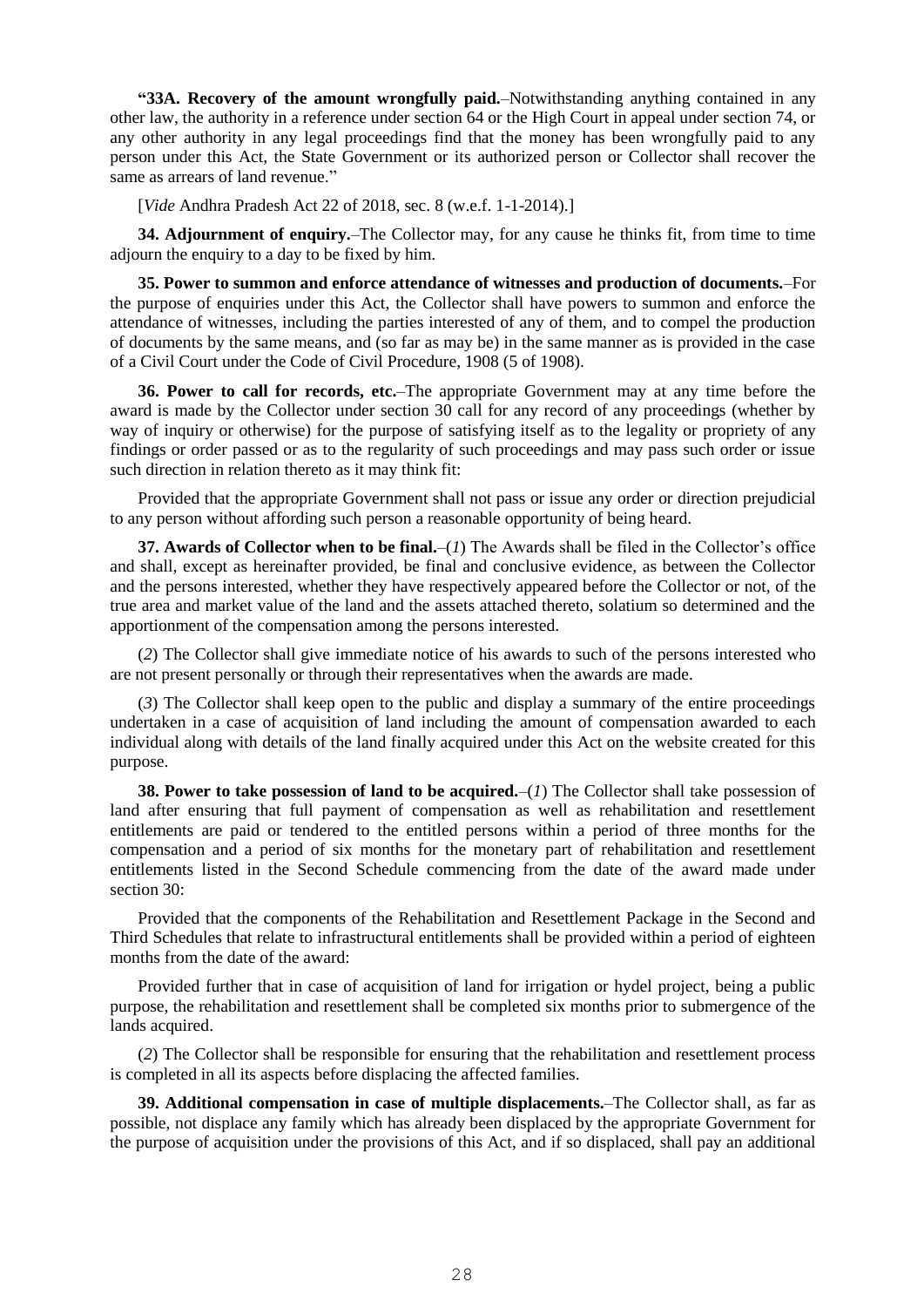**"33A. Recovery of the amount wrongfully paid.**–Notwithstanding anything contained in any other law, the authority in a reference under section 64 or the High Court in appeal under section 74, or any other authority in any legal proceedings find that the money has been wrongfully paid to any person under this Act, the State Government or its authorized person or Collector shall recover the same as arrears of land revenue."

[*Vide* Andhra Pradesh Act 22 of 2018, sec. 8 (w.e.f. 1-1-2014).]

**34. Adjournment of enquiry.**–The Collector may, for any cause he thinks fit, from time to time adjourn the enquiry to a day to be fixed by him.

**35. Power to summon and enforce attendance of witnesses and production of documents.**–For the purpose of enquiries under this Act, the Collector shall have powers to summon and enforce the attendance of witnesses, including the parties interested of any of them, and to compel the production of documents by the same means, and (so far as may be) in the same manner as is provided in the case of a Civil Court under the Code of Civil Procedure, 1908 (5 of 1908).

**36. Power to call for records, etc.**–The appropriate Government may at any time before the award is made by the Collector under section 30 call for any record of any proceedings (whether by way of inquiry or otherwise) for the purpose of satisfying itself as to the legality or propriety of any findings or order passed or as to the regularity of such proceedings and may pass such order or issue such direction in relation thereto as it may think fit:

Provided that the appropriate Government shall not pass or issue any order or direction prejudicial to any person without affording such person a reasonable opportunity of being heard.

**37. Awards of Collector when to be final.**–(*1*) The Awards shall be filed in the Collector's office and shall, except as hereinafter provided, be final and conclusive evidence, as between the Collector and the persons interested, whether they have respectively appeared before the Collector or not, of the true area and market value of the land and the assets attached thereto, solatium so determined and the apportionment of the compensation among the persons interested.

(*2*) The Collector shall give immediate notice of his awards to such of the persons interested who are not present personally or through their representatives when the awards are made.

(*3*) The Collector shall keep open to the public and display a summary of the entire proceedings undertaken in a case of acquisition of land including the amount of compensation awarded to each individual along with details of the land finally acquired under this Act on the website created for this purpose.

**38. Power to take possession of land to be acquired.**–(*1*) The Collector shall take possession of land after ensuring that full payment of compensation as well as rehabilitation and resettlement entitlements are paid or tendered to the entitled persons within a period of three months for the compensation and a period of six months for the monetary part of rehabilitation and resettlement entitlements listed in the Second Schedule commencing from the date of the award made under section 30:

Provided that the components of the Rehabilitation and Resettlement Package in the Second and Third Schedules that relate to infrastructural entitlements shall be provided within a period of eighteen months from the date of the award:

Provided further that in case of acquisition of land for irrigation or hydel project, being a public purpose, the rehabilitation and resettlement shall be completed six months prior to submergence of the lands acquired.

(*2*) The Collector shall be responsible for ensuring that the rehabilitation and resettlement process is completed in all its aspects before displacing the affected families.

**39. Additional compensation in case of multiple displacements.**–The Collector shall, as far as possible, not displace any family which has already been displaced by the appropriate Government for the purpose of acquisition under the provisions of this Act, and if so displaced, shall pay an additional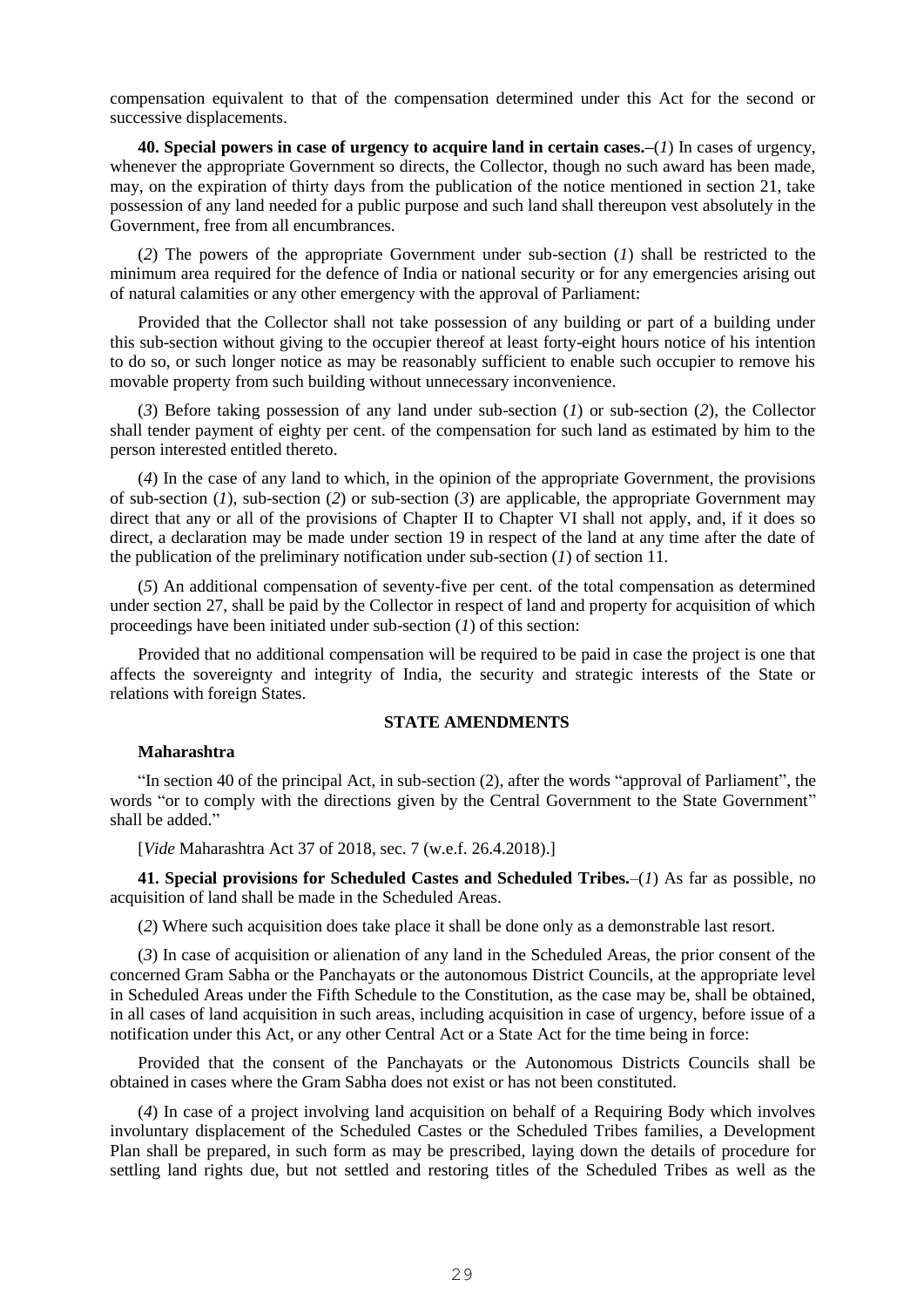compensation equivalent to that of the compensation determined under this Act for the second or successive displacements.

**40. Special powers in case of urgency to acquire land in certain cases.**–(*1*) In cases of urgency, whenever the appropriate Government so directs, the Collector, though no such award has been made, may, on the expiration of thirty days from the publication of the notice mentioned in section 21, take possession of any land needed for a public purpose and such land shall thereupon vest absolutely in the Government, free from all encumbrances.

(*2*) The powers of the appropriate Government under sub-section (*1*) shall be restricted to the minimum area required for the defence of India or national security or for any emergencies arising out of natural calamities or any other emergency with the approval of Parliament:

Provided that the Collector shall not take possession of any building or part of a building under this sub-section without giving to the occupier thereof at least forty-eight hours notice of his intention to do so, or such longer notice as may be reasonably sufficient to enable such occupier to remove his movable property from such building without unnecessary inconvenience.

(*3*) Before taking possession of any land under sub-section (*1*) or sub-section (*2*), the Collector shall tender payment of eighty per cent. of the compensation for such land as estimated by him to the person interested entitled thereto.

(*4*) In the case of any land to which, in the opinion of the appropriate Government, the provisions of sub-section (*1*), sub-section (*2*) or sub-section (*3*) are applicable, the appropriate Government may direct that any or all of the provisions of Chapter II to Chapter VI shall not apply, and, if it does so direct, a declaration may be made under section 19 in respect of the land at any time after the date of the publication of the preliminary notification under sub-section (*1*) of section 11.

(*5*) An additional compensation of seventy-five per cent. of the total compensation as determined under section 27, shall be paid by the Collector in respect of land and property for acquisition of which proceedings have been initiated under sub-section (*1*) of this section:

Provided that no additional compensation will be required to be paid in case the project is one that affects the sovereignty and integrity of India, the security and strategic interests of the State or relations with foreign States.

**STATE AMENDMENTS**

**Maharashtra**

"In section 40 of the principal Act, in sub-section (2), after the words "approval of Parliament", the words "or to comply with the directions given by the Central Government to the State Government" shall be added."

[*Vide* Maharashtra Act 37 of 2018, sec. 7 (w.e.f. 26.4.2018).]

**41. Special provisions for Scheduled Castes and Scheduled Tribes.**–(*1*) As far as possible, no acquisition of land shall be made in the Scheduled Areas.

(*2*) Where such acquisition does take place it shall be done only as a demonstrable last resort.

(*3*) In case of acquisition or alienation of any land in the Scheduled Areas, the prior consent of the concerned Gram Sabha or the Panchayats or the autonomous District Councils, at the appropriate level in Scheduled Areas under the Fifth Schedule to the Constitution, as the case may be, shall be obtained, in all cases of land acquisition in such areas, including acquisition in case of urgency, before issue of a notification under this Act, or any other Central Act or a State Act for the time being in force:

Provided that the consent of the Panchayats or the Autonomous Districts Councils shall be obtained in cases where the Gram Sabha does not exist or has not been constituted.

(*4*) In case of a project involving land acquisition on behalf of a Requiring Body which involves involuntary displacement of the Scheduled Castes or the Scheduled Tribes families, a Development Plan shall be prepared, in such form as may be prescribed, laying down the details of procedure for settling land rights due, but not settled and restoring titles of the Scheduled Tribes as well as the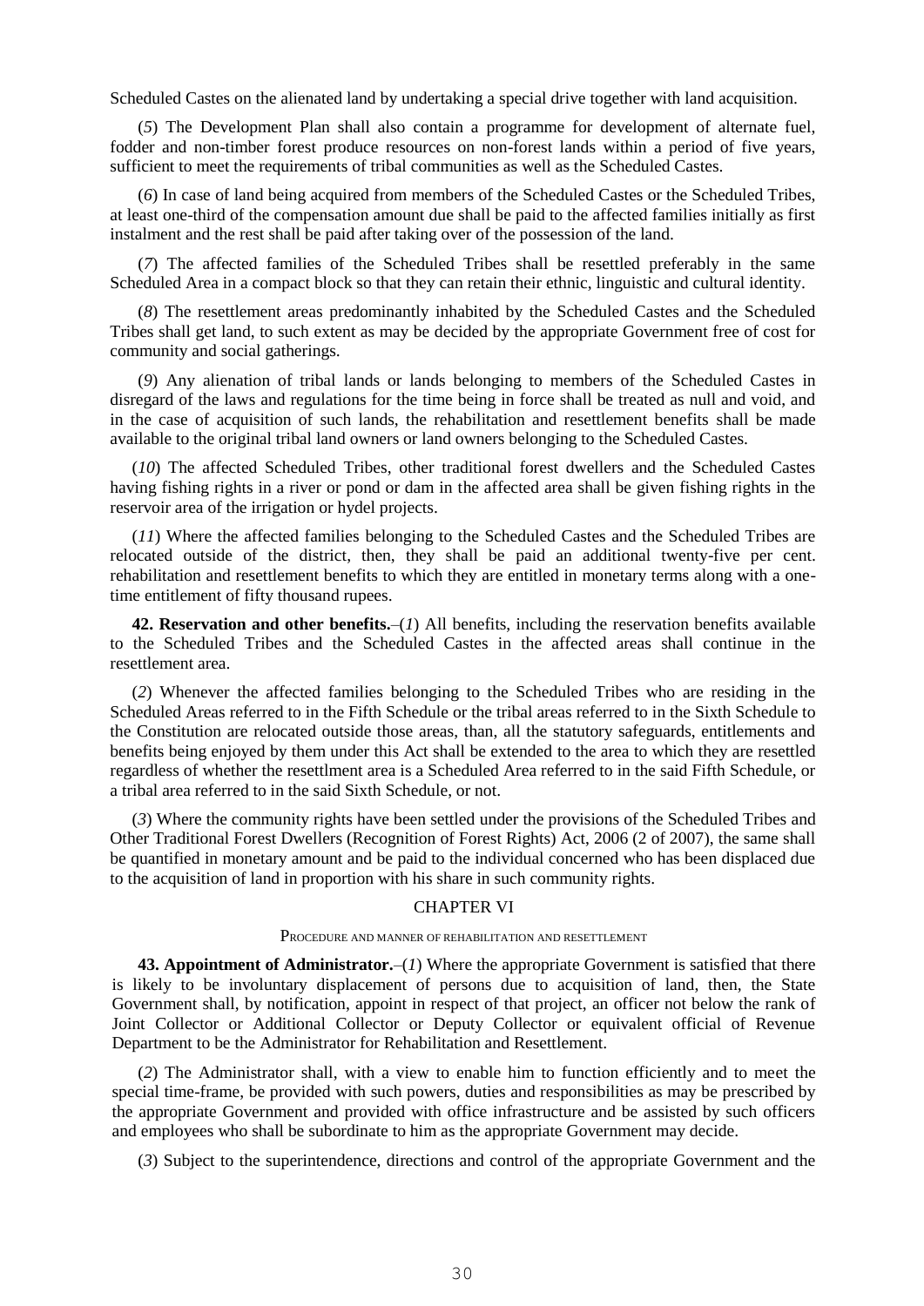Scheduled Castes on the alienated land by undertaking a special drive together with land acquisition.

(*5*) The Development Plan shall also contain a programme for development of alternate fuel, fodder and non-timber forest produce resources on non-forest lands within a period of five years, sufficient to meet the requirements of tribal communities as well as the Scheduled Castes.

(*6*) In case of land being acquired from members of the Scheduled Castes or the Scheduled Tribes, at least one-third of the compensation amount due shall be paid to the affected families initially as first instalment and the rest shall be paid after taking over of the possession of the land.

(*7*) The affected families of the Scheduled Tribes shall be resettled preferably in the same Scheduled Area in a compact block so that they can retain their ethnic, linguistic and cultural identity.

(*8*) The resettlement areas predominantly inhabited by the Scheduled Castes and the Scheduled Tribes shall get land, to such extent as may be decided by the appropriate Government free of cost for community and social gatherings.

(*9*) Any alienation of tribal lands or lands belonging to members of the Scheduled Castes in disregard of the laws and regulations for the time being in force shall be treated as null and void, and in the case of acquisition of such lands, the rehabilitation and resettlement benefits shall be made available to the original tribal land owners or land owners belonging to the Scheduled Castes.

(*10*) The affected Scheduled Tribes, other traditional forest dwellers and the Scheduled Castes having fishing rights in a river or pond or dam in the affected area shall be given fishing rights in the reservoir area of the irrigation or hydel projects.

(*11*) Where the affected families belonging to the Scheduled Castes and the Scheduled Tribes are relocated outside of the district, then, they shall be paid an additional twenty-five per cent. rehabilitation and resettlement benefits to which they are entitled in monetary terms along with a one-time entitlement of fifty thousand rupees.

**42. Reservation and other benefits.**–(*1*) All benefits, including the reservation benefits available to the Scheduled Tribes and the Scheduled Castes in the affected areas shall continue in the resettlement area.

(*2*) Whenever the affected families belonging to the Scheduled Tribes who are residing in the Scheduled Areas referred to in the Fifth Schedule or the tribal areas referred to in the Sixth Schedule to the Constitution are relocated outside those areas, than, all the statutory safeguards, entitlements and benefits being enjoyed by them under this Act shall be extended to the area to which they are resettled regardless of whether the resettlment area is a Scheduled Area referred to in the said Fifth Schedule, or a tribal area referred to in the said Sixth Schedule, or not.

(*3*) Where the community rights have been settled under the provisions of the Scheduled Tribes and Other Traditional Forest Dwellers (Recognition of Forest Rights) Act, 2006 (2 of 2007), the same shall be quantified in monetary amount and be paid to the individual concerned who has been displaced due to the acquisition of land in proportion with his share in such community rights.

## CHAPTER VI

### PROCEDURE AND MANNER OF REHABILITATION AND RESETTLEMENT

**43. Appointment of Administrator.**–(*1*) Where the appropriate Government is satisfied that there is likely to be involuntary displacement of persons due to acquisition of land, then, the State Government shall, by notification, appoint in respect of that project, an officer not below the rank of Joint Collector or Additional Collector or Deputy Collector or equivalent official of Revenue Department to be the Administrator for Rehabilitation and Resettlement.

(*2*) The Administrator shall, with a view to enable him to function efficiently and to meet the special time-frame, be provided with such powers, duties and responsibilities as may be prescribed by the appropriate Government and provided with office infrastructure and be assisted by such officers and employees who shall be subordinate to him as the appropriate Government may decide.

(*3*) Subject to the superintendence, directions and control of the appropriate Government and the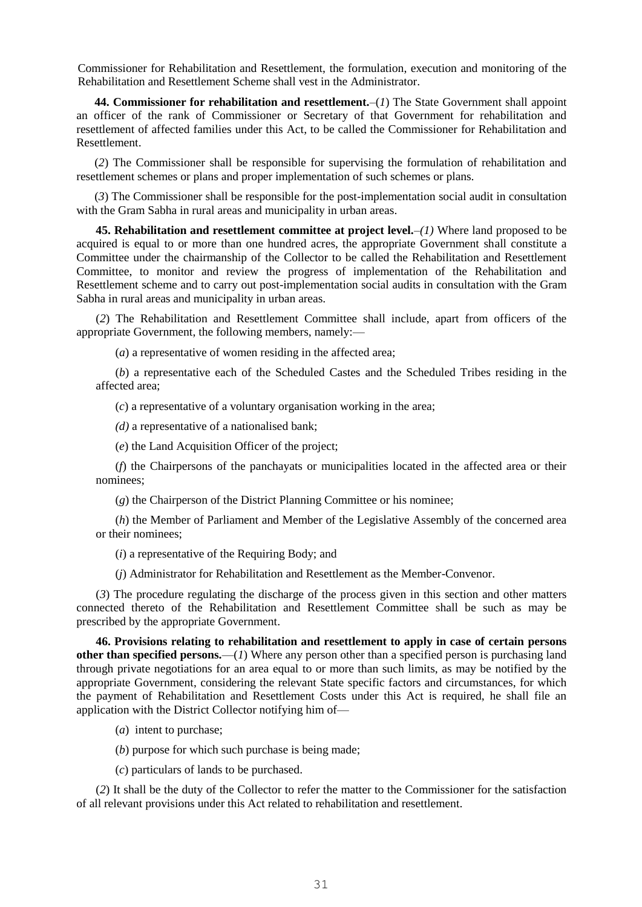Commissioner for Rehabilitation and Resettlement, the formulation, execution and monitoring of the Rehabilitation and Resettlement Scheme shall vest in the Administrator.

**44. Commissioner for rehabilitation and resettlement.**–(*1*) The State Government shall appoint an officer of the rank of Commissioner or Secretary of that Government for rehabilitation and resettlement of affected families under this Act, to be called the Commissioner for Rehabilitation and Resettlement.

(*2*) The Commissioner shall be responsible for supervising the formulation of rehabilitation and resettlement schemes or plans and proper implementation of such schemes or plans.

(*3*) The Commissioner shall be responsible for the post-implementation social audit in consultation with the Gram Sabha in rural areas and municipality in urban areas.

**45. Rehabilitation and resettlement committee at project level.**–*(1)* Where land proposed to be acquired is equal to or more than one hundred acres, the appropriate Government shall constitute a Committee under the chairmanship of the Collector to be called the Rehabilitation and Resettlement Committee, to monitor and review the progress of implementation of the Rehabilitation and Resettlement scheme and to carry out post-implementation social audits in consultation with the Gram Sabha in rural areas and municipality in urban areas.

(*2*) The Rehabilitation and Resettlement Committee shall include, apart from officers of the appropriate Government, the following members, namely:—

(*a*) a representative of women residing in the affected area;

(*b*) a representative each of the Scheduled Castes and the Scheduled Tribes residing in the affected area;

(*c*) a representative of a voluntary organisation working in the area;

*(d)* a representative of a nationalised bank;

(*e*) the Land Acquisition Officer of the project;

(*f*) the Chairpersons of the panchayats or municipalities located in the affected area or their nominees;

(*g*) the Chairperson of the District Planning Committee or his nominee;

(*h*) the Member of Parliament and Member of the Legislative Assembly of the concerned area or their nominees;

(*i*) a representative of the Requiring Body; and

(*j*) Administrator for Rehabilitation and Resettlement as the Member-Convenor.

(*3*) The procedure regulating the discharge of the process given in this section and other matters connected thereto of the Rehabilitation and Resettlement Committee shall be such as may be prescribed by the appropriate Government.

**46. Provisions relating to rehabilitation and resettlement to apply in case of certain persons other than specified persons.**—(*1*) Where any person other than a specified person is purchasing land through private negotiations for an area equal to or more than such limits, as may be notified by the appropriate Government, considering the relevant State specific factors and circumstances, for which the payment of Rehabilitation and Resettlement Costs under this Act is required, he shall file an application with the District Collector notifying him of—

(*a*) intent to purchase;

(*b*) purpose for which such purchase is being made;

(*c*) particulars of lands to be purchased.

(*2*) It shall be the duty of the Collector to refer the matter to the Commissioner for the satisfaction of all relevant provisions under this Act related to rehabilitation and resettlement.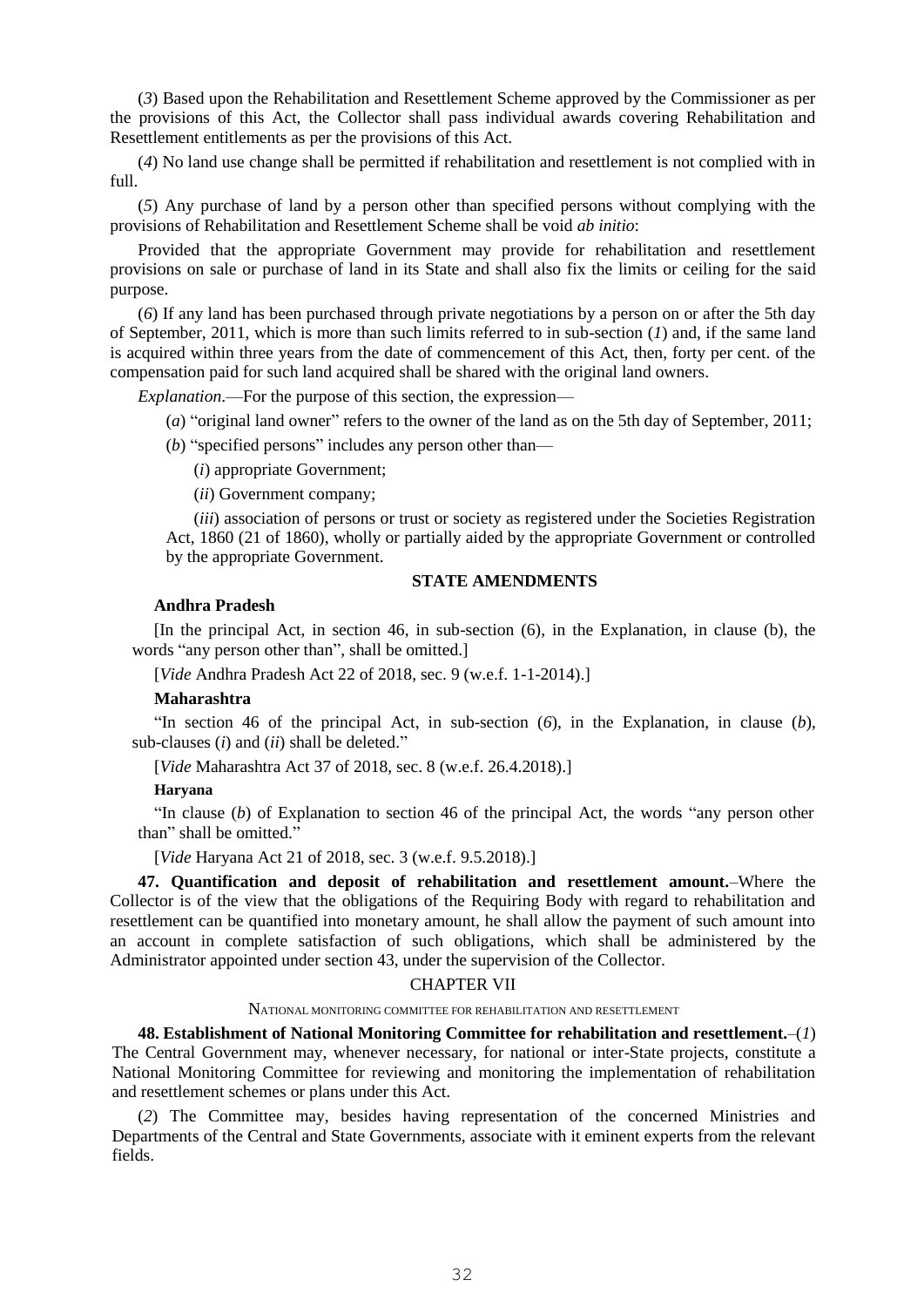(*3*) Based upon the Rehabilitation and Resettlement Scheme approved by the Commissioner as per the provisions of this Act, the Collector shall pass individual awards covering Rehabilitation and Resettlement entitlements as per the provisions of this Act.

(*4*) No land use change shall be permitted if rehabilitation and resettlement is not complied with in full.

(*5*) Any purchase of land by a person other than specified persons without complying with the provisions of Rehabilitation and Resettlement Scheme shall be void *ab initio*:

Provided that the appropriate Government may provide for rehabilitation and resettlement provisions on sale or purchase of land in its State and shall also fix the limits or ceiling for the said purpose.

(*6*) If any land has been purchased through private negotiations by a person on or after the 5th day of September, 2011, which is more than such limits referred to in sub-section (*1*) and, if the same land is acquired within three years from the date of commencement of this Act, then, forty per cent. of the compensation paid for such land acquired shall be shared with the original land owners.

*Explanation*.—For the purpose of this section, the expression—

(*a*) "original land owner" refers to the owner of the land as on the 5th day of September, 2011;

(*b*) "specified persons" includes any person other than—

(*i*) appropriate Government;

(*ii*) Government company;

(*iii*) association of persons or trust or society as registered under the Societies Registration Act, 1860 (21 of 1860), wholly or partially aided by the appropriate Government or controlled by the appropriate Government.

**STATE AMENDMENTS**

**Andhra Pradesh**

[In the principal Act, in section 46, in sub-section (6), in the Explanation, in clause (b), the words "any person other than", shall be omitted.]

[*Vide* Andhra Pradesh Act 22 of 2018, sec. 9 (w.e.f. 1-1-2014).]

**Maharashtra**

"In section 46 of the principal Act, in sub-section (*6*), in the Explanation, in clause (*b*), sub-clauses (*i*) and (*ii*) shall be deleted."

[*Vide* Maharashtra Act 37 of 2018, sec. 8 (w.e.f. 26.4.2018).]

**Haryana**

"In clause (*b*) of Explanation to section 46 of the principal Act, the words "any person other than" shall be omitted."

[*Vide* Haryana Act 21 of 2018, sec. 3 (w.e.f. 9.5.2018).]

**47. Quantification and deposit of rehabilitation and resettlement amount.**–Where the Collector is of the view that the obligations of the Requiring Body with regard to rehabilitation and resettlement can be quantified into monetary amount, he shall allow the payment of such amount into an account in complete satisfaction of such obligations, which shall be administered by the Administrator appointed under section 43, under the supervision of the Collector.

## CHAPTER VII

### NATIONAL MONITORING COMMITTEE FOR REHABILITATION AND RESETTLEMENT

**48. Establishment of National Monitoring Committee for rehabilitation and resettlement.**–(*1*) The Central Government may, whenever necessary, for national or inter-State projects, constitute a National Monitoring Committee for reviewing and monitoring the implementation of rehabilitation and resettlement schemes or plans under this Act.

(*2*) The Committee may, besides having representation of the concerned Ministries and Departments of the Central and State Governments, associate with it eminent experts from the relevant fields.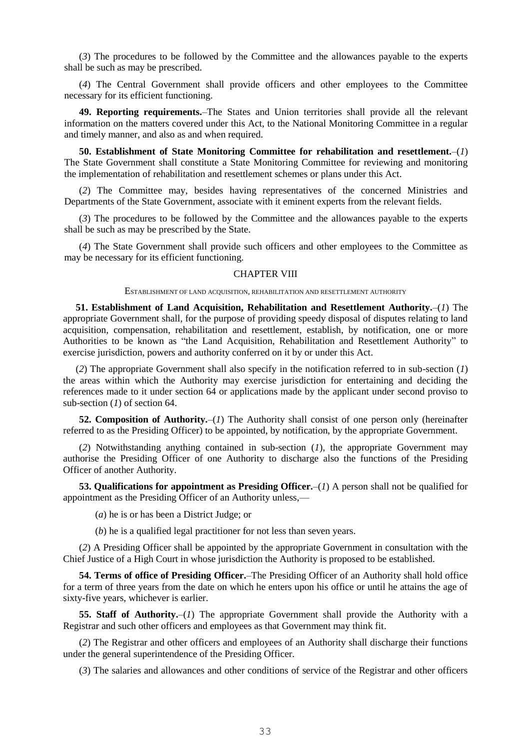(*3*) The procedures to be followed by the Committee and the allowances payable to the experts shall be such as may be prescribed.

(*4*) The Central Government shall provide officers and other employees to the Committee necessary for its efficient functioning.

**49. Reporting requirements.**–The States and Union territories shall provide all the relevant information on the matters covered under this Act, to the National Monitoring Committee in a regular and timely manner, and also as and when required.

**50. Establishment of State Monitoring Committee for rehabilitation and resettlement.**–(*1*) The State Government shall constitute a State Monitoring Committee for reviewing and monitoring the implementation of rehabilitation and resettlement schemes or plans under this Act.

(*2*) The Committee may, besides having representatives of the concerned Ministries and Departments of the State Government, associate with it eminent experts from the relevant fields.

(*3*) The procedures to be followed by the Committee and the allowances payable to the experts shall be such as may be prescribed by the State.

(*4*) The State Government shall provide such officers and other employees to the Committee as may be necessary for its efficient functioning.

## CHAPTER VIII

### ESTABLISHMENT OF LAND ACQUISITION, REHABILITATION AND RESETTLEMENT AUTHORITY

**51. Establishment of Land Acquisition, Rehabilitation and Resettlement Authority.**–(*1*) The appropriate Government shall, for the purpose of providing speedy disposal of disputes relating to land acquisition, compensation, rehabilitation and resettlement, establish, by notification, one or more Authorities to be known as "the Land Acquisition, Rehabilitation and Resettlement Authority" to exercise jurisdiction, powers and authority conferred on it by or under this Act.

(*2*) The appropriate Government shall also specify in the notification referred to in sub-section (*1*) the areas within which the Authority may exercise jurisdiction for entertaining and deciding the references made to it under section 64 or applications made by the applicant under second proviso to sub-section (*1*) of section 64.

**52. Composition of Authority.**–(*1*) The Authority shall consist of one person only (hereinafter referred to as the Presiding Officer) to be appointed, by notification, by the appropriate Government.

(*2*) Notwithstanding anything contained in sub-section (*1*), the appropriate Government may authorise the Presiding Officer of one Authority to discharge also the functions of the Presiding Officer of another Authority.

**53. Qualifications for appointment as Presiding Officer.**–(*1*) A person shall not be qualified for appointment as the Presiding Officer of an Authority unless,—

(*a*) he is or has been a District Judge; or

(*b*) he is a qualified legal practitioner for not less than seven years.

(*2*) A Presiding Officer shall be appointed by the appropriate Government in consultation with the Chief Justice of a High Court in whose jurisdiction the Authority is proposed to be established.

**54. Terms of office of Presiding Officer.**–The Presiding Officer of an Authority shall hold office for a term of three years from the date on which he enters upon his office or until he attains the age of sixty-five years, whichever is earlier.

**55. Staff of Authority.**–(*1*) The appropriate Government shall provide the Authority with a Registrar and such other officers and employees as that Government may think fit.

(*2*) The Registrar and other officers and employees of an Authority shall discharge their functions under the general superintendence of the Presiding Officer.

(*3*) The salaries and allowances and other conditions of service of the Registrar and other officers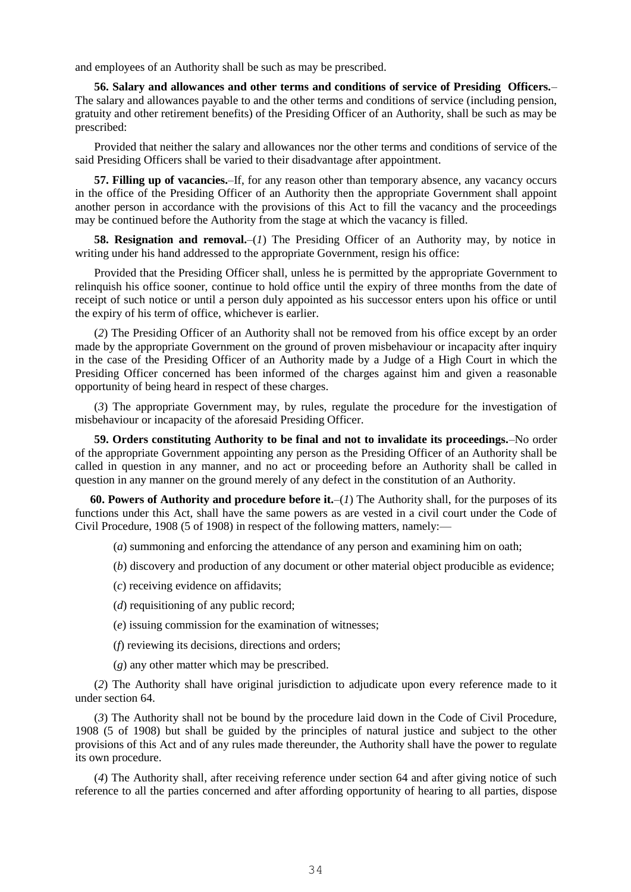and employees of an Authority shall be such as may be prescribed.

**56. Salary and allowances and other terms and conditions of service of Presiding Officers.**–The salary and allowances payable to and the other terms and conditions of service (including pension, gratuity and other retirement benefits) of the Presiding Officer of an Authority, shall be such as may be prescribed:

Provided that neither the salary and allowances nor the other terms and conditions of service of the said Presiding Officers shall be varied to their disadvantage after appointment.

**57. Filling up of vacancies.**–If, for any reason other than temporary absence, any vacancy occurs in the office of the Presiding Officer of an Authority then the appropriate Government shall appoint another person in accordance with the provisions of this Act to fill the vacancy and the proceedings may be continued before the Authority from the stage at which the vacancy is filled.

**58. Resignation and removal.**–(*1*) The Presiding Officer of an Authority may, by notice in writing under his hand addressed to the appropriate Government, resign his office:

Provided that the Presiding Officer shall, unless he is permitted by the appropriate Government to relinquish his office sooner, continue to hold office until the expiry of three months from the date of receipt of such notice or until a person duly appointed as his successor enters upon his office or until the expiry of his term of office, whichever is earlier.

(*2*) The Presiding Officer of an Authority shall not be removed from his office except by an order made by the appropriate Government on the ground of proven misbehaviour or incapacity after inquiry in the case of the Presiding Officer of an Authority made by a Judge of a High Court in which the Presiding Officer concerned has been informed of the charges against him and given a reasonable opportunity of being heard in respect of these charges.

(*3*) The appropriate Government may, by rules, regulate the procedure for the investigation of misbehaviour or incapacity of the aforesaid Presiding Officer.

**59. Orders constituting Authority to be final and not to invalidate its proceedings.**–No order of the appropriate Government appointing any person as the Presiding Officer of an Authority shall be called in question in any manner, and no act or proceeding before an Authority shall be called in question in any manner on the ground merely of any defect in the constitution of an Authority.

**60. Powers of Authority and procedure before it.**–(*1*) The Authority shall, for the purposes of its functions under this Act, shall have the same powers as are vested in a civil court under the Code of Civil Procedure, 1908 (5 of 1908) in respect of the following matters, namely:—

(*a*) summoning and enforcing the attendance of any person and examining him on oath;

(*b*) discovery and production of any document or other material object producible as evidence;

(*c*) receiving evidence on affidavits;

(*d*) requisitioning of any public record;

(*e*) issuing commission for the examination of witnesses;

(*f*) reviewing its decisions, directions and orders;

(*g*) any other matter which may be prescribed.

(*2*) The Authority shall have original jurisdiction to adjudicate upon every reference made to it under section 64.

(*3*) The Authority shall not be bound by the procedure laid down in the Code of Civil Procedure, 1908 (5 of 1908) but shall be guided by the principles of natural justice and subject to the other provisions of this Act and of any rules made thereunder, the Authority shall have the power to regulate its own procedure.

(*4*) The Authority shall, after receiving reference under section 64 and after giving notice of such reference to all the parties concerned and after affording opportunity of hearing to all parties, dispose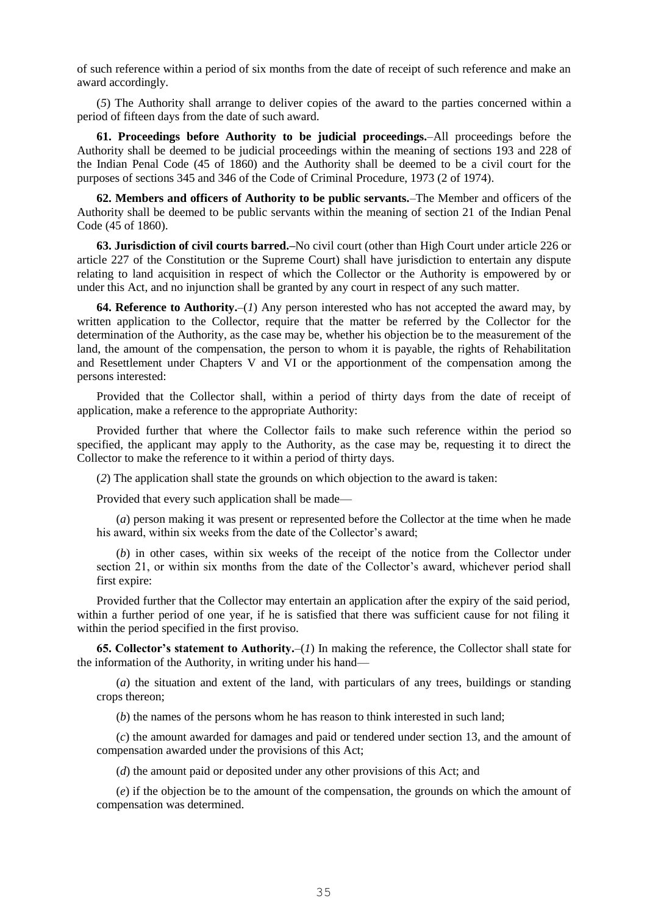of such reference within a period of six months from the date of receipt of such reference and make an award accordingly.

(*5*) The Authority shall arrange to deliver copies of the award to the parties concerned within a period of fifteen days from the date of such award.

**61. Proceedings before Authority to be judicial proceedings.**–All proceedings before the Authority shall be deemed to be judicial proceedings within the meaning of sections 193 and 228 of the Indian Penal Code (45 of 1860) and the Authority shall be deemed to be a civil court for the purposes of sections 345 and 346 of the Code of Criminal Procedure, 1973 (2 of 1974).

**62. Members and officers of Authority to be public servants.**–The Member and officers of the Authority shall be deemed to be public servants within the meaning of section 21 of the Indian Penal Code (45 of 1860).

**63. Jurisdiction of civil courts barred.–**No civil court (other than High Court under article 226 or article 227 of the Constitution or the Supreme Court) shall have jurisdiction to entertain any dispute relating to land acquisition in respect of which the Collector or the Authority is empowered by or under this Act, and no injunction shall be granted by any court in respect of any such matter.

**64. Reference to Authority.**–(*1*) Any person interested who has not accepted the award may, by written application to the Collector, require that the matter be referred by the Collector for the determination of the Authority, as the case may be, whether his objection be to the measurement of the land, the amount of the compensation, the person to whom it is payable, the rights of Rehabilitation and Resettlement under Chapters V and VI or the apportionment of the compensation among the persons interested:

Provided that the Collector shall, within a period of thirty days from the date of receipt of application, make a reference to the appropriate Authority:

Provided further that where the Collector fails to make such reference within the period so specified, the applicant may apply to the Authority, as the case may be, requesting it to direct the Collector to make the reference to it within a period of thirty days.

(*2*) The application shall state the grounds on which objection to the award is taken:

Provided that every such application shall be made—

(*a*) person making it was present or represented before the Collector at the time when he made his award, within six weeks from the date of the Collector's award;

(*b*) in other cases, within six weeks of the receipt of the notice from the Collector under section 21, or within six months from the date of the Collector's award, whichever period shall first expire:

Provided further that the Collector may entertain an application after the expiry of the said period, within a further period of one year, if he is satisfied that there was sufficient cause for not filing it within the period specified in the first proviso.

**65. Collector's statement to Authority.**–(*1*) In making the reference, the Collector shall state for the information of the Authority, in writing under his hand—

(*a*) the situation and extent of the land, with particulars of any trees, buildings or standing crops thereon;

(*b*) the names of the persons whom he has reason to think interested in such land;

(*c*) the amount awarded for damages and paid or tendered under section 13, and the amount of compensation awarded under the provisions of this Act;

(*d*) the amount paid or deposited under any other provisions of this Act; and

(*e*) if the objection be to the amount of the compensation, the grounds on which the amount of compensation was determined.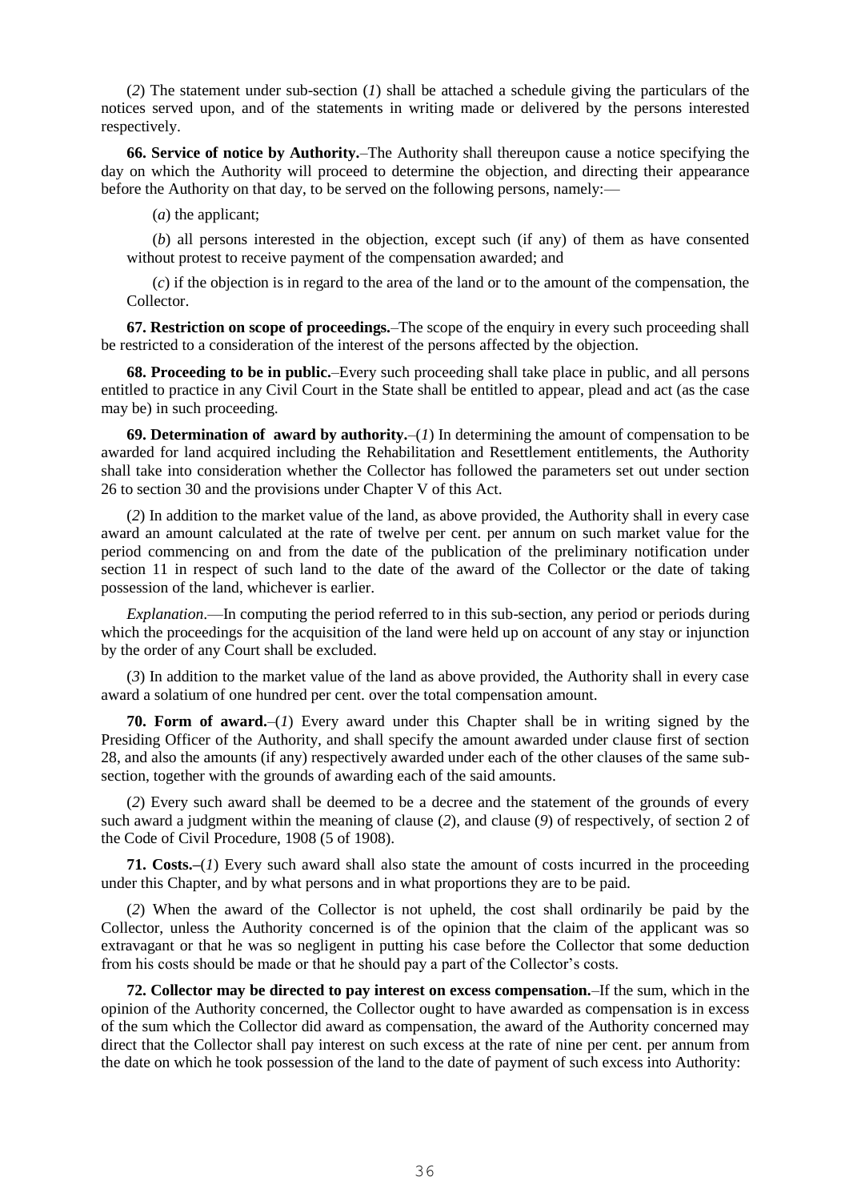(*2*) The statement under sub-section (*1*) shall be attached a schedule giving the particulars of the notices served upon, and of the statements in writing made or delivered by the persons interested respectively.

**66. Service of notice by Authority.**–The Authority shall thereupon cause a notice specifying the day on which the Authority will proceed to determine the objection, and directing their appearance before the Authority on that day, to be served on the following persons, namely:—

(*a*) the applicant;

(*b*) all persons interested in the objection, except such (if any) of them as have consented without protest to receive payment of the compensation awarded; and

(*c*) if the objection is in regard to the area of the land or to the amount of the compensation, the Collector.

**67. Restriction on scope of proceedings.**–The scope of the enquiry in every such proceeding shall be restricted to a consideration of the interest of the persons affected by the objection.

**68. Proceeding to be in public.**–Every such proceeding shall take place in public, and all persons entitled to practice in any Civil Court in the State shall be entitled to appear, plead and act (as the case may be) in such proceeding.

**69. Determination of award by authority.**–(*1*) In determining the amount of compensation to be awarded for land acquired including the Rehabilitation and Resettlement entitlements, the Authority shall take into consideration whether the Collector has followed the parameters set out under section 26 to section 30 and the provisions under Chapter V of this Act.

(*2*) In addition to the market value of the land, as above provided, the Authority shall in every case award an amount calculated at the rate of twelve per cent. per annum on such market value for the period commencing on and from the date of the publication of the preliminary notification under section 11 in respect of such land to the date of the award of the Collector or the date of taking possession of the land, whichever is earlier.

*Explanation*.—In computing the period referred to in this sub-section, any period or periods during which the proceedings for the acquisition of the land were held up on account of any stay or injunction by the order of any Court shall be excluded.

(*3*) In addition to the market value of the land as above provided, the Authority shall in every case award a solatium of one hundred per cent. over the total compensation amount.

**70. Form of award.**–(*1*) Every award under this Chapter shall be in writing signed by the Presiding Officer of the Authority, and shall specify the amount awarded under clause first of section 28, and also the amounts (if any) respectively awarded under each of the other clauses of the same sub-section, together with the grounds of awarding each of the said amounts.

(*2*) Every such award shall be deemed to be a decree and the statement of the grounds of every such award a judgment within the meaning of clause (*2*), and clause (*9*) of respectively, of section 2 of the Code of Civil Procedure, 1908 (5 of 1908).

**71. Costs.–**(*1*) Every such award shall also state the amount of costs incurred in the proceeding under this Chapter, and by what persons and in what proportions they are to be paid.

(*2*) When the award of the Collector is not upheld, the cost shall ordinarily be paid by the Collector, unless the Authority concerned is of the opinion that the claim of the applicant was so extravagant or that he was so negligent in putting his case before the Collector that some deduction from his costs should be made or that he should pay a part of the Collector's costs.

**72. Collector may be directed to pay interest on excess compensation.**–If the sum, which in the opinion of the Authority concerned, the Collector ought to have awarded as compensation is in excess of the sum which the Collector did award as compensation, the award of the Authority concerned may direct that the Collector shall pay interest on such excess at the rate of nine per cent. per annum from the date on which he took possession of the land to the date of payment of such excess into Authority: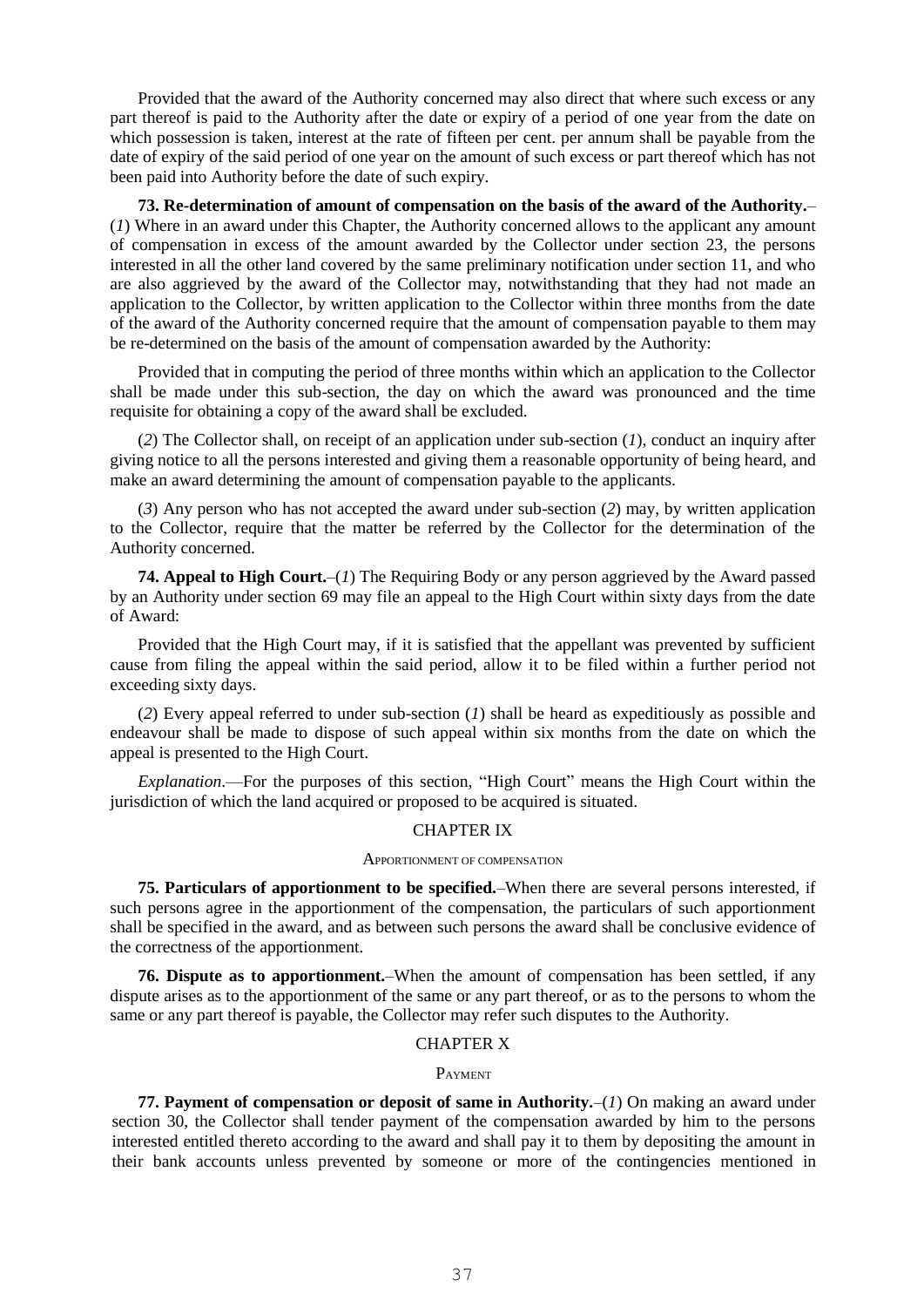Provided that the award of the Authority concerned may also direct that where such excess or any part thereof is paid to the Authority after the date or expiry of a period of one year from the date on which possession is taken, interest at the rate of fifteen per cent. per annum shall be payable from the date of expiry of the said period of one year on the amount of such excess or part thereof which has not been paid into Authority before the date of such expiry.

**73. Re-determination of amount of compensation on the basis of the award of the Authority.**–(*1*) Where in an award under this Chapter, the Authority concerned allows to the applicant any amount of compensation in excess of the amount awarded by the Collector under section 23, the persons interested in all the other land covered by the same preliminary notification under section 11, and who are also aggrieved by the award of the Collector may, notwithstanding that they had not made an application to the Collector, by written application to the Collector within three months from the date of the award of the Authority concerned require that the amount of compensation payable to them may be re-determined on the basis of the amount of compensation awarded by the Authority:

Provided that in computing the period of three months within which an application to the Collector shall be made under this sub-section, the day on which the award was pronounced and the time requisite for obtaining a copy of the award shall be excluded.

(*2*) The Collector shall, on receipt of an application under sub-section (*1*), conduct an inquiry after giving notice to all the persons interested and giving them a reasonable opportunity of being heard, and make an award determining the amount of compensation payable to the applicants.

(*3*) Any person who has not accepted the award under sub-section (*2*) may, by written application to the Collector, require that the matter be referred by the Collector for the determination of the Authority concerned.

**74. Appeal to High Court.**–(*1*) The Requiring Body or any person aggrieved by the Award passed by an Authority under section 69 may file an appeal to the High Court within sixty days from the date of Award:

Provided that the High Court may, if it is satisfied that the appellant was prevented by sufficient cause from filing the appeal within the said period, allow it to be filed within a further period not exceeding sixty days.

(*2*) Every appeal referred to under sub-section (*1*) shall be heard as expeditiously as possible and endeavour shall be made to dispose of such appeal within six months from the date on which the appeal is presented to the High Court.

*Explanation*.—For the purposes of this section, "High Court" means the High Court within the jurisdiction of which the land acquired or proposed to be acquired is situated.

## CHAPTER IX

### APPORTIONMENT OF COMPENSATION

**75. Particulars of apportionment to be specified.**–When there are several persons interested, if such persons agree in the apportionment of the compensation, the particulars of such apportionment shall be specified in the award, and as between such persons the award shall be conclusive evidence of the correctness of the apportionment.

**76. Dispute as to apportionment.**–When the amount of compensation has been settled, if any dispute arises as to the apportionment of the same or any part thereof, or as to the persons to whom the same or any part thereof is payable, the Collector may refer such disputes to the Authority.

## CHAPTER X

### PAYMENT

**77. Payment of compensation or deposit of same in Authority.**–(*1*) On making an award under section 30, the Collector shall tender payment of the compensation awarded by him to the persons interested entitled thereto according to the award and shall pay it to them by depositing the amount in their bank accounts unless prevented by someone or more of the contingencies mentioned in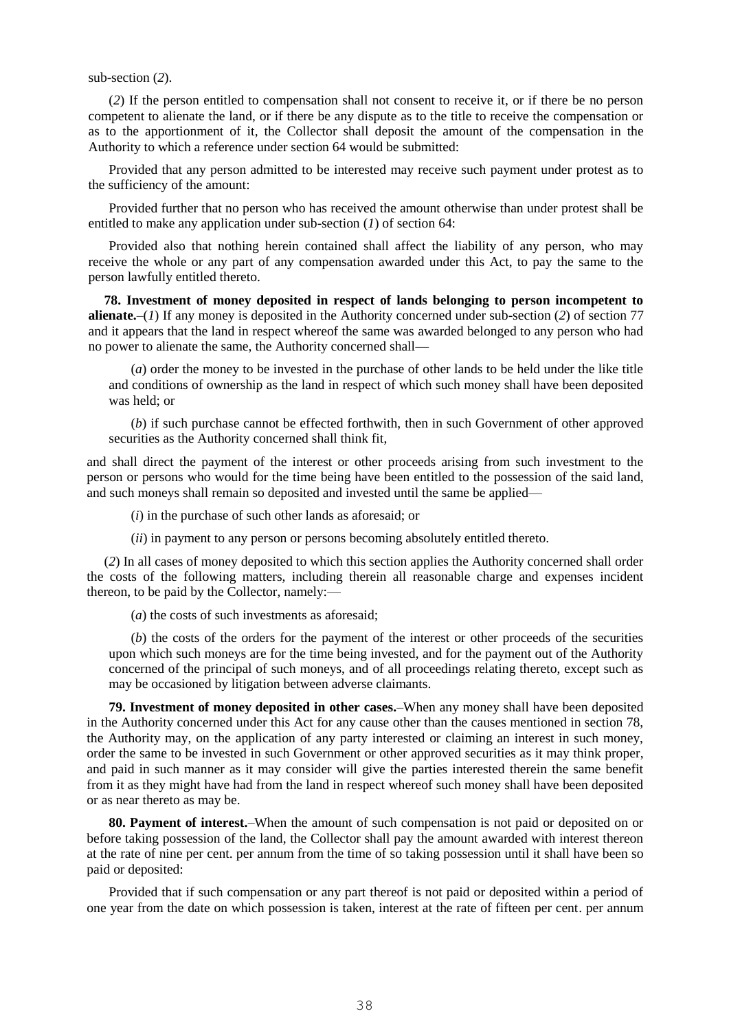sub-section (*2*).

(*2*) If the person entitled to compensation shall not consent to receive it, or if there be no person competent to alienate the land, or if there be any dispute as to the title to receive the compensation or as to the apportionment of it, the Collector shall deposit the amount of the compensation in the Authority to which a reference under section 64 would be submitted:

Provided that any person admitted to be interested may receive such payment under protest as to the sufficiency of the amount:

Provided further that no person who has received the amount otherwise than under protest shall be entitled to make any application under sub-section (*1*) of section 64:

Provided also that nothing herein contained shall affect the liability of any person, who may receive the whole or any part of any compensation awarded under this Act, to pay the same to the person lawfully entitled thereto.

**78. Investment of money deposited in respect of lands belonging to person incompetent to alienate.**–(*1*) If any money is deposited in the Authority concerned under sub-section (*2*) of section 77 and it appears that the land in respect whereof the same was awarded belonged to any person who had no power to alienate the same, the Authority concerned shall—

(*a*) order the money to be invested in the purchase of other lands to be held under the like title and conditions of ownership as the land in respect of which such money shall have been deposited was held; or

(*b*) if such purchase cannot be effected forthwith, then in such Government of other approved securities as the Authority concerned shall think fit,

and shall direct the payment of the interest or other proceeds arising from such investment to the person or persons who would for the time being have been entitled to the possession of the said land, and such moneys shall remain so deposited and invested until the same be applied—

(*i*) in the purchase of such other lands as aforesaid; or

(*ii*) in payment to any person or persons becoming absolutely entitled thereto.

(*2*) In all cases of money deposited to which this section applies the Authority concerned shall order the costs of the following matters, including therein all reasonable charge and expenses incident thereon, to be paid by the Collector, namely:—

(*a*) the costs of such investments as aforesaid;

(*b*) the costs of the orders for the payment of the interest or other proceeds of the securities upon which such moneys are for the time being invested, and for the payment out of the Authority concerned of the principal of such moneys, and of all proceedings relating thereto, except such as may be occasioned by litigation between adverse claimants.

**79. Investment of money deposited in other cases.**–When any money shall have been deposited in the Authority concerned under this Act for any cause other than the causes mentioned in section 78, the Authority may, on the application of any party interested or claiming an interest in such money, order the same to be invested in such Government or other approved securities as it may think proper, and paid in such manner as it may consider will give the parties interested therein the same benefit from it as they might have had from the land in respect whereof such money shall have been deposited or as near thereto as may be.

**80. Payment of interest.**–When the amount of such compensation is not paid or deposited on or before taking possession of the land, the Collector shall pay the amount awarded with interest thereon at the rate of nine per cent. per annum from the time of so taking possession until it shall have been so paid or deposited:

Provided that if such compensation or any part thereof is not paid or deposited within a period of one year from the date on which possession is taken, interest at the rate of fifteen per cent. per annum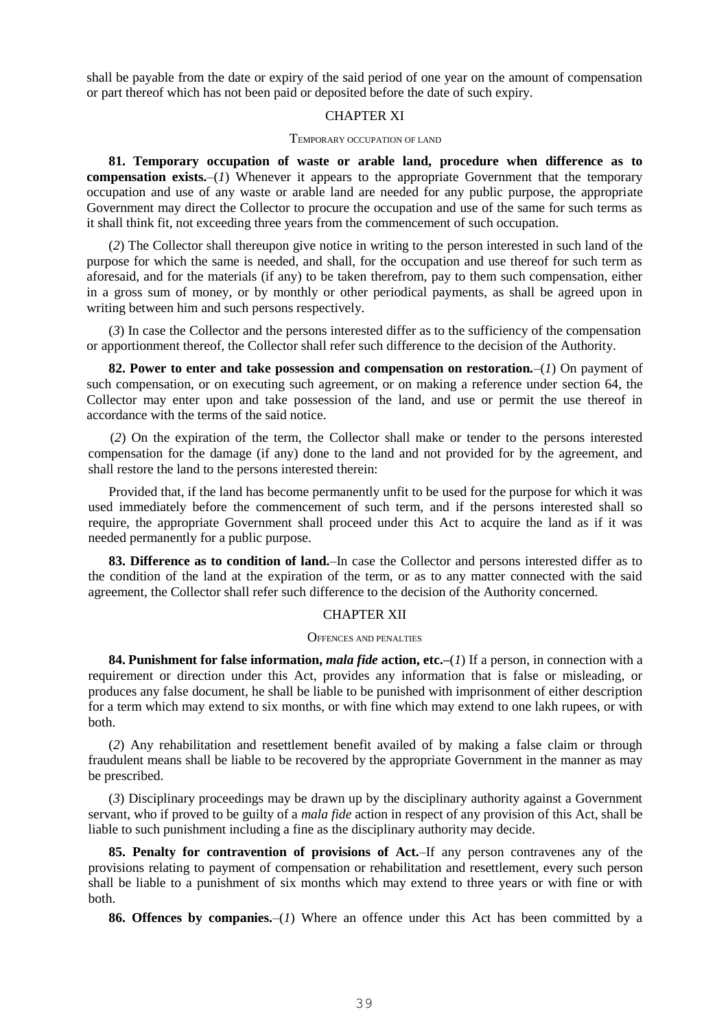shall be payable from the date or expiry of the said period of one year on the amount of compensation or part thereof which has not been paid or deposited before the date of such expiry.

## CHAPTER XI

### TEMPORARY OCCUPATION OF LAND

**81. Temporary occupation of waste or arable land, procedure when difference as to compensation exists.**–(*1*) Whenever it appears to the appropriate Government that the temporary occupation and use of any waste or arable land are needed for any public purpose, the appropriate Government may direct the Collector to procure the occupation and use of the same for such terms as it shall think fit, not exceeding three years from the commencement of such occupation.

(*2*) The Collector shall thereupon give notice in writing to the person interested in such land of the purpose for which the same is needed, and shall, for the occupation and use thereof for such term as aforesaid, and for the materials (if any) to be taken therefrom, pay to them such compensation, either in a gross sum of money, or by monthly or other periodical payments, as shall be agreed upon in writing between him and such persons respectively.

(*3*) In case the Collector and the persons interested differ as to the sufficiency of the compensation or apportionment thereof, the Collector shall refer such difference to the decision of the Authority.

**82. Power to enter and take possession and compensation on restoration.**–(*1*) On payment of such compensation, or on executing such agreement, or on making a reference under section 64, the Collector may enter upon and take possession of the land, and use or permit the use thereof in accordance with the terms of the said notice.

(*2*) On the expiration of the term, the Collector shall make or tender to the persons interested compensation for the damage (if any) done to the land and not provided for by the agreement, and shall restore the land to the persons interested therein:

Provided that, if the land has become permanently unfit to be used for the purpose for which it was used immediately before the commencement of such term, and if the persons interested shall so require, the appropriate Government shall proceed under this Act to acquire the land as if it was needed permanently for a public purpose.

**83. Difference as to condition of land.**–In case the Collector and persons interested differ as to the condition of the land at the expiration of the term, or as to any matter connected with the said agreement, the Collector shall refer such difference to the decision of the Authority concerned.

## CHAPTER XII

### OFFENCES AND PENALTIES

**84. Punishment for false information, *mala fide* action, etc.**–(*1*) If a person, in connection with a requirement or direction under this Act, provides any information that is false or misleading, or produces any false document, he shall be liable to be punished with imprisonment of either description for a term which may extend to six months, or with fine which may extend to one lakh rupees, or with both.

(*2*) Any rehabilitation and resettlement benefit availed of by making a false claim or through fraudulent means shall be liable to be recovered by the appropriate Government in the manner as may be prescribed.

(*3*) Disciplinary proceedings may be drawn up by the disciplinary authority against a Government servant, who if proved to be guilty of a *mala fide* action in respect of any provision of this Act, shall be liable to such punishment including a fine as the disciplinary authority may decide.

**85. Penalty for contravention of provisions of Act.**–If any person contravenes any of the provisions relating to payment of compensation or rehabilitation and resettlement, every such person shall be liable to a punishment of six months which may extend to three years or with fine or with both.

**86. Offences by companies.**–(*1*) Where an offence under this Act has been committed by a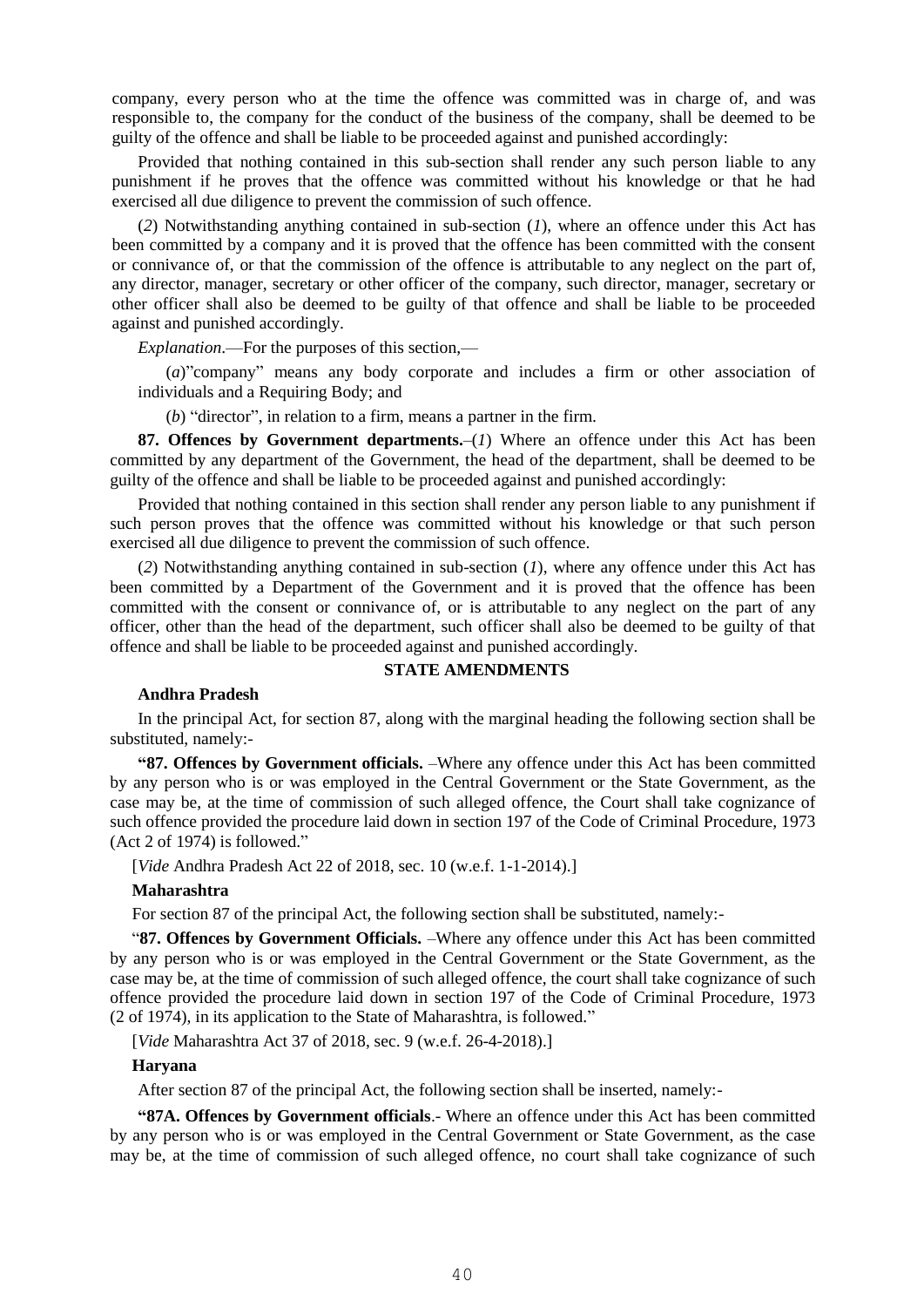company, every person who at the time the offence was committed was in charge of, and was responsible to, the company for the conduct of the business of the company, shall be deemed to be guilty of the offence and shall be liable to be proceeded against and punished accordingly:

Provided that nothing contained in this sub-section shall render any such person liable to any punishment if he proves that the offence was committed without his knowledge or that he had exercised all due diligence to prevent the commission of such offence.

(*2*) Notwithstanding anything contained in sub-section (*1*), where an offence under this Act has been committed by a company and it is proved that the offence has been committed with the consent or connivance of, or that the commission of the offence is attributable to any neglect on the part of, any director, manager, secretary or other officer of the company, such director, manager, secretary or other officer shall also be deemed to be guilty of that offence and shall be liable to be proceeded against and punished accordingly.

*Explanation*.—For the purposes of this section,—

(*a*)"company" means any body corporate and includes a firm or other association of individuals and a Requiring Body; and

(*b*) "director", in relation to a firm, means a partner in the firm.

**87. Offences by Government departments.**–(*1*) Where an offence under this Act has been committed by any department of the Government, the head of the department, shall be deemed to be guilty of the offence and shall be liable to be proceeded against and punished accordingly:

Provided that nothing contained in this section shall render any person liable to any punishment if such person proves that the offence was committed without his knowledge or that such person exercised all due diligence to prevent the commission of such offence.

(*2*) Notwithstanding anything contained in sub-section (*1*), where any offence under this Act has been committed by a Department of the Government and it is proved that the offence has been committed with the consent or connivance of, or is attributable to any neglect on the part of any officer, other than the head of the department, such officer shall also be deemed to be guilty of that offence and shall be liable to be proceeded against and punished accordingly.

**STATE AMENDMENTS**

**Andhra Pradesh**

In the principal Act, for section 87, along with the marginal heading the following section shall be substituted, namely:-

**"87. Offences by Government officials.** –Where any offence under this Act has been committed by any person who is or was employed in the Central Government or the State Government, as the case may be, at the time of commission of such alleged offence, the Court shall take cognizance of such offence provided the procedure laid down in section 197 of the Code of Criminal Procedure, 1973 (Act 2 of 1974) is followed."

[*Vide* Andhra Pradesh Act 22 of 2018, sec. 10 (w.e.f. 1-1-2014).]

**Maharashtra**

For section 87 of the principal Act, the following section shall be substituted, namely:-

"**87. Offences by Government Officials.** –Where any offence under this Act has been committed by any person who is or was employed in the Central Government or the State Government, as the case may be, at the time of commission of such alleged offence, the court shall take cognizance of such offence provided the procedure laid down in section 197 of the Code of Criminal Procedure, 1973 (2 of 1974), in its application to the State of Maharashtra, is followed."

[*Vide* Maharashtra Act 37 of 2018, sec. 9 (w.e.f. 26-4-2018).]

**Haryana**

After section 87 of the principal Act, the following section shall be inserted, namely:-

**"87A. Offences by Government officials**.- Where an offence under this Act has been committed by any person who is or was employed in the Central Government or State Government, as the case may be, at the time of commission of such alleged offence, no court shall take cognizance of such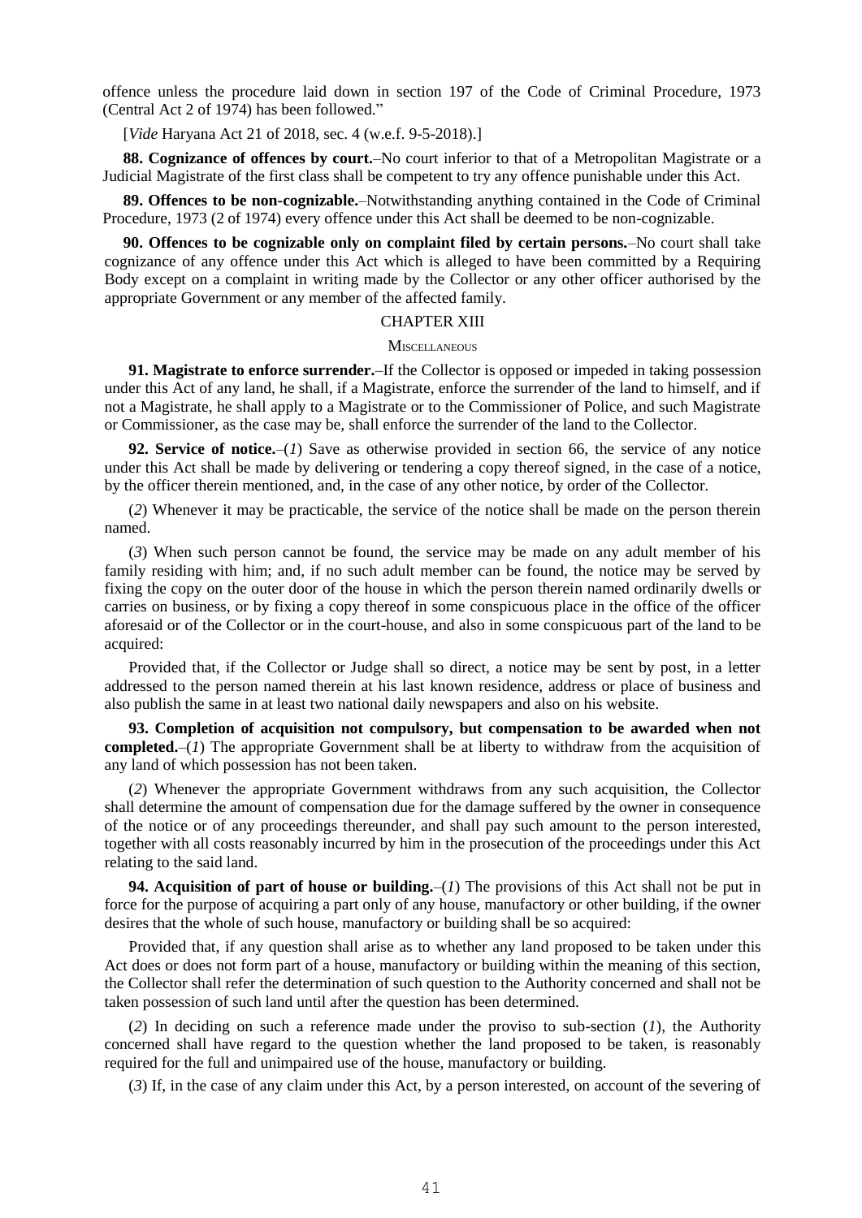offence unless the procedure laid down in section 197 of the Code of Criminal Procedure, 1973 (Central Act 2 of 1974) has been followed."

[*Vide* Haryana Act 21 of 2018, sec. 4 (w.e.f. 9-5-2018).]

**88. Cognizance of offences by court.**–No court inferior to that of a Metropolitan Magistrate or a Judicial Magistrate of the first class shall be competent to try any offence punishable under this Act.

**89. Offences to be non-cognizable.**–Notwithstanding anything contained in the Code of Criminal Procedure, 1973 (2 of 1974) every offence under this Act shall be deemed to be non-cognizable.

**90. Offences to be cognizable only on complaint filed by certain persons.**–No court shall take cognizance of any offence under this Act which is alleged to have been committed by a Requiring Body except on a complaint in writing made by the Collector or any other officer authorised by the appropriate Government or any member of the affected family.

## CHAPTER XIII

### MISCELLANEOUS

**91. Magistrate to enforce surrender.**–If the Collector is opposed or impeded in taking possession under this Act of any land, he shall, if a Magistrate, enforce the surrender of the land to himself, and if not a Magistrate, he shall apply to a Magistrate or to the Commissioner of Police, and such Magistrate or Commissioner, as the case may be, shall enforce the surrender of the land to the Collector.

**92. Service of notice.**–(*1*) Save as otherwise provided in section 66, the service of any notice under this Act shall be made by delivering or tendering a copy thereof signed, in the case of a notice, by the officer therein mentioned, and, in the case of any other notice, by order of the Collector.

(*2*) Whenever it may be practicable, the service of the notice shall be made on the person therein named.

(*3*) When such person cannot be found, the service may be made on any adult member of his family residing with him; and, if no such adult member can be found, the notice may be served by fixing the copy on the outer door of the house in which the person therein named ordinarily dwells or carries on business, or by fixing a copy thereof in some conspicuous place in the office of the officer aforesaid or of the Collector or in the court-house, and also in some conspicuous part of the land to be acquired:

Provided that, if the Collector or Judge shall so direct, a notice may be sent by post, in a letter addressed to the person named therein at his last known residence, address or place of business and also publish the same in at least two national daily newspapers and also on his website.

**93. Completion of acquisition not compulsory, but compensation to be awarded when not completed.**–(*1*) The appropriate Government shall be at liberty to withdraw from the acquisition of any land of which possession has not been taken.

(*2*) Whenever the appropriate Government withdraws from any such acquisition, the Collector shall determine the amount of compensation due for the damage suffered by the owner in consequence of the notice or of any proceedings thereunder, and shall pay such amount to the person interested, together with all costs reasonably incurred by him in the prosecution of the proceedings under this Act relating to the said land.

**94. Acquisition of part of house or building.**–(*1*) The provisions of this Act shall not be put in force for the purpose of acquiring a part only of any house, manufactory or other building, if the owner desires that the whole of such house, manufactory or building shall be so acquired:

Provided that, if any question shall arise as to whether any land proposed to be taken under this Act does or does not form part of a house, manufactory or building within the meaning of this section, the Collector shall refer the determination of such question to the Authority concerned and shall not be taken possession of such land until after the question has been determined.

(*2*) In deciding on such a reference made under the proviso to sub-section (*1*), the Authority concerned shall have regard to the question whether the land proposed to be taken, is reasonably required for the full and unimpaired use of the house, manufactory or building.

(*3*) If, in the case of any claim under this Act, by a person interested, on account of the severing of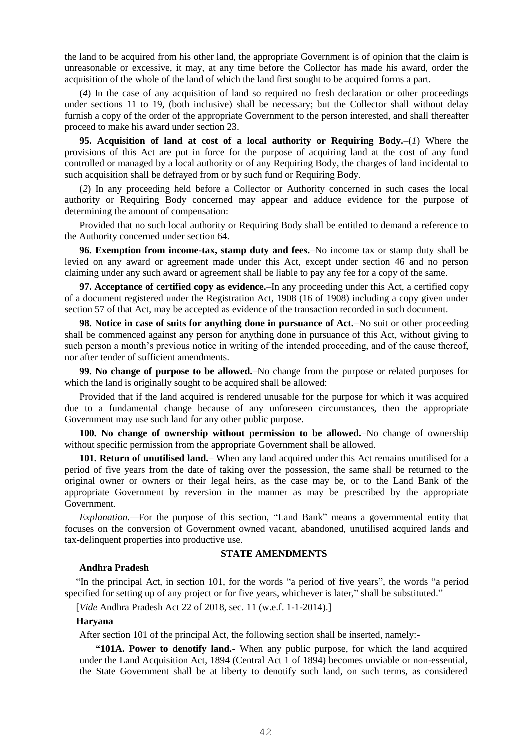the land to be acquired from his other land, the appropriate Government is of opinion that the claim is unreasonable or excessive, it may, at any time before the Collector has made his award, order the acquisition of the whole of the land of which the land first sought to be acquired forms a part.

(*4*) In the case of any acquisition of land so required no fresh declaration or other proceedings under sections 11 to 19, (both inclusive) shall be necessary; but the Collector shall without delay furnish a copy of the order of the appropriate Government to the person interested, and shall thereafter proceed to make his award under section 23.

**95. Acquisition of land at cost of a local authority or Requiring Body.**–(*1*) Where the provisions of this Act are put in force for the purpose of acquiring land at the cost of any fund controlled or managed by a local authority or of any Requiring Body, the charges of land incidental to such acquisition shall be defrayed from or by such fund or Requiring Body.

(*2*) In any proceeding held before a Collector or Authority concerned in such cases the local authority or Requiring Body concerned may appear and adduce evidence for the purpose of determining the amount of compensation:

Provided that no such local authority or Requiring Body shall be entitled to demand a reference to the Authority concerned under section 64.

**96. Exemption from income-tax, stamp duty and fees.**–No income tax or stamp duty shall be levied on any award or agreement made under this Act, except under section 46 and no person claiming under any such award or agreement shall be liable to pay any fee for a copy of the same.

**97. Acceptance of certified copy as evidence.**–In any proceeding under this Act, a certified copy of a document registered under the Registration Act, 1908 (16 of 1908) including a copy given under section 57 of that Act, may be accepted as evidence of the transaction recorded in such document.

**98. Notice in case of suits for anything done in pursuance of Act.**–No suit or other proceeding shall be commenced against any person for anything done in pursuance of this Act, without giving to such person a month's previous notice in writing of the intended proceeding, and of the cause thereof, nor after tender of sufficient amendments.

**99. No change of purpose to be allowed.**–No change from the purpose or related purposes for which the land is originally sought to be acquired shall be allowed:

Provided that if the land acquired is rendered unusable for the purpose for which it was acquired due to a fundamental change because of any unforeseen circumstances, then the appropriate Government may use such land for any other public purpose.

**100. No change of ownership without permission to be allowed.**–No change of ownership without specific permission from the appropriate Government shall be allowed.

**101. Return of unutilised land.**– When any land acquired under this Act remains unutilised for a period of five years from the date of taking over the possession, the same shall be returned to the original owner or owners or their legal heirs, as the case may be, or to the Land Bank of the appropriate Government by reversion in the manner as may be prescribed by the appropriate Government.

*Explanation.*—For the purpose of this section, "Land Bank" means a governmental entity that focuses on the conversion of Government owned vacant, abandoned, unutilised acquired lands and tax-delinquent properties into productive use.

**STATE AMENDMENTS**

**Andhra Pradesh**

"In the principal Act, in section 101, for the words "a period of five years", the words "a period specified for setting up of any project or for five years, whichever is later," shall be substituted."

[*Vide* Andhra Pradesh Act 22 of 2018, sec. 11 (w.e.f. 1-1-2014).]

**Haryana**

After section 101 of the principal Act, the following section shall be inserted, namely:-

**"101A. Power to denotify land.-** When any public purpose, for which the land acquired under the Land Acquisition Act, 1894 (Central Act 1 of 1894) becomes unviable or non-essential, the State Government shall be at liberty to denotify such land, on such terms, as considered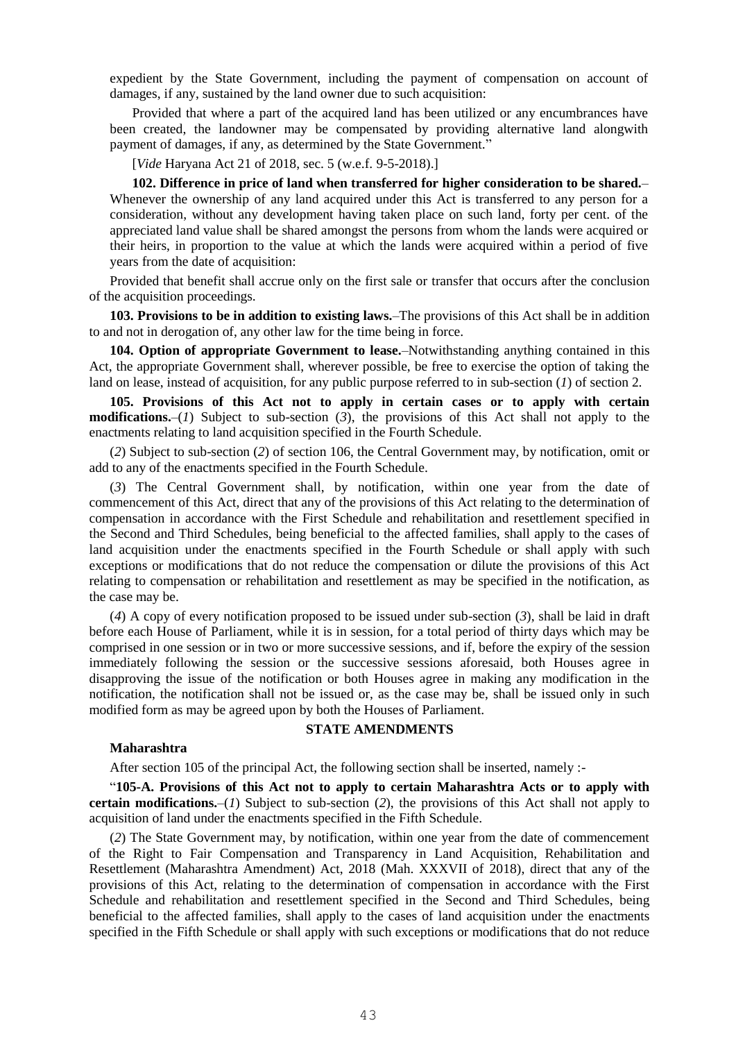expedient by the State Government, including the payment of compensation on account of damages, if any, sustained by the land owner due to such acquisition:

Provided that where a part of the acquired land has been utilized or any encumbrances have been created, the landowner may be compensated by providing alternative land alongwith payment of damages, if any, as determined by the State Government."

[*Vide* Haryana Act 21 of 2018, sec. 5 (w.e.f. 9-5-2018).]

**102. Difference in price of land when transferred for higher consideration to be shared.**–Whenever the ownership of any land acquired under this Act is transferred to any person for a consideration, without any development having taken place on such land, forty per cent. of the appreciated land value shall be shared amongst the persons from whom the lands were acquired or their heirs, in proportion to the value at which the lands were acquired within a period of five years from the date of acquisition:

Provided that benefit shall accrue only on the first sale or transfer that occurs after the conclusion of the acquisition proceedings.

**103. Provisions to be in addition to existing laws.**–The provisions of this Act shall be in addition to and not in derogation of, any other law for the time being in force.

**104. Option of appropriate Government to lease.**–Notwithstanding anything contained in this Act, the appropriate Government shall, wherever possible, be free to exercise the option of taking the land on lease, instead of acquisition, for any public purpose referred to in sub-section (*1*) of section 2.

**105. Provisions of this Act not to apply in certain cases or to apply with certain modifications.**–(*1*) Subject to sub-section (*3*), the provisions of this Act shall not apply to the enactments relating to land acquisition specified in the Fourth Schedule.

(*2*) Subject to sub-section (*2*) of section 106, the Central Government may, by notification, omit or add to any of the enactments specified in the Fourth Schedule.

(*3*) The Central Government shall, by notification, within one year from the date of commencement of this Act, direct that any of the provisions of this Act relating to the determination of compensation in accordance with the First Schedule and rehabilitation and resettlement specified in the Second and Third Schedules, being beneficial to the affected families, shall apply to the cases of land acquisition under the enactments specified in the Fourth Schedule or shall apply with such exceptions or modifications that do not reduce the compensation or dilute the provisions of this Act relating to compensation or rehabilitation and resettlement as may be specified in the notification, as the case may be.

(*4*) A copy of every notification proposed to be issued under sub-section (*3*), shall be laid in draft before each House of Parliament, while it is in session, for a total period of thirty days which may be comprised in one session or in two or more successive sessions, and if, before the expiry of the session immediately following the session or the successive sessions aforesaid, both Houses agree in disapproving the issue of the notification or both Houses agree in making any modification in the notification, the notification shall not be issued or, as the case may be, shall be issued only in such modified form as may be agreed upon by both the Houses of Parliament.

**STATE AMENDMENTS**

**Maharashtra**

After section 105 of the principal Act, the following section shall be inserted, namely :-

"**105-A. Provisions of this Act not to apply to certain Maharashtra Acts or to apply with certain modifications.**–(*1*) Subject to sub-section (*2*), the provisions of this Act shall not apply to acquisition of land under the enactments specified in the Fifth Schedule.

(*2*) The State Government may, by notification, within one year from the date of commencement of the Right to Fair Compensation and Transparency in Land Acquisition, Rehabilitation and Resettlement (Maharashtra Amendment) Act, 2018 (Mah. XXXVII of 2018), direct that any of the provisions of this Act, relating to the determination of compensation in accordance with the First Schedule and rehabilitation and resettlement specified in the Second and Third Schedules, being beneficial to the affected families, shall apply to the cases of land acquisition under the enactments specified in the Fifth Schedule or shall apply with such exceptions or modifications that do not reduce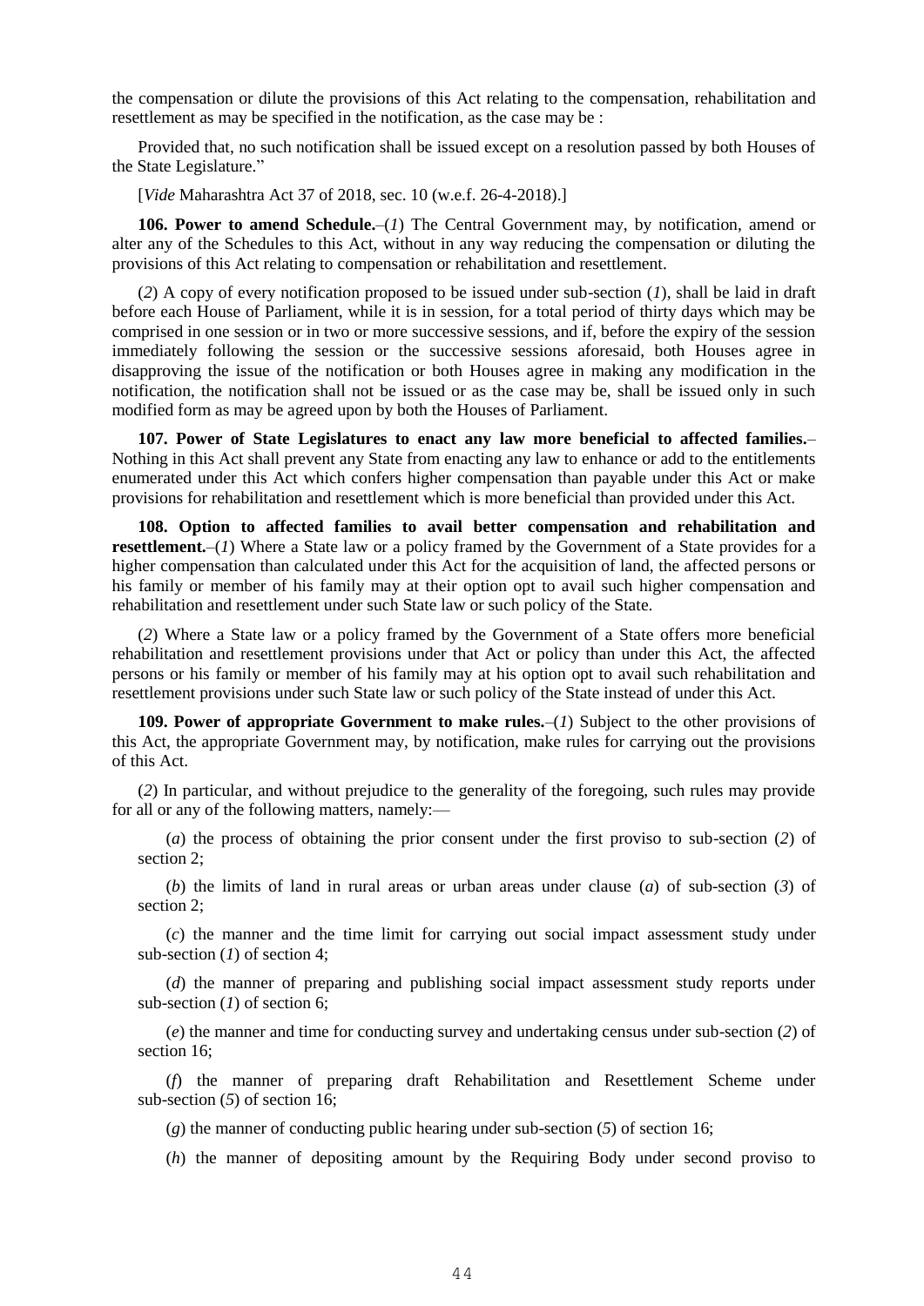the compensation or dilute the provisions of this Act relating to the compensation, rehabilitation and resettlement as may be specified in the notification, as the case may be :

Provided that, no such notification shall be issued except on a resolution passed by both Houses of the State Legislature."

[*Vide* Maharashtra Act 37 of 2018, sec. 10 (w.e.f. 26-4-2018).]

**106. Power to amend Schedule.**–(*1*) The Central Government may, by notification, amend or alter any of the Schedules to this Act, without in any way reducing the compensation or diluting the provisions of this Act relating to compensation or rehabilitation and resettlement.

(*2*) A copy of every notification proposed to be issued under sub-section (*1*), shall be laid in draft before each House of Parliament, while it is in session, for a total period of thirty days which may be comprised in one session or in two or more successive sessions, and if, before the expiry of the session immediately following the session or the successive sessions aforesaid, both Houses agree in disapproving the issue of the notification or both Houses agree in making any modification in the notification, the notification shall not be issued or as the case may be, shall be issued only in such modified form as may be agreed upon by both the Houses of Parliament.

**107. Power of State Legislatures to enact any law more beneficial to affected families.**– Nothing in this Act shall prevent any State from enacting any law to enhance or add to the entitlements enumerated under this Act which confers higher compensation than payable under this Act or make provisions for rehabilitation and resettlement which is more beneficial than provided under this Act.

**108. Option to affected families to avail better compensation and rehabilitation and resettlement.**–(*1*) Where a State law or a policy framed by the Government of a State provides for a higher compensation than calculated under this Act for the acquisition of land, the affected persons or his family or member of his family may at their option opt to avail such higher compensation and rehabilitation and resettlement under such State law or such policy of the State.

(*2*) Where a State law or a policy framed by the Government of a State offers more beneficial rehabilitation and resettlement provisions under that Act or policy than under this Act, the affected persons or his family or member of his family may at his option opt to avail such rehabilitation and resettlement provisions under such State law or such policy of the State instead of under this Act.

**109. Power of appropriate Government to make rules.**–(*1*) Subject to the other provisions of this Act, the appropriate Government may, by notification, make rules for carrying out the provisions of this Act.

(*2*) In particular, and without prejudice to the generality of the foregoing, such rules may provide for all or any of the following matters, namely:—

(*a*) the process of obtaining the prior consent under the first proviso to sub-section (*2*) of section 2;

(*b*) the limits of land in rural areas or urban areas under clause (*a*) of sub-section (*3*) of section 2;

(*c*) the manner and the time limit for carrying out social impact assessment study under sub-section (*1*) of section 4;

(*d*) the manner of preparing and publishing social impact assessment study reports under sub-section (*1*) of section 6;

(*e*) the manner and time for conducting survey and undertaking census under sub-section (*2*) of section 16;

(*f*) the manner of preparing draft Rehabilitation and Resettlement Scheme under sub-section (*5*) of section 16;

(*g*) the manner of conducting public hearing under sub-section (*5*) of section 16;

(*h*) the manner of depositing amount by the Requiring Body under second proviso to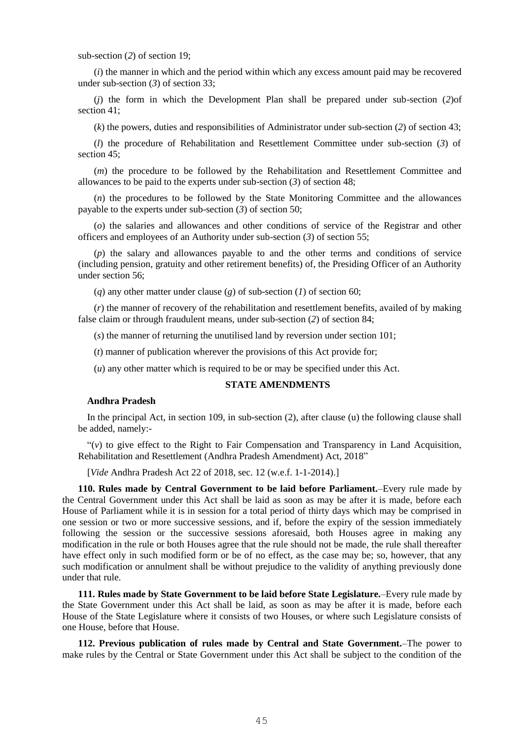sub-section (*2*) of section 19;

(*i*) the manner in which and the period within which any excess amount paid may be recovered under sub-section (*3*) of section 33;

(*j*) the form in which the Development Plan shall be prepared under sub-section (*2*)of section 41;

(*k*) the powers, duties and responsibilities of Administrator under sub-section (*2*) of section 43;

(*l*) the procedure of Rehabilitation and Resettlement Committee under sub-section (*3*) of section 45;

(*m*) the procedure to be followed by the Rehabilitation and Resettlement Committee and allowances to be paid to the experts under sub-section (*3*) of section 48;

(*n*) the procedures to be followed by the State Monitoring Committee and the allowances payable to the experts under sub-section (*3*) of section 50;

(*o*) the salaries and allowances and other conditions of service of the Registrar and other officers and employees of an Authority under sub-section (*3*) of section 55;

(*p*) the salary and allowances payable to and the other terms and conditions of service (including pension, gratuity and other retirement benefits) of, the Presiding Officer of an Authority under section 56;

(*q*) any other matter under clause (*g*) of sub-section (*1*) of section 60;

(*r*) the manner of recovery of the rehabilitation and resettlement benefits, availed of by making false claim or through fraudulent means, under sub-section (*2*) of section 84;

(*s*) the manner of returning the unutilised land by reversion under section 101;

(*t*) manner of publication wherever the provisions of this Act provide for;

(*u*) any other matter which is required to be or may be specified under this Act.

**STATE AMENDMENTS**

**Andhra Pradesh**

In the principal Act, in section 109, in sub-section (2), after clause (u) the following clause shall be added, namely:-

"(*v*) to give effect to the Right to Fair Compensation and Transparency in Land Acquisition, Rehabilitation and Resettlement (Andhra Pradesh Amendment) Act, 2018"

[*Vide* Andhra Pradesh Act 22 of 2018, sec. 12 (w.e.f. 1-1-2014).]

**110. Rules made by Central Government to be laid before Parliament.**–Every rule made by the Central Government under this Act shall be laid as soon as may be after it is made, before each House of Parliament while it is in session for a total period of thirty days which may be comprised in one session or two or more successive sessions, and if, before the expiry of the session immediately following the session or the successive sessions aforesaid, both Houses agree in making any modification in the rule or both Houses agree that the rule should not be made, the rule shall thereafter have effect only in such modified form or be of no effect, as the case may be; so, however, that any such modification or annulment shall be without prejudice to the validity of anything previously done under that rule.

**111. Rules made by State Government to be laid before State Legislature.**–Every rule made by the State Government under this Act shall be laid, as soon as may be after it is made, before each House of the State Legislature where it consists of two Houses, or where such Legislature consists of one House, before that House.

**112. Previous publication of rules made by Central and State Government.**–The power to make rules by the Central or State Government under this Act shall be subject to the condition of the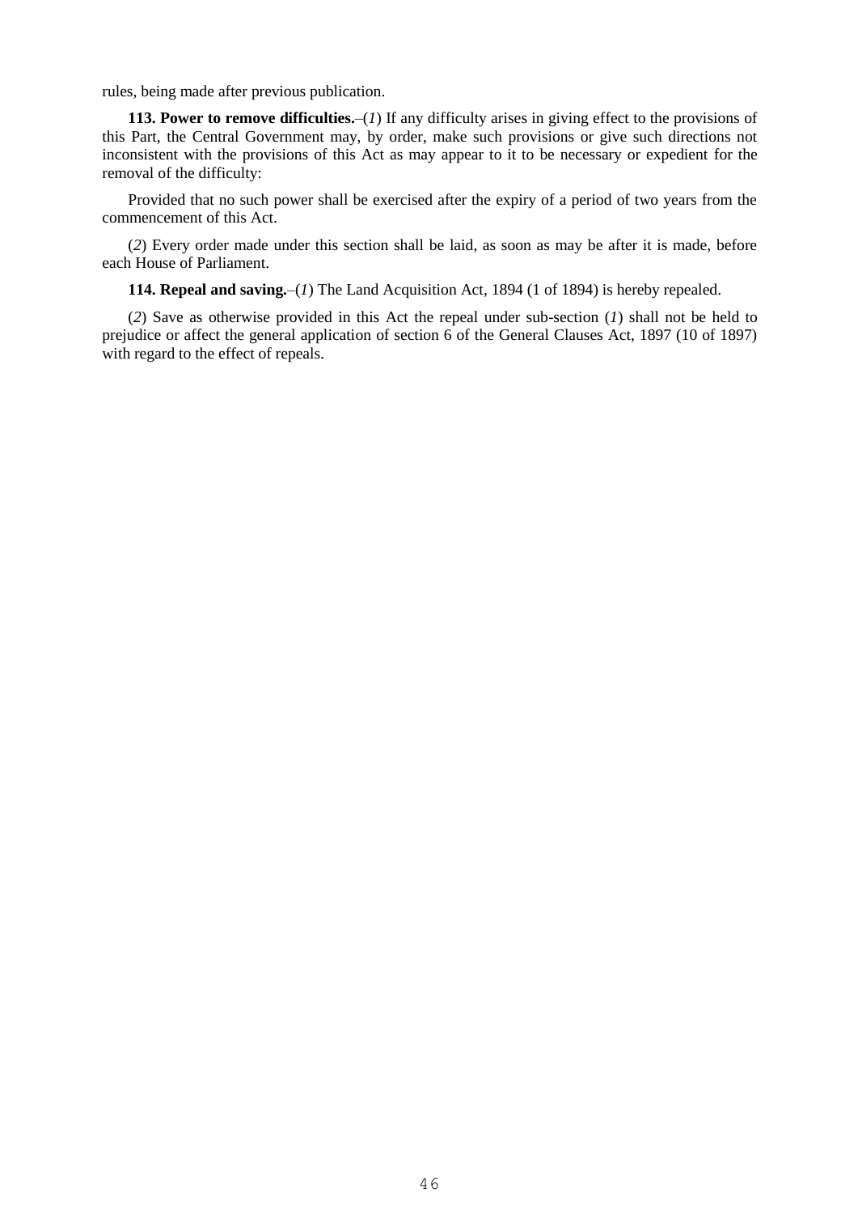rules, being made after previous publication.

**113. Power to remove difficulties.**–(*1*) If any difficulty arises in giving effect to the provisions of this Part, the Central Government may, by order, make such provisions or give such directions not inconsistent with the provisions of this Act as may appear to it to be necessary or expedient for the removal of the difficulty:

Provided that no such power shall be exercised after the expiry of a period of two years from the commencement of this Act.

(*2*) Every order made under this section shall be laid, as soon as may be after it is made, before each House of Parliament.

**114. Repeal and saving.**–(*1*) The Land Acquisition Act, 1894 (1 of 1894) is hereby repealed.

(*2*) Save as otherwise provided in this Act the repeal under sub-section (*1*) shall not be held to prejudice or affect the general application of section 6 of the General Clauses Act, 1897 (10 of 1897) with regard to the effect of repeals.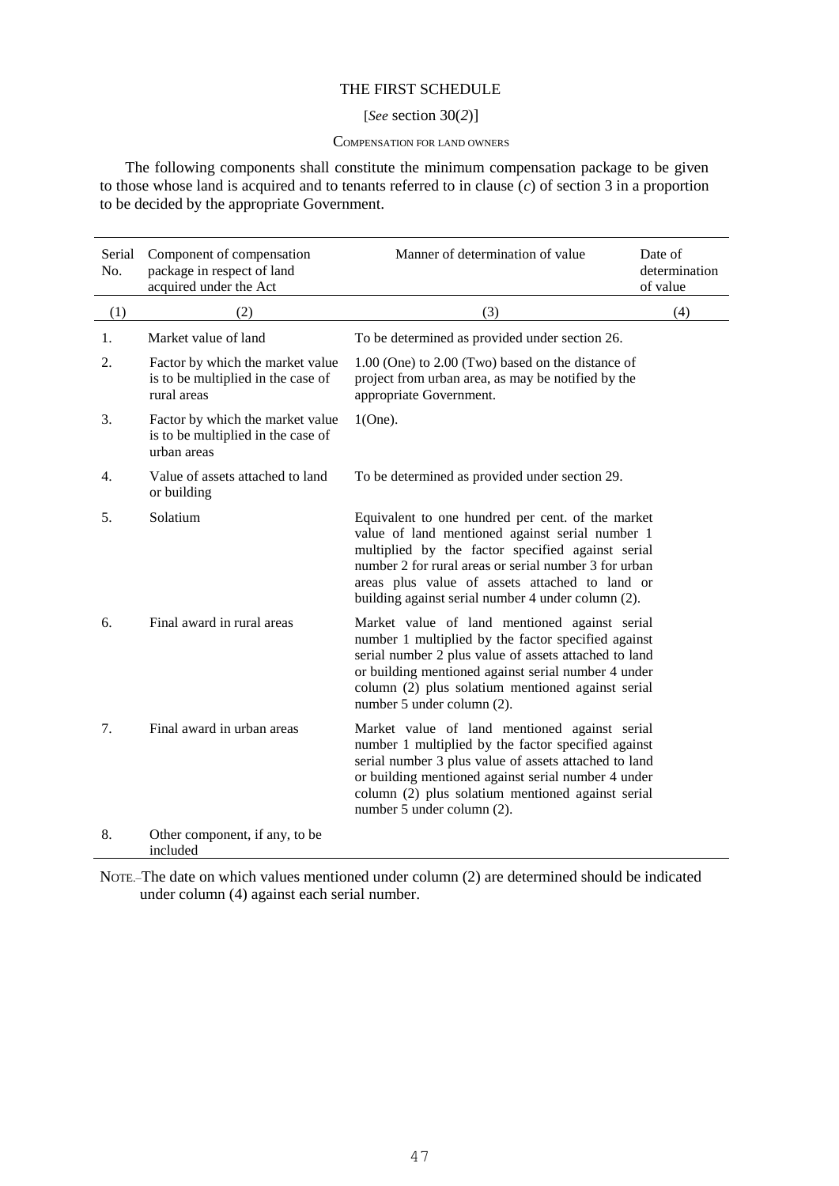# THE FIRST SCHEDULE

[*See* section 30(*2*)]

COMPENSATION FOR LAND OWNERS

The following components shall constitute the minimum compensation package to be given to those whose land is acquired and to tenants referred to in clause (*c*) of section 3 in a proportion to be decided by the appropriate Government.

| Serial No. | Component of compensation package in respect of land acquired under the Act | Manner of determination of value | Date of determination of value |
|---|---|---|---|
| (1) | (2) | (3) | (4) |
| 1. | Market value of land | To be determined as provided under section 26. | |
| 2. | Factor by which the market value is to be multiplied in the case of rural areas | 1.00 (One) to 2.00 (Two) based on the distance of project from urban area, as may be notified by the appropriate Government. | |
| 3. | Factor by which the market value is to be multiplied in the case of urban areas | 1(One). | |
| 4. | Value of assets attached to land or building | To be determined as provided under section 29. | |
| 5. | Solatium | Equivalent to one hundred per cent. of the market value of land mentioned against serial number 1 multiplied by the factor specified against serial number 2 for rural areas or serial number 3 for urban areas plus value of assets attached to land or building against serial number 4 under column (2). | |
| 6. | Final award in rural areas | Market value of land mentioned against serial number 1 multiplied by the factor specified against serial number 2 plus value of assets attached to land or building mentioned against serial number 4 under column (2) plus solatium mentioned against serial number 5 under column (2). | |
| 7. | Final award in urban areas | Market value of land mentioned against serial number 1 multiplied by the factor specified against serial number 3 plus value of assets attached to land or building mentioned against serial number 4 under column (2) plus solatium mentioned against serial number 5 under column (2). | |
| 8. | Other component, if any, to be included | | |

NOTE.–The date on which values mentioned under column (2) are determined should be indicated under column (4) against each serial number.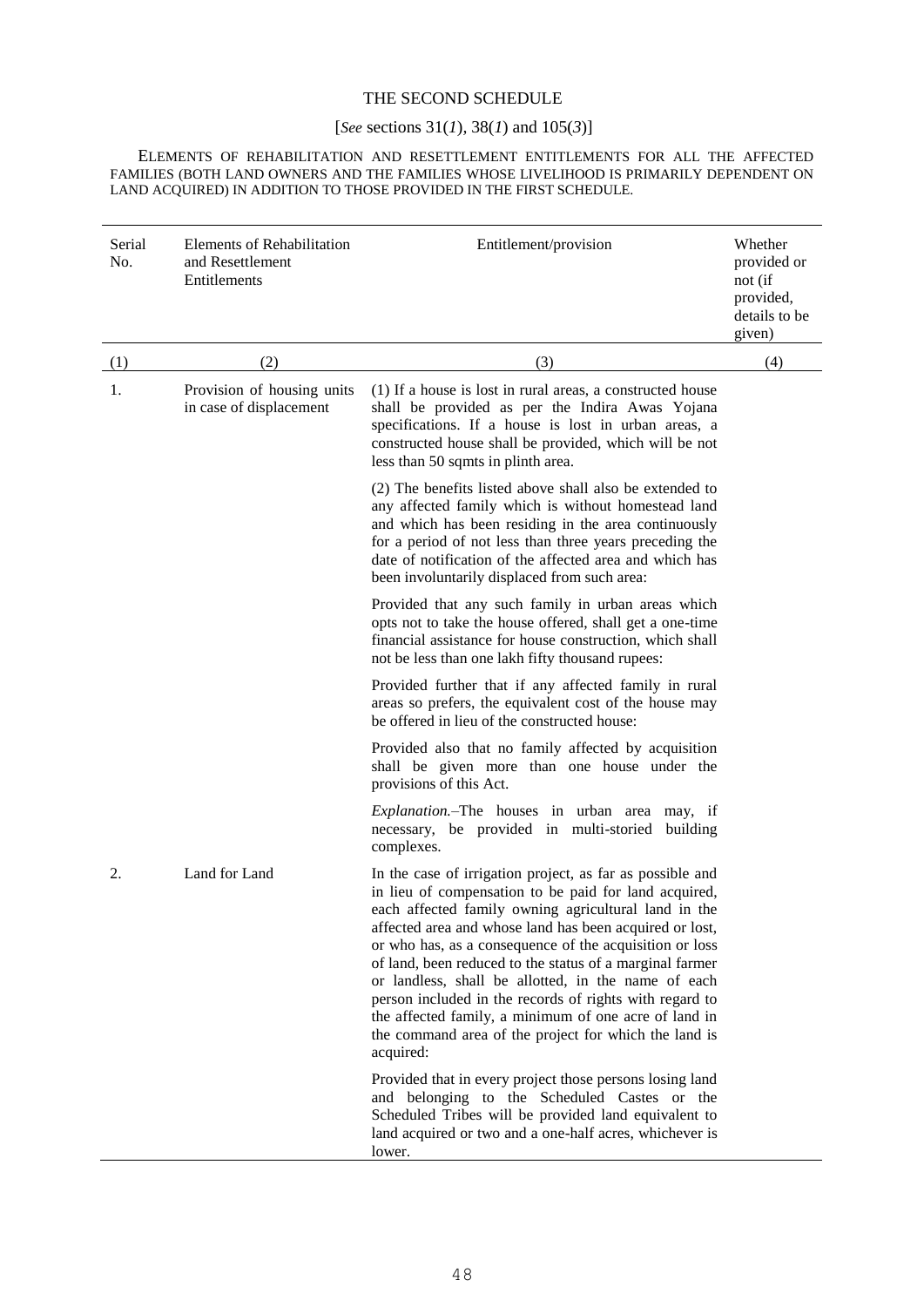# THE SECOND SCHEDULE

[*See* sections 31(*1*), 38(*1*) and 105(*3*)]

ELEMENTS OF REHABILITATION AND RESETTLEMENT ENTITLEMENTS FOR ALL THE AFFECTED FAMILIES (BOTH LAND OWNERS AND THE FAMILIES WHOSE LIVELIHOOD IS PRIMARILY DEPENDENT ON LAND ACQUIRED) IN ADDITION TO THOSE PROVIDED IN THE FIRST SCHEDULE.

| Serial No. | Elements of Rehabilitation and Resettlement Entitlements | Entitlement/provision | Whether provided or not (if provided, details to be given) |
|---|---|---|---|
| (1) | (2) | (3) | (4) |
| 1. | Provision of housing units in case of displacement | (1) If a house is lost in rural areas, a constructed house shall be provided as per the Indira Awas Yojana specifications. If a house is lost in urban areas, a constructed house shall be provided, which will be not less than 50 sqmts in plinth area. | |
| | | (2) The benefits listed above shall also be extended to any affected family which is without homestead land and which has been residing in the area continuously for a period of not less than three years preceding the date of notification of the affected area and which has been involuntarily displaced from such area: | |
| | | Provided that any such family in urban areas which opts not to take the house offered, shall get a one-time financial assistance for house construction, which shall not be less than one lakh fifty thousand rupees: | |
| | | Provided further that if any affected family in rural areas so prefers, the equivalent cost of the house may be offered in lieu of the constructed house: | |
| | | Provided also that no family affected by acquisition shall be given more than one house under the provisions of this Act. | |
| | | *Explanation.*–The houses in urban area may, if necessary, be provided in multi-storied building complexes. | |
| 2. | Land for Land | In the case of irrigation project, as far as possible and in lieu of compensation to be paid for land acquired, each affected family owning agricultural land in the affected area and whose land has been acquired or lost, or who has, as a consequence of the acquisition or loss of land, been reduced to the status of a marginal farmer or landless, shall be allotted, in the name of each person included in the records of rights with regard to the affected family, a minimum of one acre of land in the command area of the project for which the land is acquired: | |
| | | Provided that in every project those persons losing land and belonging to the Scheduled Castes or the Scheduled Tribes will be provided land equivalent to land acquired or two and a one-half acres, whichever is lower. | |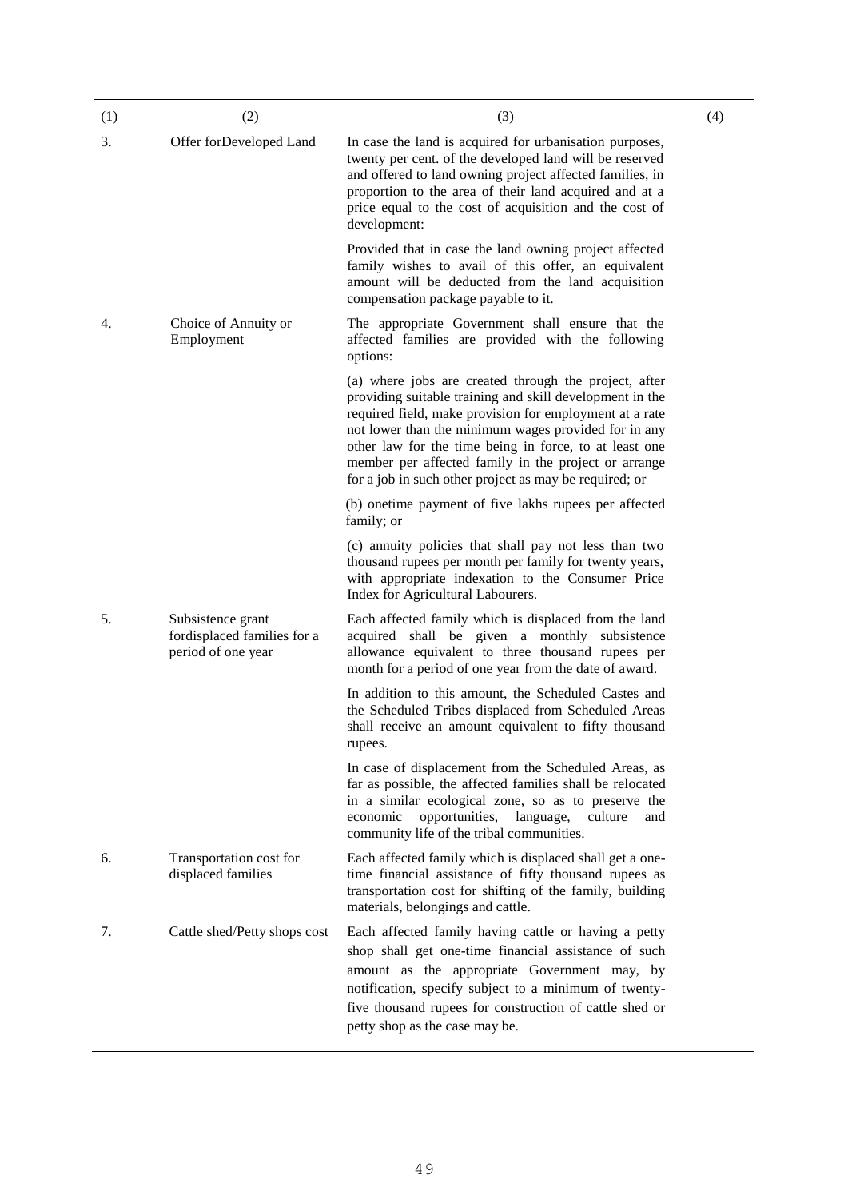| (1) | (2) | (3) | (4) |
|---|---|---|---|
| 3. | Offer forDeveloped Land | In case the land is acquired for urbanisation purposes, twenty per cent. of the developed land will be reserved and offered to land owning project affected families, in proportion to the area of their land acquired and at a price equal to the cost of acquisition and the cost of development: | |
| | | Provided that in case the land owning project affected family wishes to avail of this offer, an equivalent amount will be deducted from the land acquisition compensation package payable to it. | |
| 4. | Choice of Annuity or Employment | The appropriate Government shall ensure that the affected families are provided with the following options: | |
| | | (a) where jobs are created through the project, after providing suitable training and skill development in the required field, make provision for employment at a rate not lower than the minimum wages provided for in any other law for the time being in force, to at least one member per affected family in the project or arrange for a job in such other project as may be required; or | |
| | | (b) onetime payment of five lakhs rupees per affected family; or | |
| | | (c) annuity policies that shall pay not less than two thousand rupees per month per family for twenty years, with appropriate indexation to the Consumer Price Index for Agricultural Labourers. | |
| 5. | Subsistence grant fordisplaced families for a period of one year | Each affected family which is displaced from the land acquired shall be given a monthly subsistence allowance equivalent to three thousand rupees per month for a period of one year from the date of award. | |
| | | In addition to this amount, the Scheduled Castes and the Scheduled Tribes displaced from Scheduled Areas shall receive an amount equivalent to fifty thousand rupees. | |
| | | In case of displacement from the Scheduled Areas, as far as possible, the affected families shall be relocated in a similar ecological zone, so as to preserve the economic opportunities, language, culture and community life of the tribal communities. | |
| 6. | Transportation cost for displaced families | Each affected family which is displaced shall get a one-time financial assistance of fifty thousand rupees as transportation cost for shifting of the family, building materials, belongings and cattle. | |
| 7. | Cattle shed/Petty shops cost | Each affected family having cattle or having a petty shop shall get one-time financial assistance of such amount as the appropriate Government may, by notification, specify subject to a minimum of twenty-five thousand rupees for construction of cattle shed or petty shop as the case may be. | |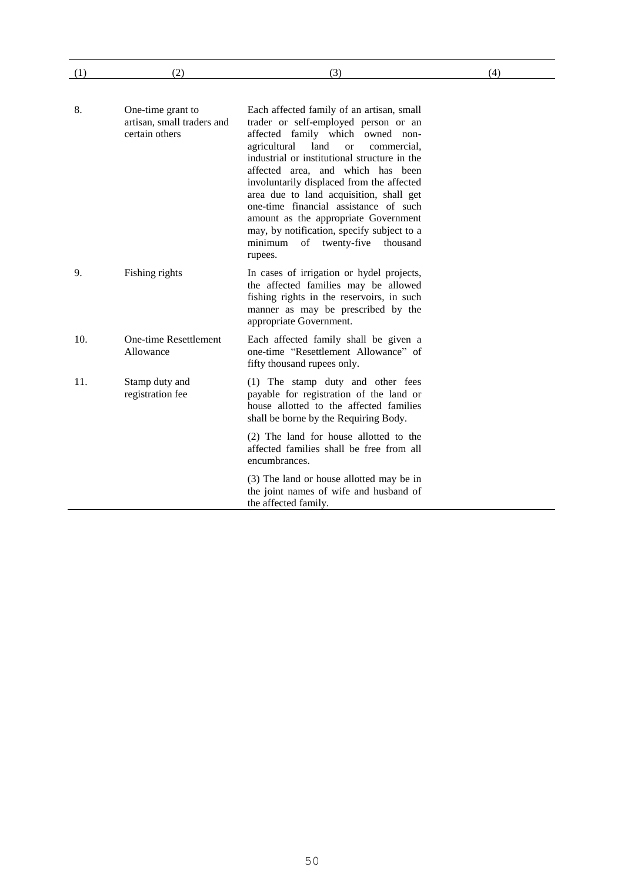| (1) | (2) | (3) | (4) |
|---|---|---|---|
| 8. | One-time grant to artisan, small traders and certain others | Each affected family of an artisan, small trader or self-employed person or an affected family which owned non-agricultural land or commercial, industrial or institutional structure in the affected area, and which has been involuntarily displaced from the affected area due to land acquisition, shall get one-time financial assistance of such amount as the appropriate Government may, by notification, specify subject to a minimum of twenty-five thousand rupees. | |
| 9. | Fishing rights | In cases of irrigation or hydel projects, the affected families may be allowed fishing rights in the reservoirs, in such manner as may be prescribed by the appropriate Government. | |
| 10. | One-time Resettlement Allowance | Each affected family shall be given a one-time "Resettlement Allowance" of fifty thousand rupees only. | |
| 11. | Stamp duty and registration fee | (1) The stamp duty and other fees payable for registration of the land or house allotted to the affected families shall be borne by the Requiring Body. | |
| | | (2) The land for house allotted to the affected families shall be free from all encumbrances. | |
| | | (3) The land or house allotted may be in the joint names of wife and husband of the affected family. | |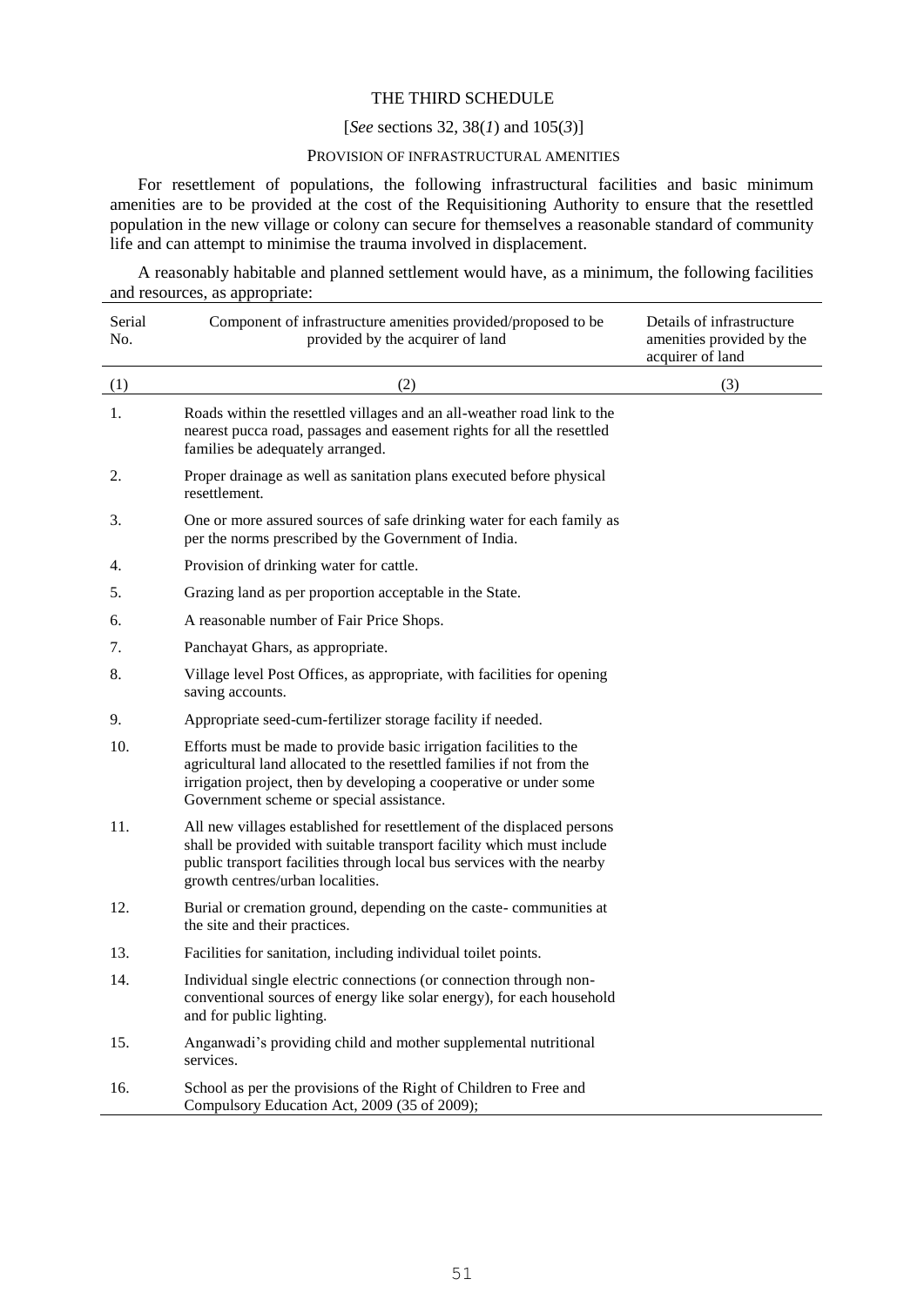# THE THIRD SCHEDULE

[*See* sections 32, 38(*1*) and 105(*3*)]

## PROVISION OF INFRASTRUCTURAL AMENITIES

For resettlement of populations, the following infrastructural facilities and basic minimum amenities are to be provided at the cost of the Requisitioning Authority to ensure that the resettled population in the new village or colony can secure for themselves a reasonable standard of community life and can attempt to minimise the trauma involved in displacement.

A reasonably habitable and planned settlement would have, as a minimum, the following facilities and resources, as appropriate:

| Serial No. | Component of infrastructure amenities provided/proposed to be provided by the acquirer of land | Details of infrastructure amenities provided by the acquirer of land |
|---|---|---|
| (1) | (2) | (3) |
| 1. | Roads within the resettled villages and an all-weather road link to the nearest pucca road, passages and easement rights for all the resettled families be adequately arranged. | |
| 2. | Proper drainage as well as sanitation plans executed before physical resettlement. | |
| 3. | One or more assured sources of safe drinking water for each family as per the norms prescribed by the Government of India. | |
| 4. | Provision of drinking water for cattle. | |
| 5. | Grazing land as per proportion acceptable in the State. | |
| 6. | A reasonable number of Fair Price Shops. | |
| 7. | Panchayat Ghars, as appropriate. | |
| 8. | Village level Post Offices, as appropriate, with facilities for opening saving accounts. | |
| 9. | Appropriate seed-cum-fertilizer storage facility if needed. | |
| 10. | Efforts must be made to provide basic irrigation facilities to the agricultural land allocated to the resettled families if not from the irrigation project, then by developing a cooperative or under some Government scheme or special assistance. | |
| 11. | All new villages established for resettlement of the displaced persons shall be provided with suitable transport facility which must include public transport facilities through local bus services with the nearby growth centres/urban localities. | |
| 12. | Burial or cremation ground, depending on the caste- communities at the site and their practices. | |
| 13. | Facilities for sanitation, including individual toilet points. | |
| 14. | Individual single electric connections (or connection through non-conventional sources of energy like solar energy), for each household and for public lighting. | |
| 15. | Anganwadi's providing child and mother supplemental nutritional services. | |
| 16. | School as per the provisions of the Right of Children to Free and Compulsory Education Act, 2009 (35 of 2009); | |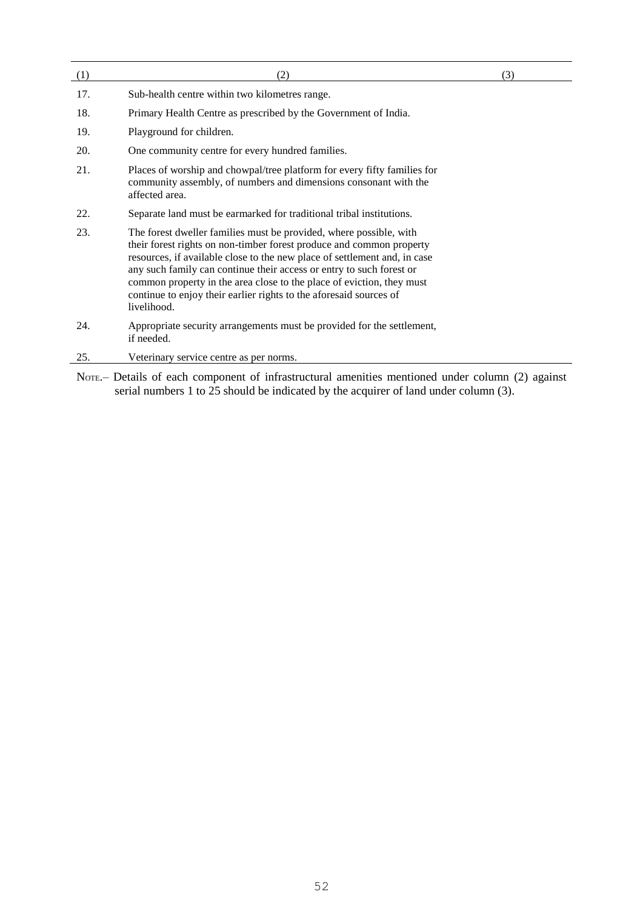| (1) | (2) | (3) |
|---|---|---|
| 17. | Sub-health centre within two kilometres range. | |
| 18. | Primary Health Centre as prescribed by the Government of India. | |
| 19. | Playground for children. | |
| 20. | One community centre for every hundred families. | |
| 21. | Places of worship and chowpal/tree platform for every fifty families for community assembly, of numbers and dimensions consonant with the affected area. | |
| 22. | Separate land must be earmarked for traditional tribal institutions. | |
| 23. | The forest dweller families must be provided, where possible, with their forest rights on non-timber forest produce and common property resources, if available close to the new place of settlement and, in case any such family can continue their access or entry to such forest or common property in the area close to the place of eviction, they must continue to enjoy their earlier rights to the aforesaid sources of livelihood. | |
| 24. | Appropriate security arrangements must be provided for the settlement, if needed. | |
| 25. | Veterinary service centre as per norms. | |

NOTE.– Details of each component of infrastructural amenities mentioned under column (2) against serial numbers 1 to 25 should be indicated by the acquirer of land under column (3).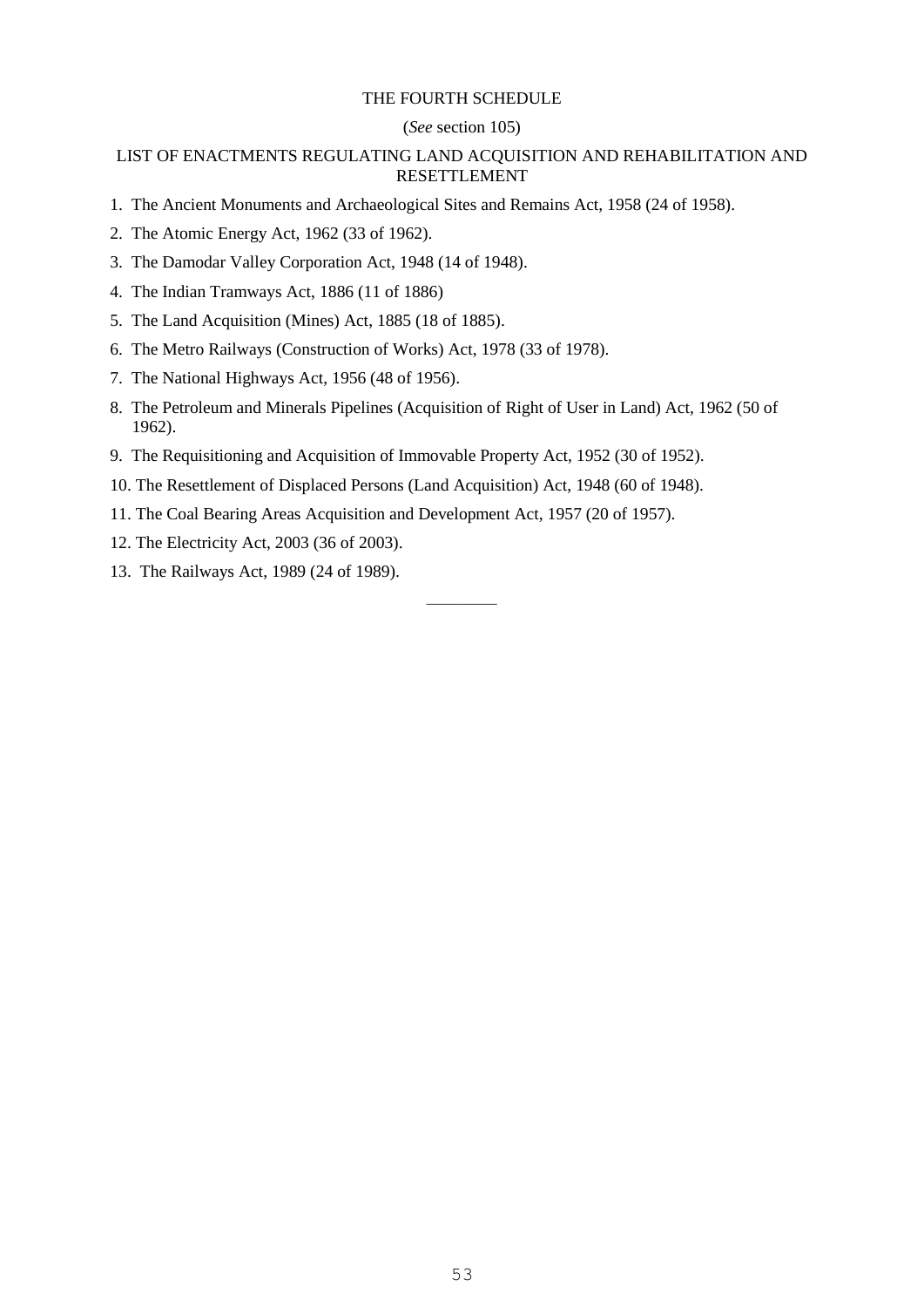# THE FOURTH SCHEDULE

(*See* section 105)

## LIST OF ENACTMENTS REGULATING LAND ACQUISITION AND REHABILITATION AND RESETTLEMENT

1. The Ancient Monuments and Archaeological Sites and Remains Act, 1958 (24 of 1958).
2. The Atomic Energy Act, 1962 (33 of 1962).
3. The Damodar Valley Corporation Act, 1948 (14 of 1948).
4. The Indian Tramways Act, 1886 (11 of 1886)
5. The Land Acquisition (Mines) Act, 1885 (18 of 1885).
6. The Metro Railways (Construction of Works) Act, 1978 (33 of 1978).
7. The National Highways Act, 1956 (48 of 1956).
8. The Petroleum and Minerals Pipelines (Acquisition of Right of User in Land) Act, 1962 (50 of 1962).
9. The Requisitioning and Acquisition of Immovable Property Act, 1952 (30 of 1952).
10. The Resettlement of Displaced Persons (Land Acquisition) Act, 1948 (60 of 1948).
11. The Coal Bearing Areas Acquisition and Development Act, 1957 (20 of 1957).
12. The Electricity Act, 2003 (36 of 2003).
13. The Railways Act, 1989 (24 of 1989).

————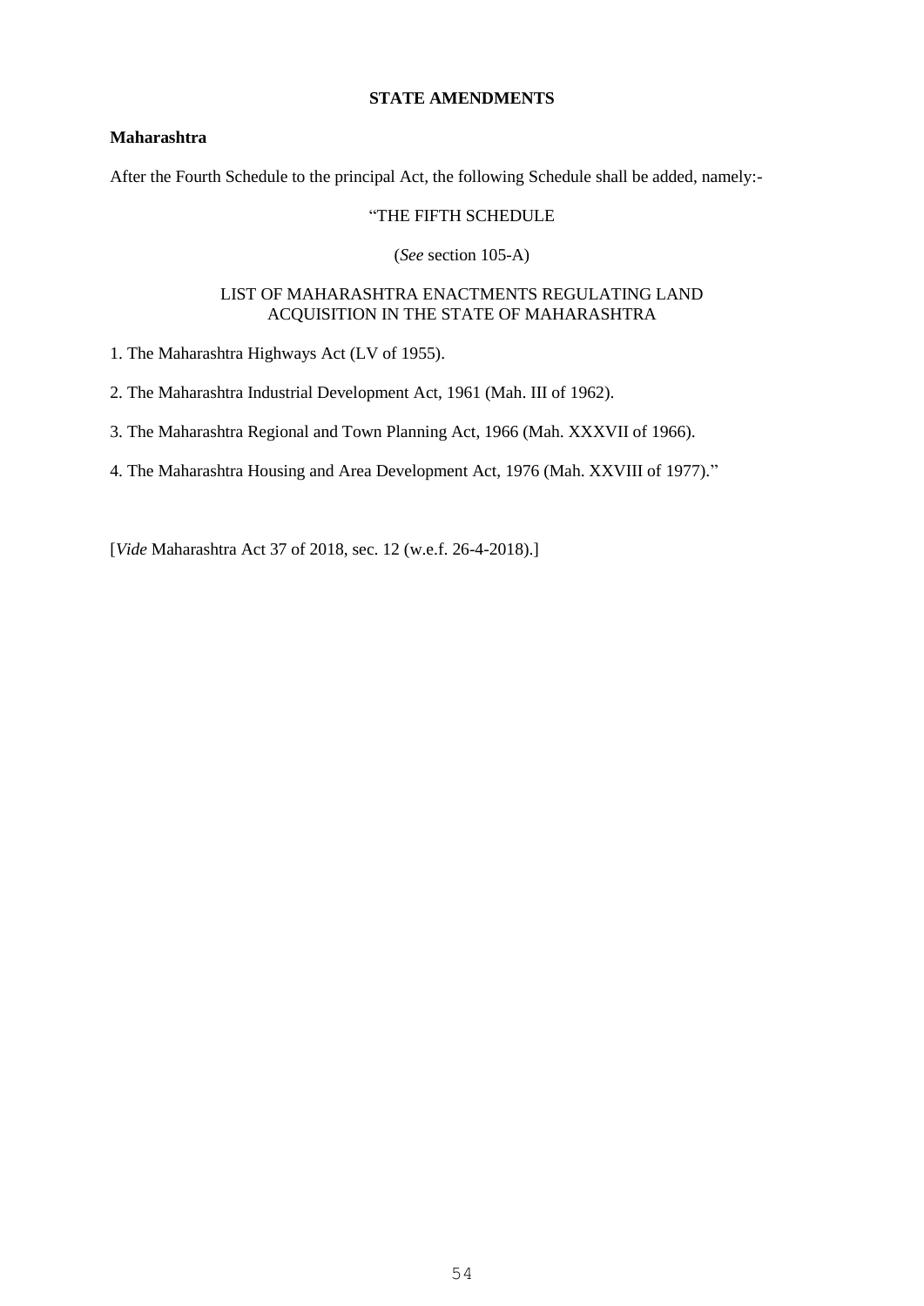## STATE AMENDMENTS

**Maharashtra**

After the Fourth Schedule to the principal Act, the following Schedule shall be added, namely:-

"THE FIFTH SCHEDULE

(*See* section 105-A)

LIST OF MAHARASHTRA ENACTMENTS REGULATING LAND ACQUISITION IN THE STATE OF MAHARASHTRA

1. The Maharashtra Highways Act (LV of 1955).

2. The Maharashtra Industrial Development Act, 1961 (Mah. III of 1962).

3. The Maharashtra Regional and Town Planning Act, 1966 (Mah. XXXVII of 1966).

4. The Maharashtra Housing and Area Development Act, 1976 (Mah. XXVIII of 1977)."

[*Vide* Maharashtra Act 37 of 2018, sec. 12 (w.e.f. 26-4-2018).]